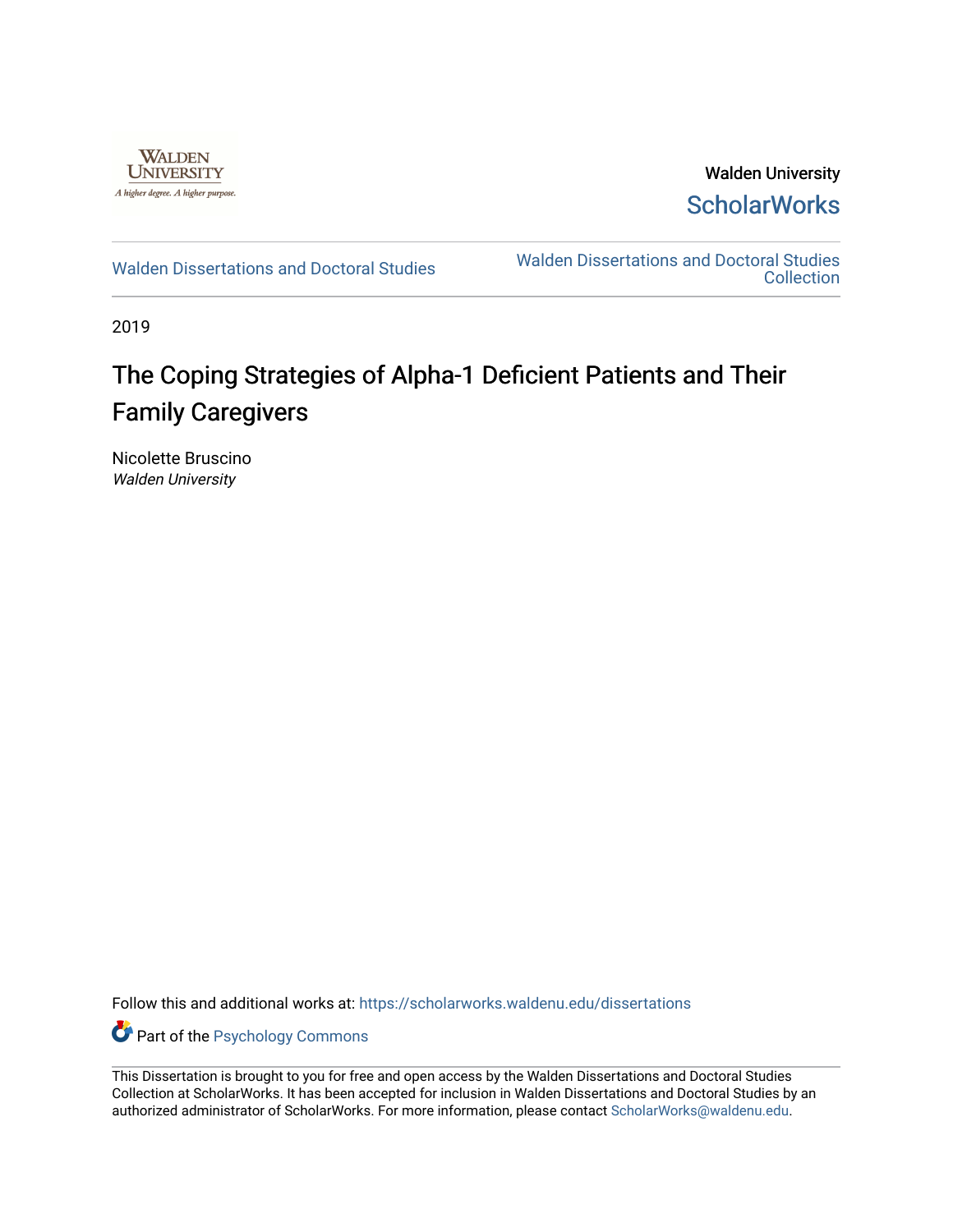Walden University

ScholarWorks

Walden Dissertations and Doctoral Studies

Walden Dissertations and Doctoral Studies Collection

2019

# The Coping Strategies of Alpha-1 Deficient Patients and Their Family Caregivers

Nicolette Bruscino
*Walden University*

Follow this and additional works at: https://scholarworks.waldenu.edu/dissertations

Part of the Psychology Commons

This Dissertation is brought to you for free and open access by the Walden Dissertations and Doctoral Studies Collection at ScholarWorks. It has been accepted for inclusion in Walden Dissertations and Doctoral Studies by an authorized administrator of ScholarWorks. For more information, please contact ScholarWorks@waldenu.edu.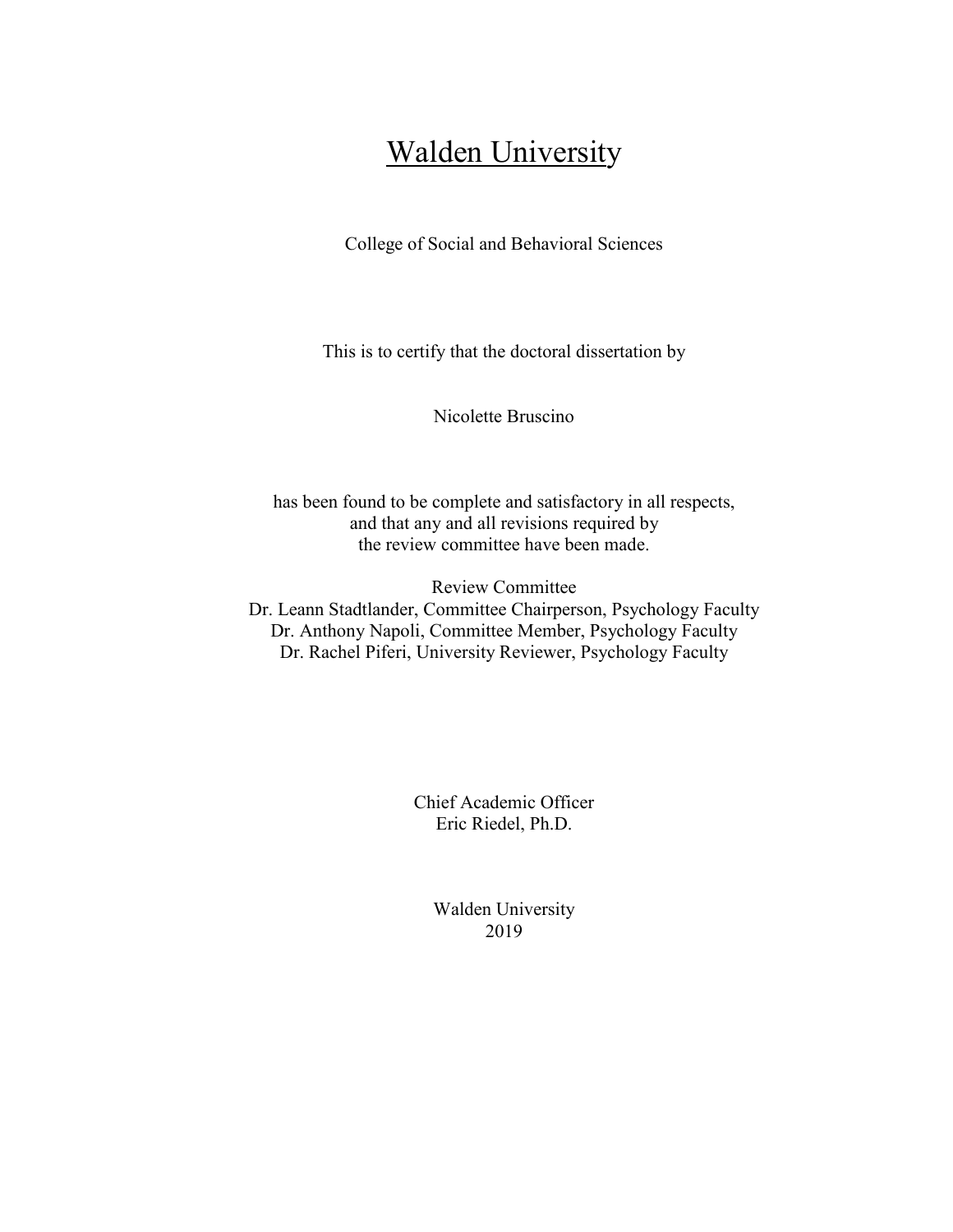# Walden University

College of Social and Behavioral Sciences

This is to certify that the doctoral dissertation by

Nicolette Bruscino

has been found to be complete and satisfactory in all respects,
and that any and all revisions required by
the review committee have been made.

Review Committee
Dr. Leann Stadtlander, Committee Chairperson, Psychology Faculty
Dr. Anthony Napoli, Committee Member, Psychology Faculty
Dr. Rachel Piferi, University Reviewer, Psychology Faculty

Chief Academic Officer
Eric Riedel, Ph.D.

Walden University
2019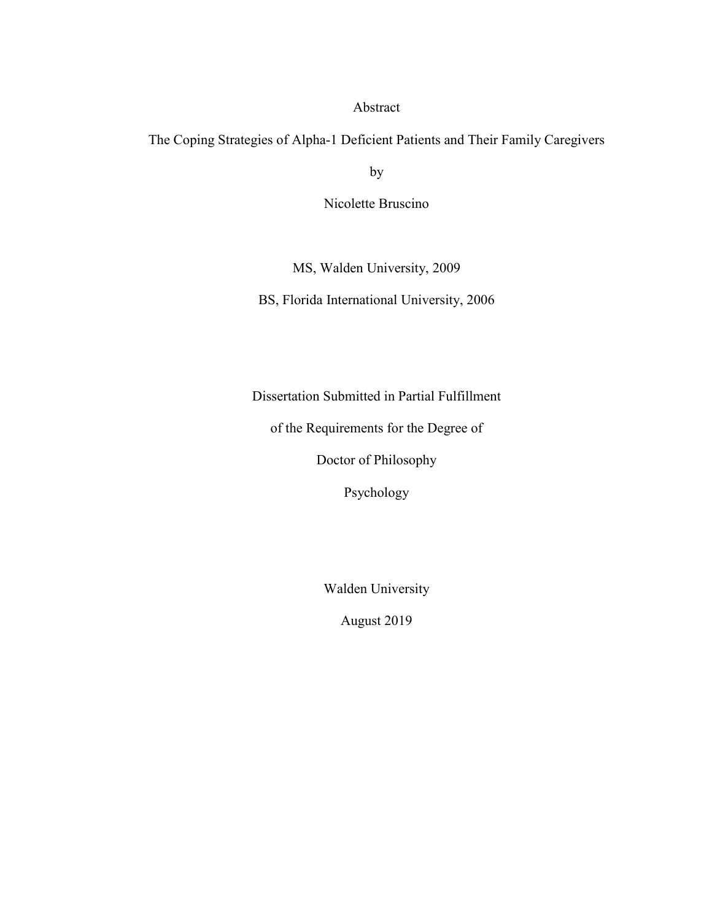# Abstract

## The Coping Strategies of Alpha-1 Deficient Patients and Their Family Caregivers

by

Nicolette Bruscino

MS, Walden University, 2009

BS, Florida International University, 2006

Dissertation Submitted in Partial Fulfillment

of the Requirements for the Degree of

Doctor of Philosophy

Psychology

Walden University

August 2019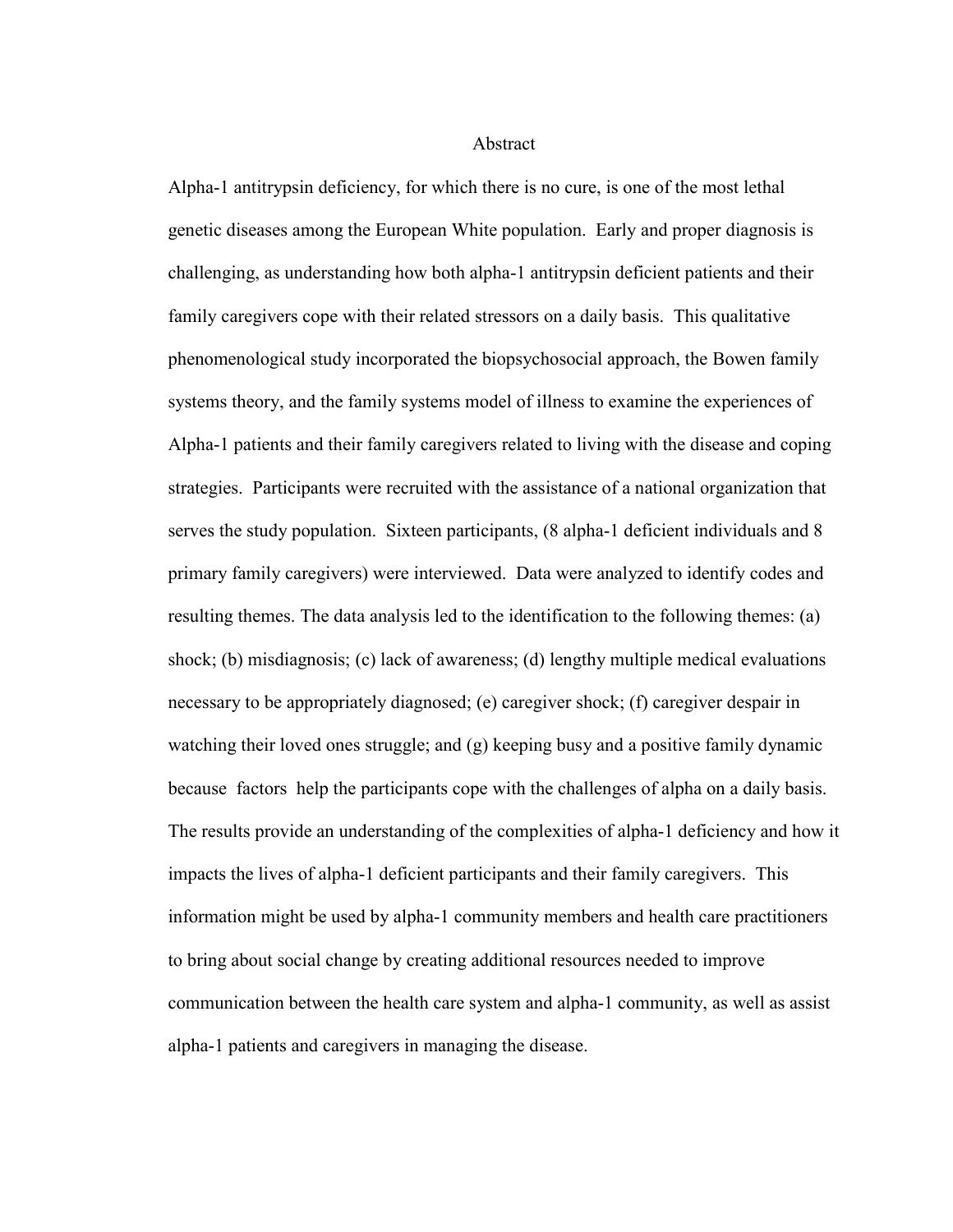# Abstract

Alpha-1 antitrypsin deficiency, for which there is no cure, is one of the most lethal genetic diseases among the European White population. Early and proper diagnosis is challenging, as understanding how both alpha-1 antitrypsin deficient patients and their family caregivers cope with their related stressors on a daily basis. This qualitative phenomenological study incorporated the biopsychosocial approach, the Bowen family systems theory, and the family systems model of illness to examine the experiences of Alpha-1 patients and their family caregivers related to living with the disease and coping strategies. Participants were recruited with the assistance of a national organization that serves the study population. Sixteen participants, (8 alpha-1 deficient individuals and 8 primary family caregivers) were interviewed. Data were analyzed to identify codes and resulting themes. The data analysis led to the identification to the following themes: (a) shock; (b) misdiagnosis; (c) lack of awareness; (d) lengthy multiple medical evaluations necessary to be appropriately diagnosed; (e) caregiver shock; (f) caregiver despair in watching their loved ones struggle; and (g) keeping busy and a positive family dynamic because factors help the participants cope with the challenges of alpha on a daily basis. The results provide an understanding of the complexities of alpha-1 deficiency and how it impacts the lives of alpha-1 deficient participants and their family caregivers. This information might be used by alpha-1 community members and health care practitioners to bring about social change by creating additional resources needed to improve communication between the health care system and alpha-1 community, as well as assist alpha-1 patients and caregivers in managing the disease.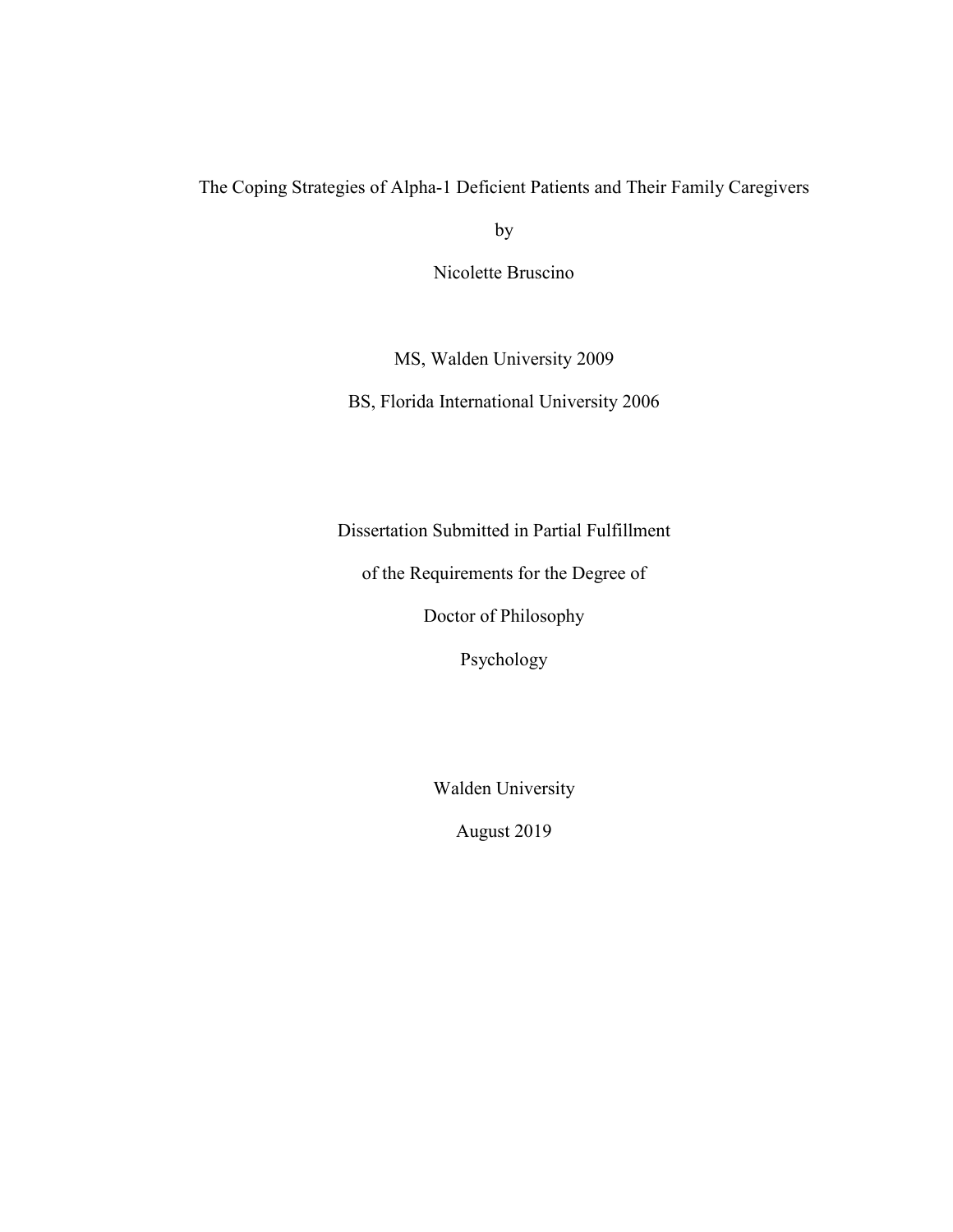The Coping Strategies of Alpha-1 Deficient Patients and Their Family Caregivers

by

Nicolette Bruscino

MS, Walden University 2009

BS, Florida International University 2006

Dissertation Submitted in Partial Fulfillment

of the Requirements for the Degree of

Doctor of Philosophy

Psychology

Walden University

August 2019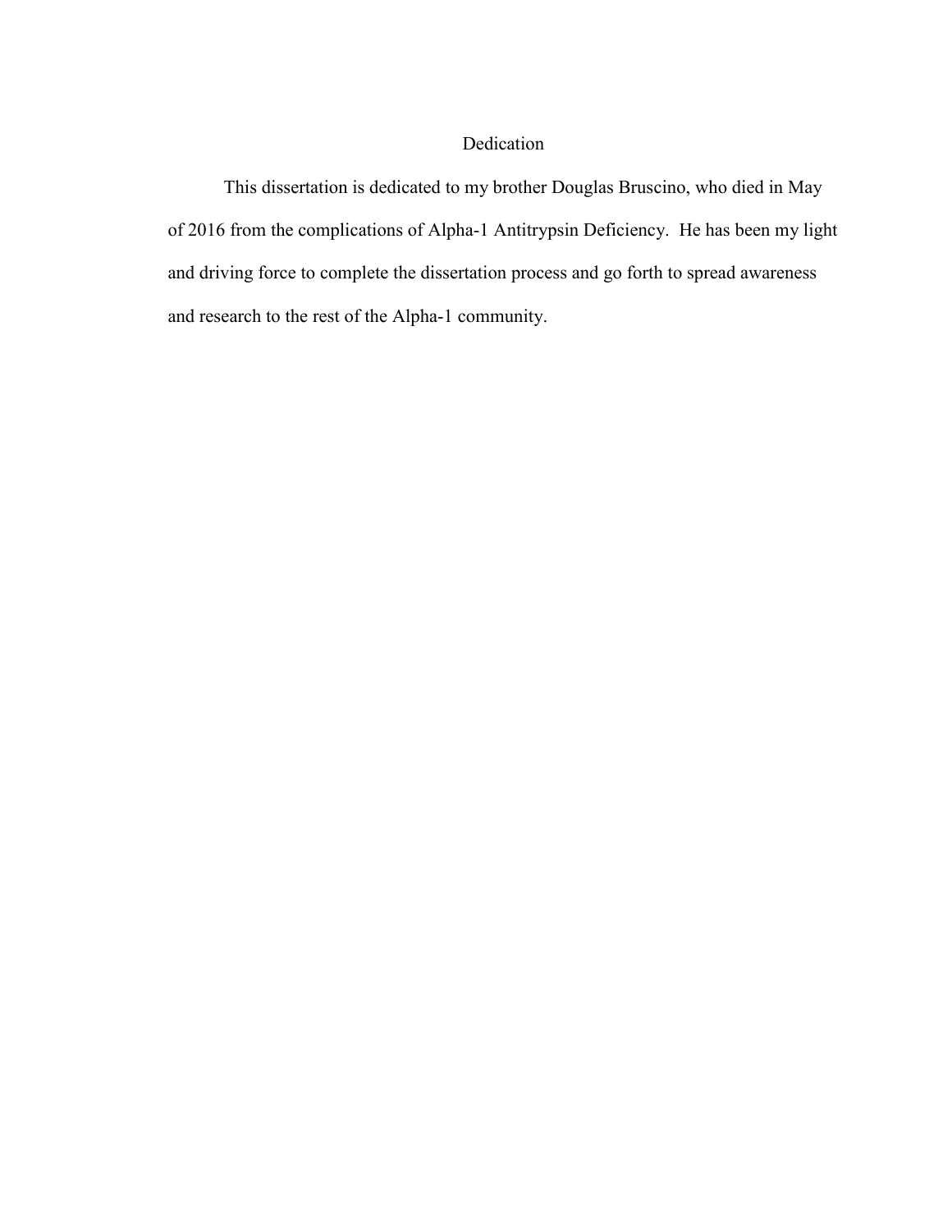# Dedication

This dissertation is dedicated to my brother Douglas Bruscino, who died in May of 2016 from the complications of Alpha-1 Antitrypsin Deficiency. He has been my light and driving force to complete the dissertation process and go forth to spread awareness and research to the rest of the Alpha-1 community.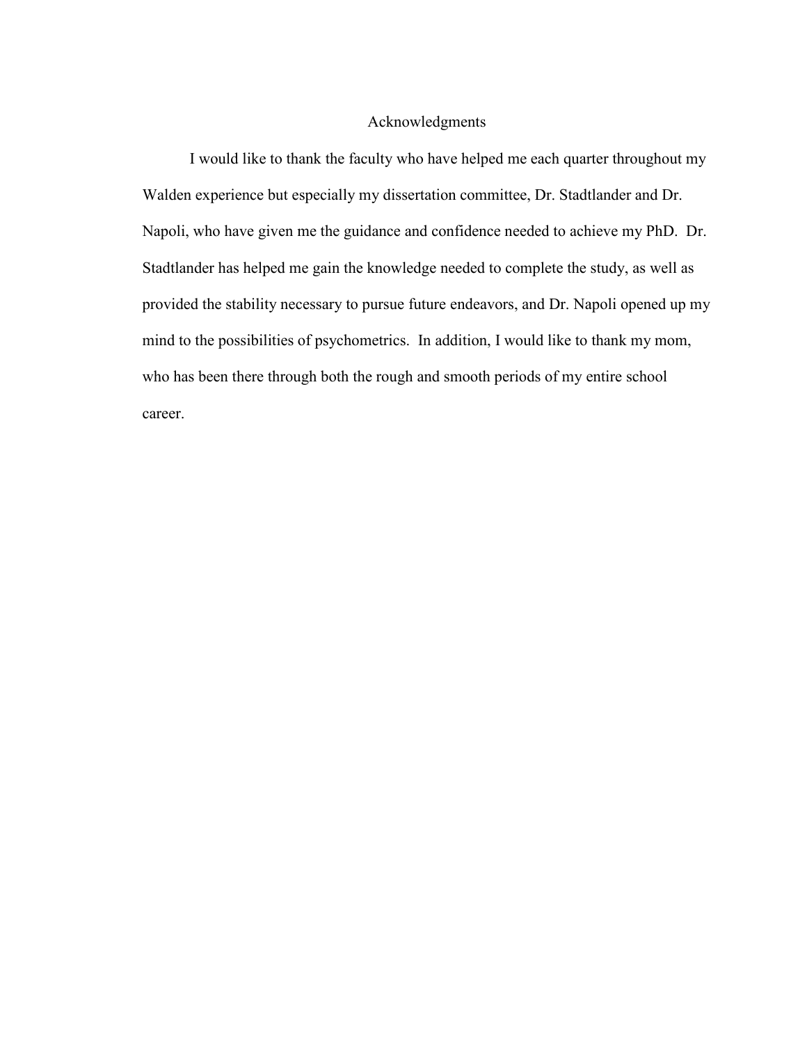# Acknowledgments

I would like to thank the faculty who have helped me each quarter throughout my Walden experience but especially my dissertation committee, Dr. Stadtlander and Dr. Napoli, who have given me the guidance and confidence needed to achieve my PhD. Dr. Stadtlander has helped me gain the knowledge needed to complete the study, as well as provided the stability necessary to pursue future endeavors, and Dr. Napoli opened up my mind to the possibilities of psychometrics. In addition, I would like to thank my mom, who has been there through both the rough and smooth periods of my entire school career.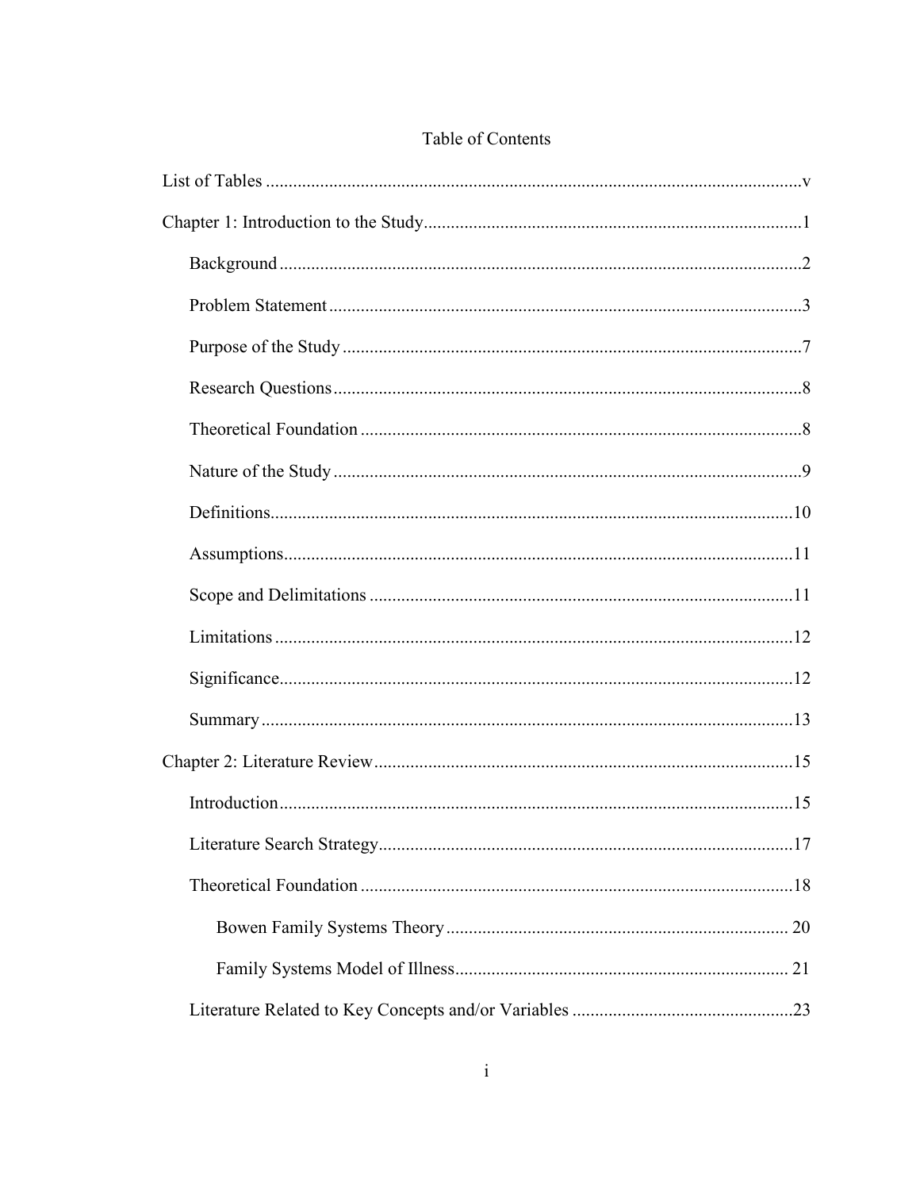# Table of Contents

List of Tables ........................................................................................................................v

Chapter 1: Introduction to the Study....................................................................................1

- Background ....................................................................................................................2
- Problem Statement .........................................................................................................3
- Purpose of the Study ......................................................................................................7
- Research Questions ........................................................................................................8
- Theoretical Foundation ..................................................................................................8
- Nature of the Study ........................................................................................................9
- Definitions....................................................................................................................10
- Assumptions.................................................................................................................11
- Scope and Delimitations ..............................................................................................11
- Limitations ...................................................................................................................12
- Significance..................................................................................................................12
- Summary ......................................................................................................................13

Chapter 2: Literature Review .............................................................................................15

- Introduction ..................................................................................................................15
- Literature Search Strategy............................................................................................17
- Theoretical Foundation ................................................................................................18
    - Bowen Family Systems Theory ............................................................................ 20
    - Family Systems Model of Illness .......................................................................... 21
- Literature Related to Key Concepts and/or Variables .................................................23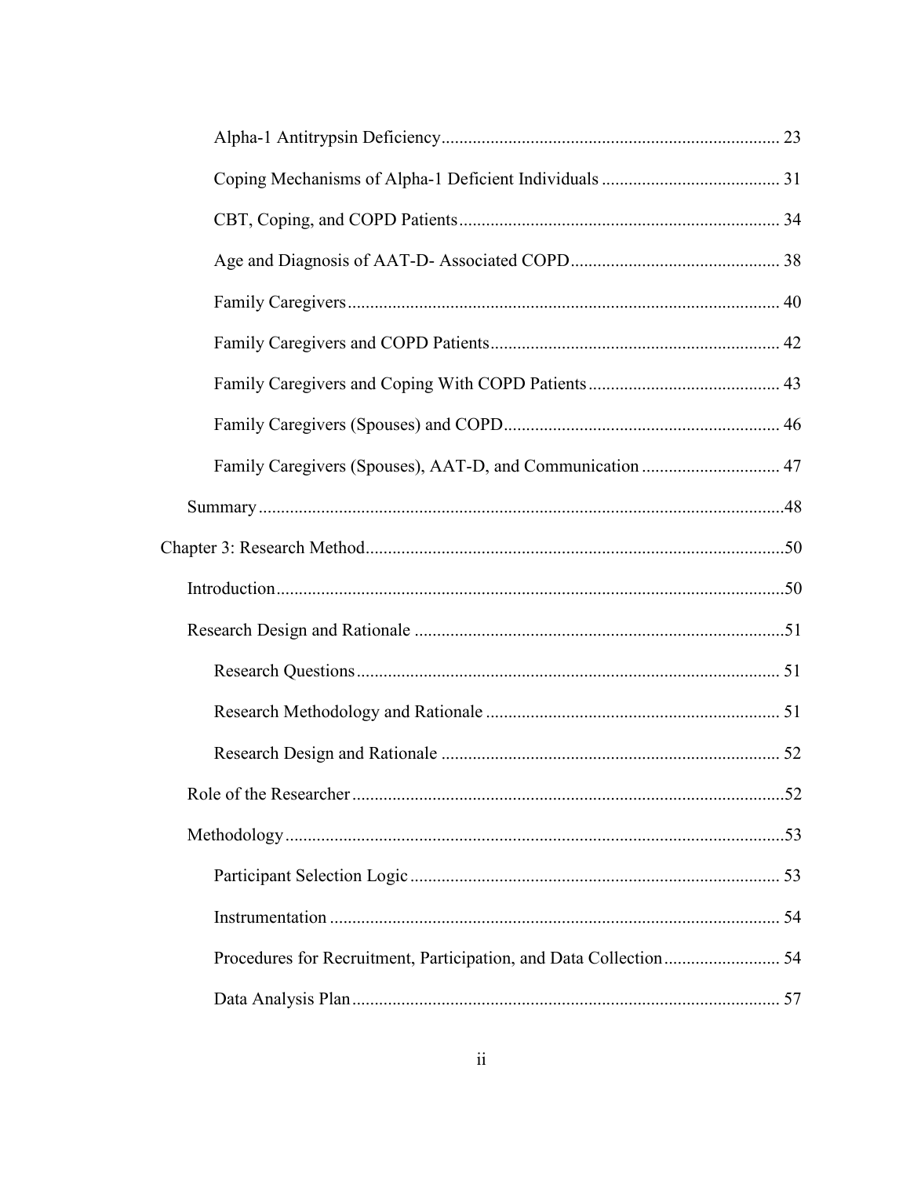Alpha-1 Antitrypsin Deficiency ........................................................................... 23

Coping Mechanisms of Alpha-1 Deficient Individuals ........................................ 31

CBT, Coping, and COPD Patients ........................................................................ 34

Age and Diagnosis of AAT-D- Associated COPD .............................................. 38

Family Caregivers ................................................................................................ 40

Family Caregivers and COPD Patients ................................................................ 42

Family Caregivers and Coping With COPD Patients ........................................... 43

Family Caregivers (Spouses) and COPD ............................................................. 46

Family Caregivers (Spouses), AAT-D, and Communication ............................... 47

Summary .....................................................................................................................48

Chapter 3: Research Method .............................................................................................50

Introduction .................................................................................................................50

Research Design and Rationale ..................................................................................51

Research Questions .............................................................................................. 51

Research Methodology and Rationale ................................................................. 51

Research Design and Rationale ............................................................................ 52

Role of the Researcher ................................................................................................52

Methodology ...............................................................................................................53

Participant Selection Logic .................................................................................. 53

Instrumentation .................................................................................................... 54

Procedures for Recruitment, Participation, and Data Collection .......................... 54

Data Analysis Plan ............................................................................................... 57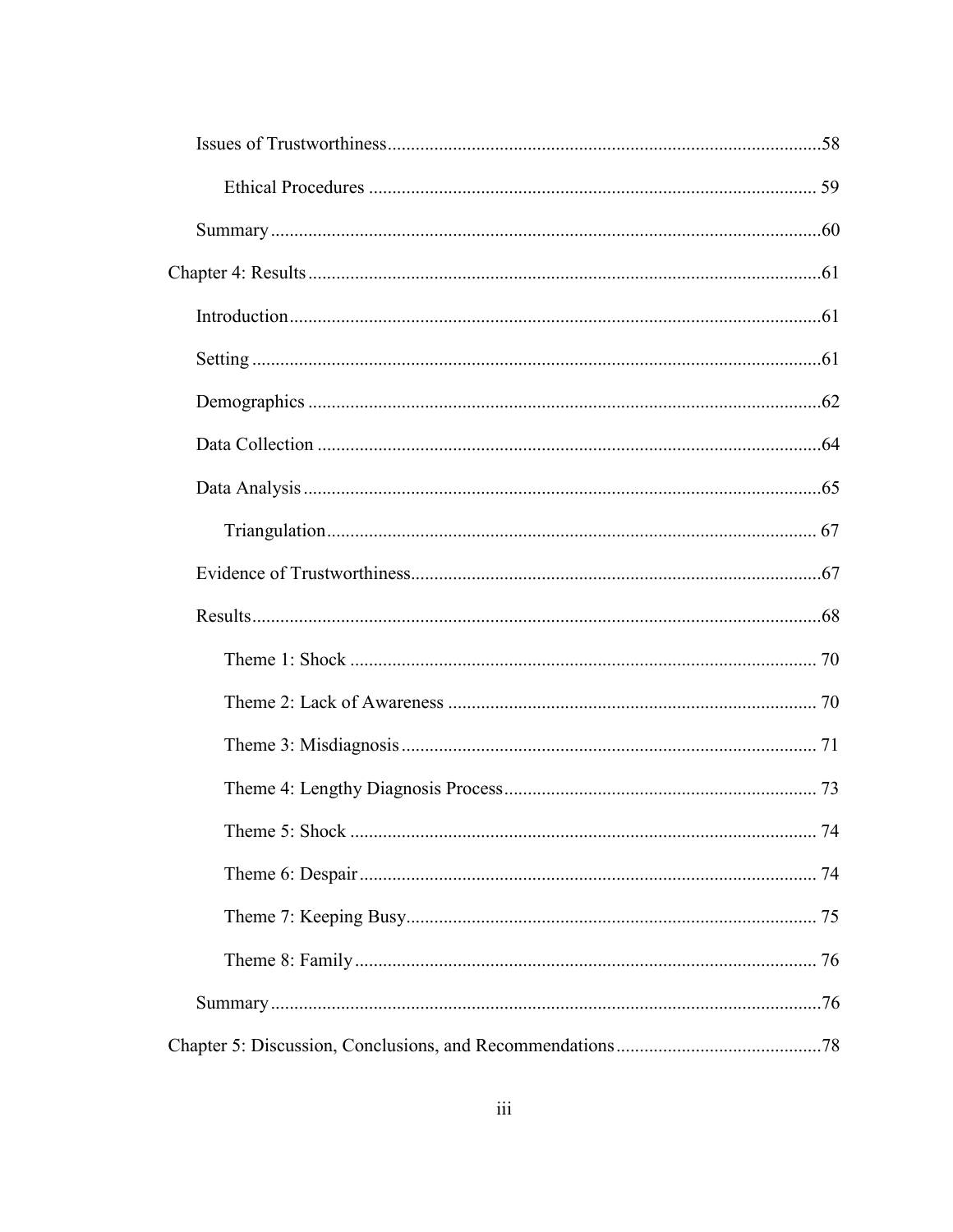Issues of Trustworthiness ..........58

Ethical Procedures .......... 59

Summary ..........60

Chapter 4: Results ..........61

Introduction ..........61

Setting ..........61

Demographics ..........62

Data Collection ..........64

Data Analysis ..........65

Triangulation .......... 67

Evidence of Trustworthiness ..........67

Results ..........68

Theme 1: Shock .......... 70

Theme 2: Lack of Awareness .......... 70

Theme 3: Misdiagnosis .......... 71

Theme 4: Lengthy Diagnosis Process .......... 73

Theme 5: Shock .......... 74

Theme 6: Despair .......... 74

Theme 7: Keeping Busy .......... 75

Theme 8: Family .......... 76

Summary ..........76

Chapter 5: Discussion, Conclusions, and Recommendations ..........78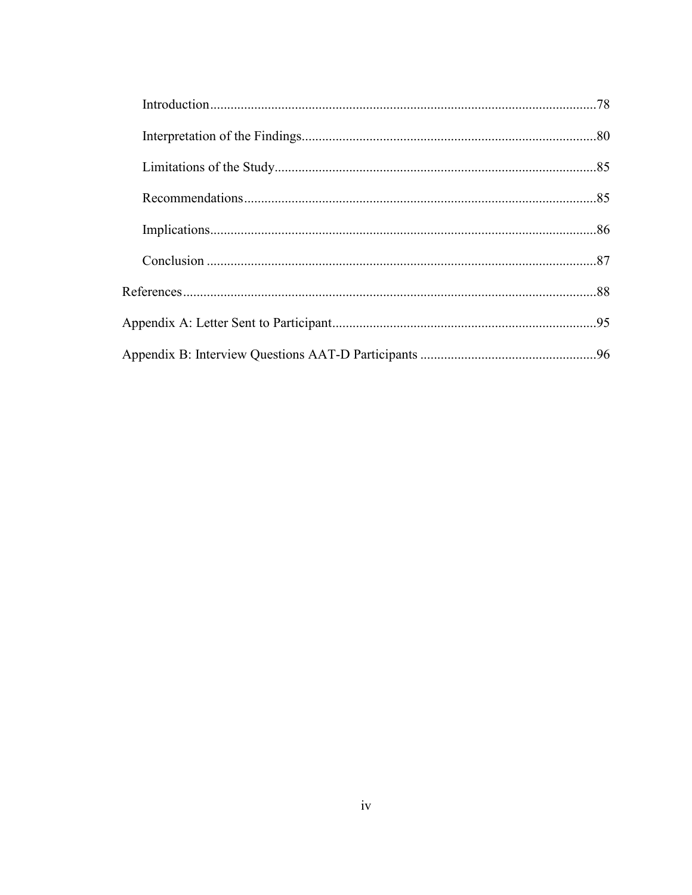Introduction.................................................................................................................78

Interpretation of the Findings......................................................................................80

Limitations of the Study..............................................................................................85

Recommendations.......................................................................................................85

Implications.................................................................................................................86

Conclusion ..................................................................................................................87

References.........................................................................................................................88

Appendix A: Letter Sent to Participant.............................................................................95

Appendix B: Interview Questions AAT-D Participants ...................................................96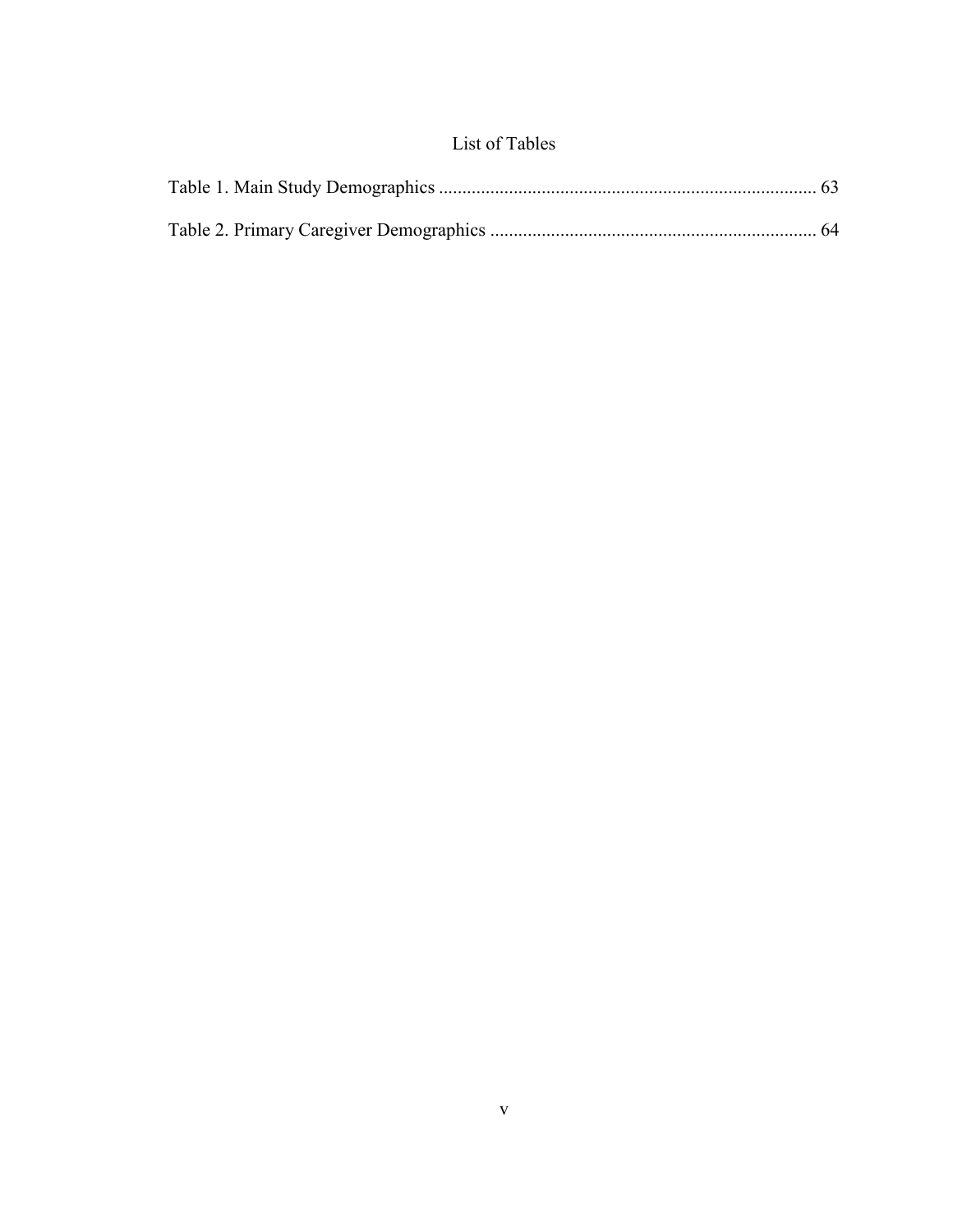# List of Tables

Table 1. Main Study Demographics ................................................................................ 63

Table 2. Primary Caregiver Demographics ..................................................................... 64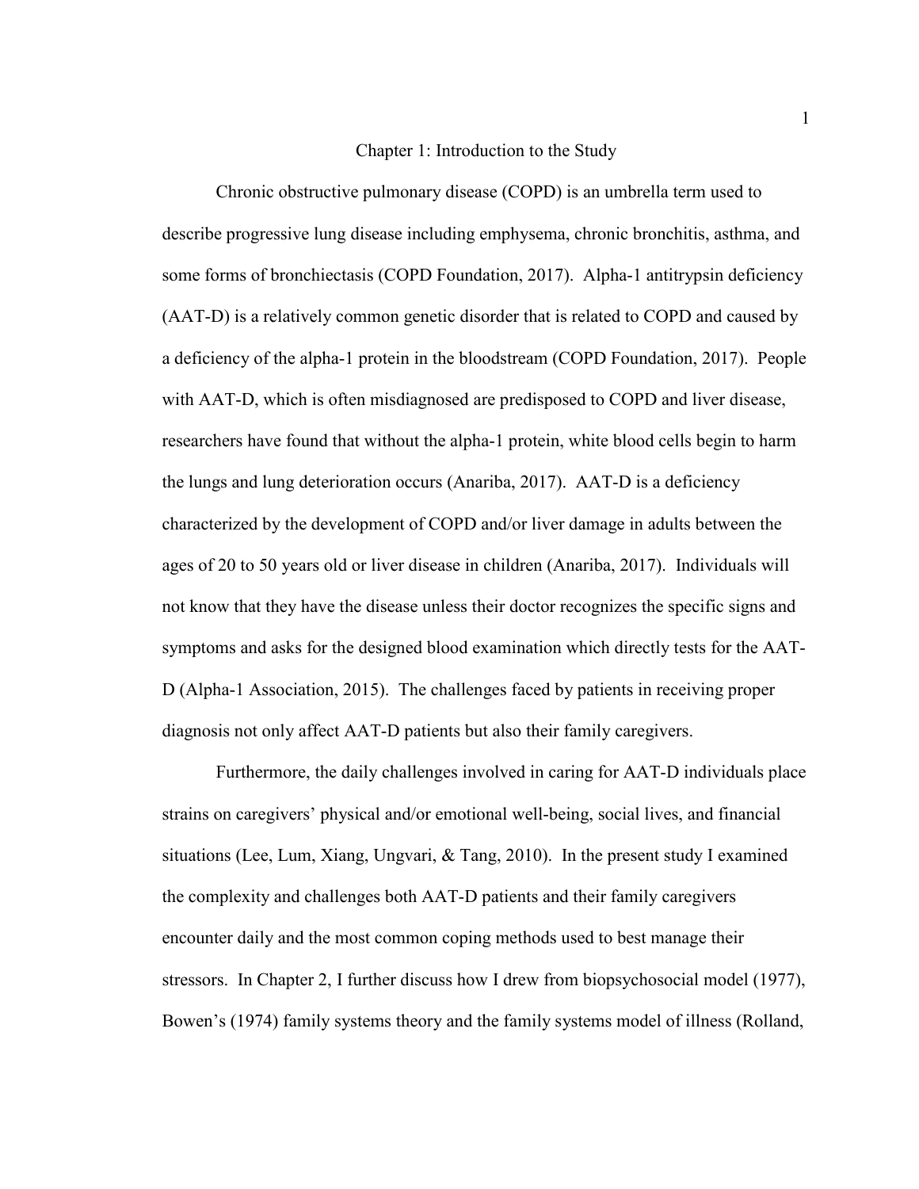# Chapter 1: Introduction to the Study

Chronic obstructive pulmonary disease (COPD) is an umbrella term used to describe progressive lung disease including emphysema, chronic bronchitis, asthma, and some forms of bronchiectasis (COPD Foundation, 2017). Alpha-1 antitrypsin deficiency (AAT-D) is a relatively common genetic disorder that is related to COPD and caused by a deficiency of the alpha-1 protein in the bloodstream (COPD Foundation, 2017). People with AAT-D, which is often misdiagnosed are predisposed to COPD and liver disease, researchers have found that without the alpha-1 protein, white blood cells begin to harm the lungs and lung deterioration occurs (Anariba, 2017). AAT-D is a deficiency characterized by the development of COPD and/or liver damage in adults between the ages of 20 to 50 years old or liver disease in children (Anariba, 2017). Individuals will not know that they have the disease unless their doctor recognizes the specific signs and symptoms and asks for the designed blood examination which directly tests for the AAT-D (Alpha-1 Association, 2015). The challenges faced by patients in receiving proper diagnosis not only affect AAT-D patients but also their family caregivers.

Furthermore, the daily challenges involved in caring for AAT-D individuals place strains on caregivers' physical and/or emotional well-being, social lives, and financial situations (Lee, Lum, Xiang, Ungvari, & Tang, 2010). In the present study I examined the complexity and challenges both AAT-D patients and their family caregivers encounter daily and the most common coping methods used to best manage their stressors. In Chapter 2, I further discuss how I drew from biopsychosocial model (1977), Bowen's (1974) family systems theory and the family systems model of illness (Rolland,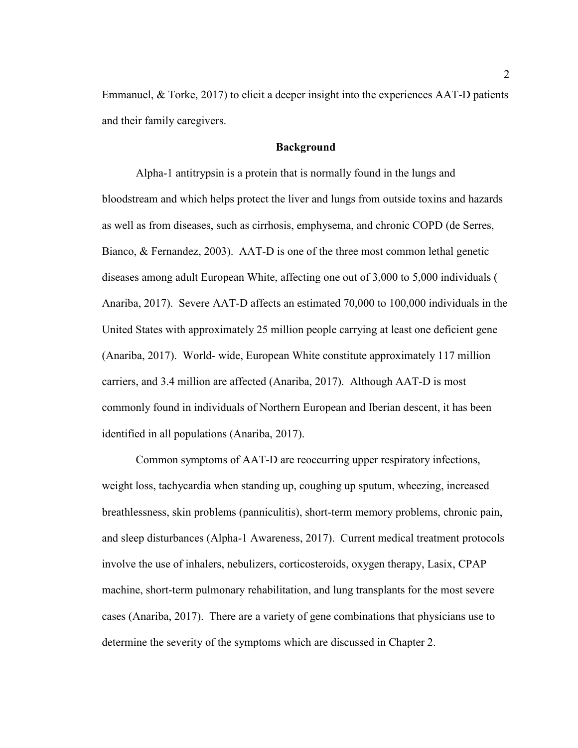Emmanuel, & Torke, 2017) to elicit a deeper insight into the experiences AAT-D patients and their family caregivers.

## Background

Alpha-1 antitrypsin is a protein that is normally found in the lungs and bloodstream and which helps protect the liver and lungs from outside toxins and hazards as well as from diseases, such as cirrhosis, emphysema, and chronic COPD (de Serres, Bianco, & Fernandez, 2003). AAT-D is one of the three most common lethal genetic diseases among adult European White, affecting one out of 3,000 to 5,000 individuals ( Anariba, 2017). Severe AAT-D affects an estimated 70,000 to 100,000 individuals in the United States with approximately 25 million people carrying at least one deficient gene (Anariba, 2017). World- wide, European White constitute approximately 117 million carriers, and 3.4 million are affected (Anariba, 2017). Although AAT-D is most commonly found in individuals of Northern European and Iberian descent, it has been identified in all populations (Anariba, 2017).

Common symptoms of AAT-D are reoccurring upper respiratory infections, weight loss, tachycardia when standing up, coughing up sputum, wheezing, increased breathlessness, skin problems (panniculitis), short-term memory problems, chronic pain, and sleep disturbances (Alpha-1 Awareness, 2017). Current medical treatment protocols involve the use of inhalers, nebulizers, corticosteroids, oxygen therapy, Lasix, CPAP machine, short-term pulmonary rehabilitation, and lung transplants for the most severe cases (Anariba, 2017). There are a variety of gene combinations that physicians use to determine the severity of the symptoms which are discussed in Chapter 2.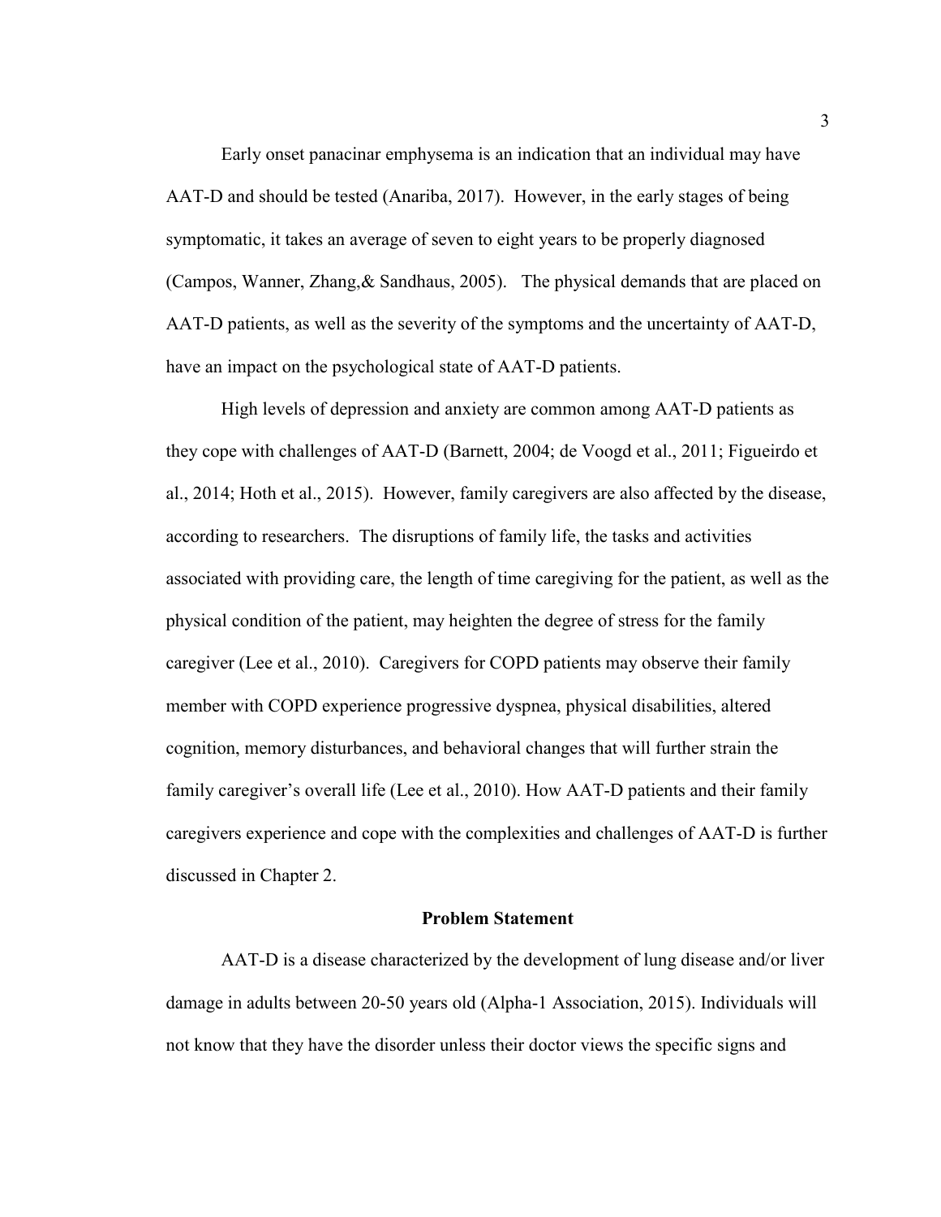Early onset panacinar emphysema is an indication that an individual may have AAT-D and should be tested (Anariba, 2017). However, in the early stages of being symptomatic, it takes an average of seven to eight years to be properly diagnosed (Campos, Wanner, Zhang,& Sandhaus, 2005). The physical demands that are placed on AAT-D patients, as well as the severity of the symptoms and the uncertainty of AAT-D, have an impact on the psychological state of AAT-D patients.

High levels of depression and anxiety are common among AAT-D patients as they cope with challenges of AAT-D (Barnett, 2004; de Voogd et al., 2011; Figueirdo et al., 2014; Hoth et al., 2015). However, family caregivers are also affected by the disease, according to researchers. The disruptions of family life, the tasks and activities associated with providing care, the length of time caregiving for the patient, as well as the physical condition of the patient, may heighten the degree of stress for the family caregiver (Lee et al., 2010). Caregivers for COPD patients may observe their family member with COPD experience progressive dyspnea, physical disabilities, altered cognition, memory disturbances, and behavioral changes that will further strain the family caregiver's overall life (Lee et al., 2010). How AAT-D patients and their family caregivers experience and cope with the complexities and challenges of AAT-D is further discussed in Chapter 2.

## Problem Statement

AAT-D is a disease characterized by the development of lung disease and/or liver damage in adults between 20-50 years old (Alpha-1 Association, 2015). Individuals will not know that they have the disorder unless their doctor views the specific signs and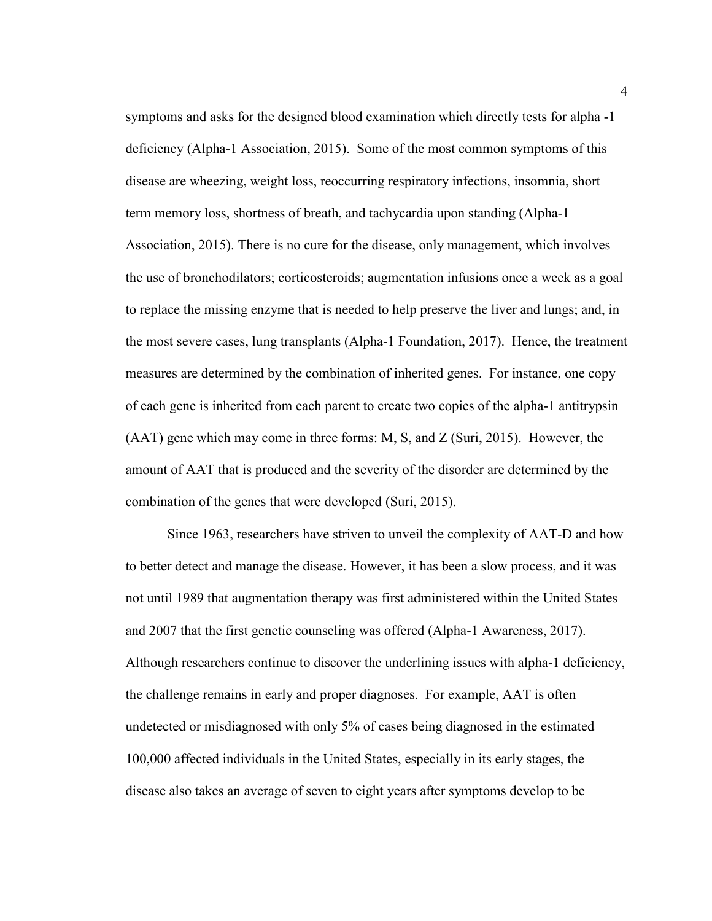symptoms and asks for the designed blood examination which directly tests for alpha -1 deficiency (Alpha-1 Association, 2015). Some of the most common symptoms of this disease are wheezing, weight loss, reoccurring respiratory infections, insomnia, short term memory loss, shortness of breath, and tachycardia upon standing (Alpha-1 Association, 2015). There is no cure for the disease, only management, which involves the use of bronchodilators; corticosteroids; augmentation infusions once a week as a goal to replace the missing enzyme that is needed to help preserve the liver and lungs; and, in the most severe cases, lung transplants (Alpha-1 Foundation, 2017). Hence, the treatment measures are determined by the combination of inherited genes. For instance, one copy of each gene is inherited from each parent to create two copies of the alpha-1 antitrypsin (AAT) gene which may come in three forms: M, S, and Z (Suri, 2015). However, the amount of AAT that is produced and the severity of the disorder are determined by the combination of the genes that were developed (Suri, 2015).

Since 1963, researchers have striven to unveil the complexity of AAT-D and how to better detect and manage the disease. However, it has been a slow process, and it was not until 1989 that augmentation therapy was first administered within the United States and 2007 that the first genetic counseling was offered (Alpha-1 Awareness, 2017). Although researchers continue to discover the underlining issues with alpha-1 deficiency, the challenge remains in early and proper diagnoses. For example, AAT is often undetected or misdiagnosed with only 5% of cases being diagnosed in the estimated 100,000 affected individuals in the United States, especially in its early stages, the disease also takes an average of seven to eight years after symptoms develop to be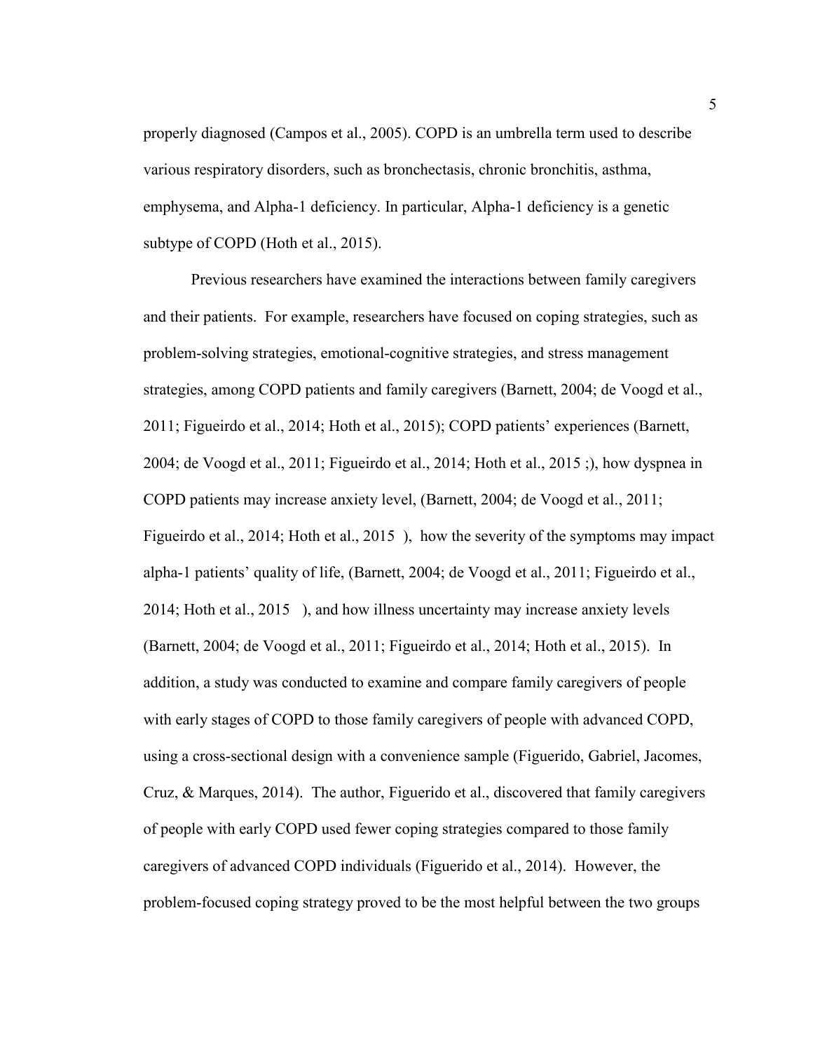properly diagnosed (Campos et al., 2005). COPD is an umbrella term used to describe various respiratory disorders, such as bronchectasis, chronic bronchitis, asthma, emphysema, and Alpha-1 deficiency. In particular, Alpha-1 deficiency is a genetic subtype of COPD (Hoth et al., 2015).

Previous researchers have examined the interactions between family caregivers and their patients. For example, researchers have focused on coping strategies, such as problem-solving strategies, emotional-cognitive strategies, and stress management strategies, among COPD patients and family caregivers (Barnett, 2004; de Voogd et al., 2011; Figueirdo et al., 2014; Hoth et al., 2015); COPD patients' experiences (Barnett, 2004; de Voogd et al., 2011; Figueirdo et al., 2014; Hoth et al., 2015 ;), how dyspnea in COPD patients may increase anxiety level, (Barnett, 2004; de Voogd et al., 2011; Figueirdo et al., 2014; Hoth et al., 2015 ), how the severity of the symptoms may impact alpha-1 patients' quality of life, (Barnett, 2004; de Voogd et al., 2011; Figueirdo et al., 2014; Hoth et al., 2015 ), and how illness uncertainty may increase anxiety levels (Barnett, 2004; de Voogd et al., 2011; Figueirdo et al., 2014; Hoth et al., 2015). In addition, a study was conducted to examine and compare family caregivers of people with early stages of COPD to those family caregivers of people with advanced COPD, using a cross-sectional design with a convenience sample (Figuerido, Gabriel, Jacomes, Cruz, & Marques, 2014). The author, Figuerido et al., discovered that family caregivers of people with early COPD used fewer coping strategies compared to those family caregivers of advanced COPD individuals (Figuerido et al., 2014). However, the problem-focused coping strategy proved to be the most helpful between the two groups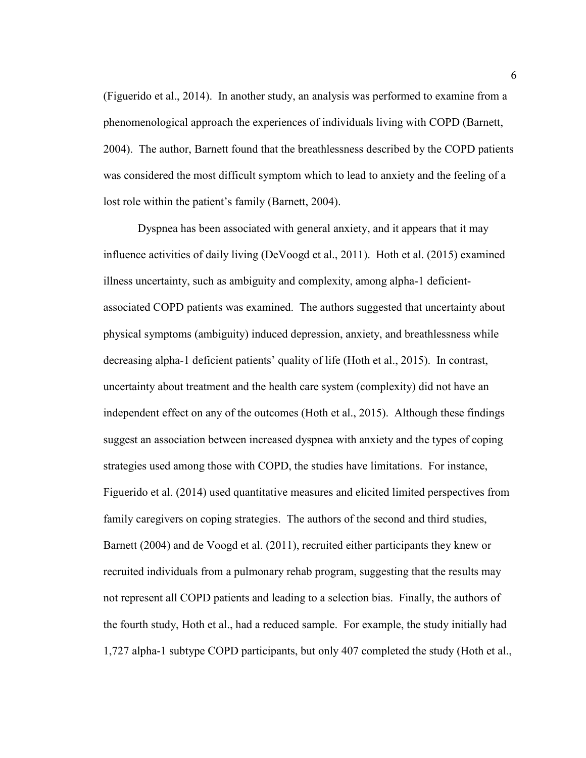(Figuerido et al., 2014). In another study, an analysis was performed to examine from a phenomenological approach the experiences of individuals living with COPD (Barnett, 2004). The author, Barnett found that the breathlessness described by the COPD patients was considered the most difficult symptom which to lead to anxiety and the feeling of a lost role within the patient's family (Barnett, 2004).

Dyspnea has been associated with general anxiety, and it appears that it may influence activities of daily living (DeVoogd et al., 2011). Hoth et al. (2015) examined illness uncertainty, such as ambiguity and complexity, among alpha-1 deficient-associated COPD patients was examined. The authors suggested that uncertainty about physical symptoms (ambiguity) induced depression, anxiety, and breathlessness while decreasing alpha-1 deficient patients' quality of life (Hoth et al., 2015). In contrast, uncertainty about treatment and the health care system (complexity) did not have an independent effect on any of the outcomes (Hoth et al., 2015). Although these findings suggest an association between increased dyspnea with anxiety and the types of coping strategies used among those with COPD, the studies have limitations. For instance, Figuerido et al. (2014) used quantitative measures and elicited limited perspectives from family caregivers on coping strategies. The authors of the second and third studies, Barnett (2004) and de Voogd et al. (2011), recruited either participants they knew or recruited individuals from a pulmonary rehab program, suggesting that the results may not represent all COPD patients and leading to a selection bias. Finally, the authors of the fourth study, Hoth et al., had a reduced sample. For example, the study initially had 1,727 alpha-1 subtype COPD participants, but only 407 completed the study (Hoth et al.,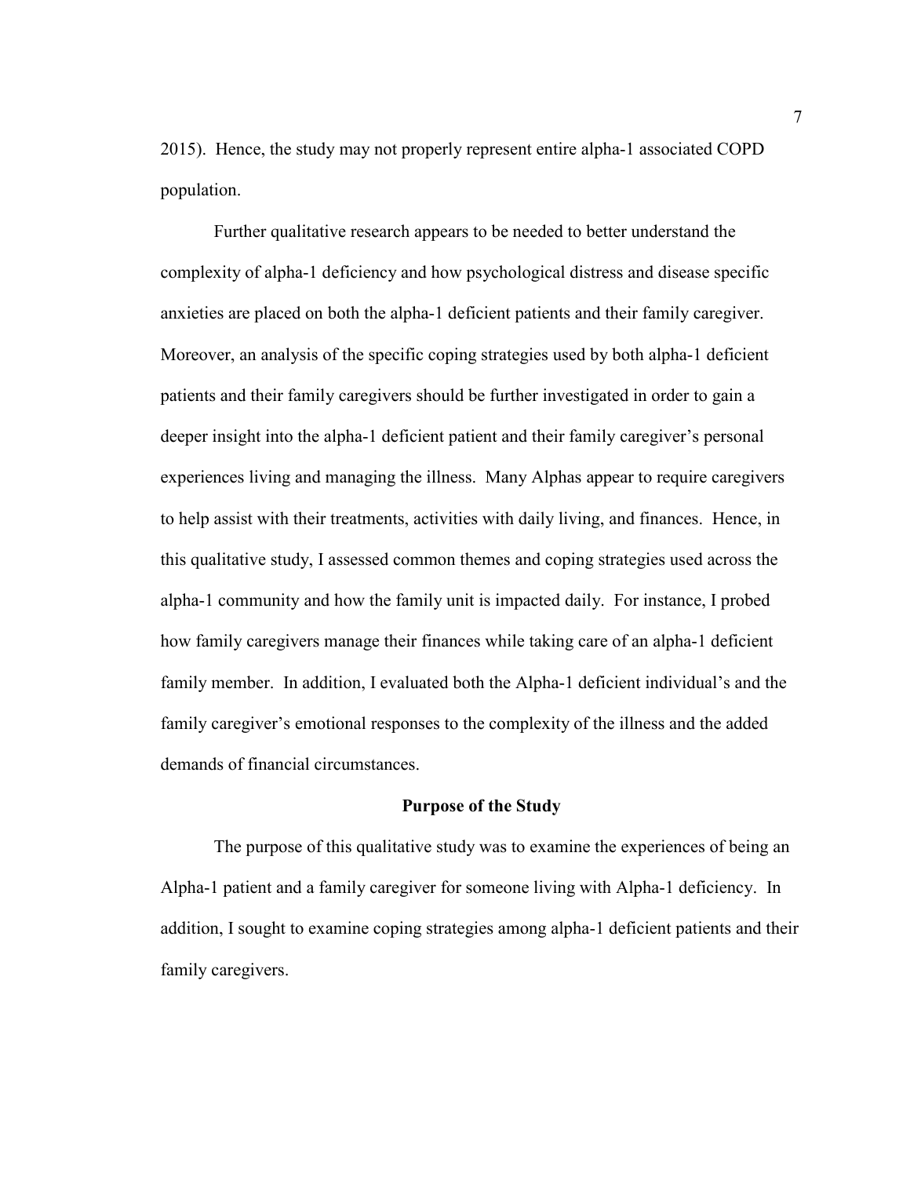2015). Hence, the study may not properly represent entire alpha-1 associated COPD population.

Further qualitative research appears to be needed to better understand the complexity of alpha-1 deficiency and how psychological distress and disease specific anxieties are placed on both the alpha-1 deficient patients and their family caregiver. Moreover, an analysis of the specific coping strategies used by both alpha-1 deficient patients and their family caregivers should be further investigated in order to gain a deeper insight into the alpha-1 deficient patient and their family caregiver's personal experiences living and managing the illness. Many Alphas appear to require caregivers to help assist with their treatments, activities with daily living, and finances. Hence, in this qualitative study, I assessed common themes and coping strategies used across the alpha-1 community and how the family unit is impacted daily. For instance, I probed how family caregivers manage their finances while taking care of an alpha-1 deficient family member. In addition, I evaluated both the Alpha-1 deficient individual's and the family caregiver's emotional responses to the complexity of the illness and the added demands of financial circumstances.

## Purpose of the Study

The purpose of this qualitative study was to examine the experiences of being an Alpha-1 patient and a family caregiver for someone living with Alpha-1 deficiency. In addition, I sought to examine coping strategies among alpha-1 deficient patients and their family caregivers.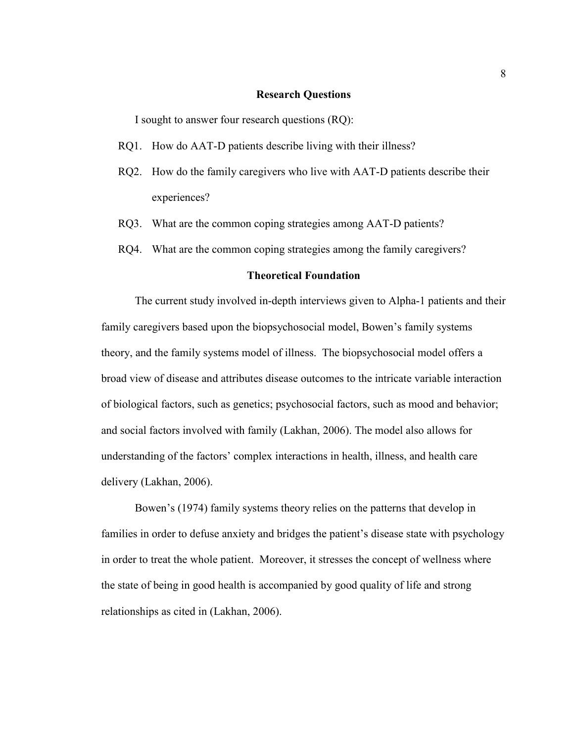## Research Questions

I sought to answer four research questions (RQ):

RQ1. How do AAT-D patients describe living with their illness?

RQ2. How do the family caregivers who live with AAT-D patients describe their experiences?

RQ3. What are the common coping strategies among AAT-D patients?

RQ4. What are the common coping strategies among the family caregivers?

## Theoretical Foundation

The current study involved in-depth interviews given to Alpha-1 patients and their family caregivers based upon the biopsychosocial model, Bowen's family systems theory, and the family systems model of illness. The biopsychosocial model offers a broad view of disease and attributes disease outcomes to the intricate variable interaction of biological factors, such as genetics; psychosocial factors, such as mood and behavior; and social factors involved with family (Lakhan, 2006). The model also allows for understanding of the factors' complex interactions in health, illness, and health care delivery (Lakhan, 2006).

Bowen's (1974) family systems theory relies on the patterns that develop in families in order to defuse anxiety and bridges the patient's disease state with psychology in order to treat the whole patient. Moreover, it stresses the concept of wellness where the state of being in good health is accompanied by good quality of life and strong relationships as cited in (Lakhan, 2006).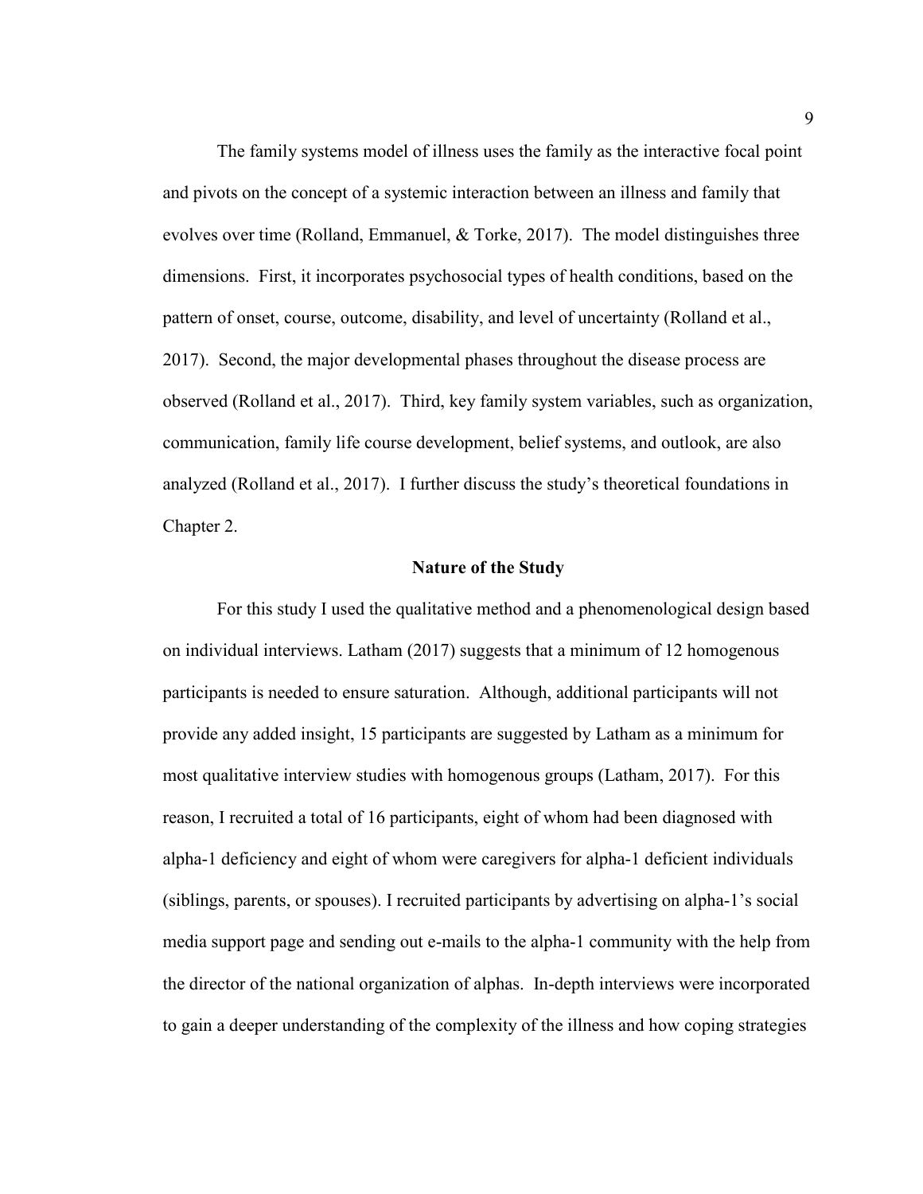The family systems model of illness uses the family as the interactive focal point and pivots on the concept of a systemic interaction between an illness and family that evolves over time (Rolland, Emmanuel, & Torke, 2017). The model distinguishes three dimensions. First, it incorporates psychosocial types of health conditions, based on the pattern of onset, course, outcome, disability, and level of uncertainty (Rolland et al., 2017). Second, the major developmental phases throughout the disease process are observed (Rolland et al., 2017). Third, key family system variables, such as organization, communication, family life course development, belief systems, and outlook, are also analyzed (Rolland et al., 2017). I further discuss the study's theoretical foundations in Chapter 2.

## Nature of the Study

For this study I used the qualitative method and a phenomenological design based on individual interviews. Latham (2017) suggests that a minimum of 12 homogenous participants is needed to ensure saturation. Although, additional participants will not provide any added insight, 15 participants are suggested by Latham as a minimum for most qualitative interview studies with homogenous groups (Latham, 2017). For this reason, I recruited a total of 16 participants, eight of whom had been diagnosed with alpha-1 deficiency and eight of whom were caregivers for alpha-1 deficient individuals (siblings, parents, or spouses). I recruited participants by advertising on alpha-1's social media support page and sending out e-mails to the alpha-1 community with the help from the director of the national organization of alphas. In-depth interviews were incorporated to gain a deeper understanding of the complexity of the illness and how coping strategies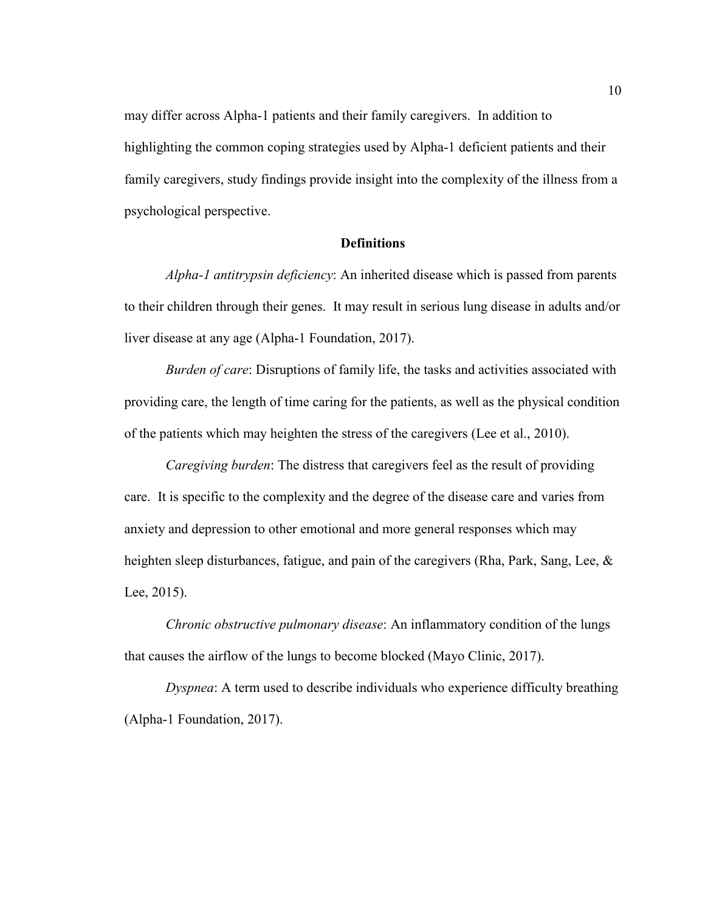may differ across Alpha-1 patients and their family caregivers. In addition to highlighting the common coping strategies used by Alpha-1 deficient patients and their family caregivers, study findings provide insight into the complexity of the illness from a psychological perspective.

## Definitions

*Alpha-1 antitrypsin deficiency*: An inherited disease which is passed from parents to their children through their genes. It may result in serious lung disease in adults and/or liver disease at any age (Alpha-1 Foundation, 2017).

*Burden of care*: Disruptions of family life, the tasks and activities associated with providing care, the length of time caring for the patients, as well as the physical condition of the patients which may heighten the stress of the caregivers (Lee et al., 2010).

*Caregiving burden*: The distress that caregivers feel as the result of providing care. It is specific to the complexity and the degree of the disease care and varies from anxiety and depression to other emotional and more general responses which may heighten sleep disturbances, fatigue, and pain of the caregivers (Rha, Park, Sang, Lee, & Lee, 2015).

*Chronic obstructive pulmonary disease*: An inflammatory condition of the lungs that causes the airflow of the lungs to become blocked (Mayo Clinic, 2017).

*Dyspnea*: A term used to describe individuals who experience difficulty breathing (Alpha-1 Foundation, 2017).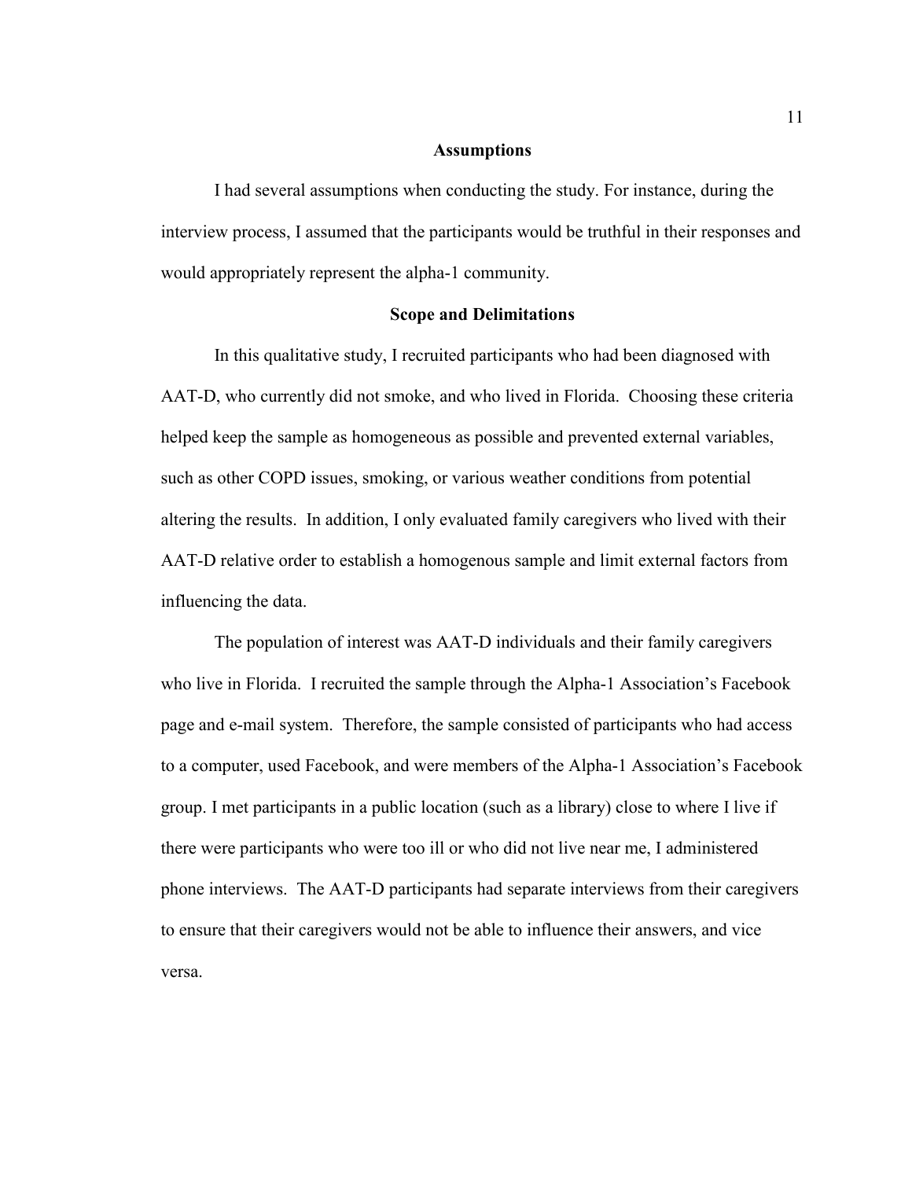## Assumptions

I had several assumptions when conducting the study. For instance, during the interview process, I assumed that the participants would be truthful in their responses and would appropriately represent the alpha-1 community.

## Scope and Delimitations

In this qualitative study, I recruited participants who had been diagnosed with AAT-D, who currently did not smoke, and who lived in Florida. Choosing these criteria helped keep the sample as homogeneous as possible and prevented external variables, such as other COPD issues, smoking, or various weather conditions from potential altering the results. In addition, I only evaluated family caregivers who lived with their AAT-D relative order to establish a homogenous sample and limit external factors from influencing the data.

The population of interest was AAT-D individuals and their family caregivers who live in Florida. I recruited the sample through the Alpha-1 Association's Facebook page and e-mail system. Therefore, the sample consisted of participants who had access to a computer, used Facebook, and were members of the Alpha-1 Association's Facebook group. I met participants in a public location (such as a library) close to where I live if there were participants who were too ill or who did not live near me, I administered phone interviews. The AAT-D participants had separate interviews from their caregivers to ensure that their caregivers would not be able to influence their answers, and vice versa.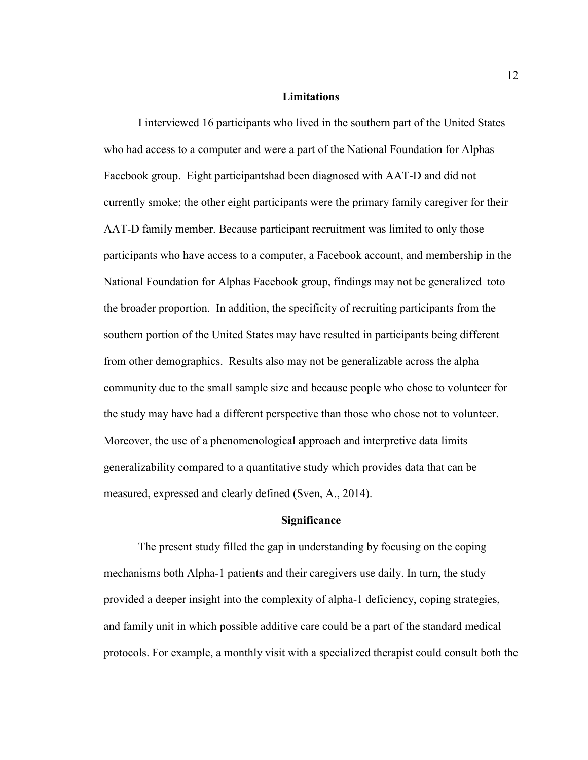## Limitations

I interviewed 16 participants who lived in the southern part of the United States who had access to a computer and were a part of the National Foundation for Alphas Facebook group. Eight participantshad been diagnosed with AAT-D and did not currently smoke; the other eight participants were the primary family caregiver for their AAT-D family member. Because participant recruitment was limited to only those participants who have access to a computer, a Facebook account, and membership in the National Foundation for Alphas Facebook group, findings may not be generalized toto the broader proportion. In addition, the specificity of recruiting participants from the southern portion of the United States may have resulted in participants being different from other demographics. Results also may not be generalizable across the alpha community due to the small sample size and because people who chose to volunteer for the study may have had a different perspective than those who chose not to volunteer. Moreover, the use of a phenomenological approach and interpretive data limits generalizability compared to a quantitative study which provides data that can be measured, expressed and clearly defined (Sven, A., 2014).

## Significance

The present study filled the gap in understanding by focusing on the coping mechanisms both Alpha-1 patients and their caregivers use daily. In turn, the study provided a deeper insight into the complexity of alpha-1 deficiency, coping strategies, and family unit in which possible additive care could be a part of the standard medical protocols. For example, a monthly visit with a specialized therapist could consult both the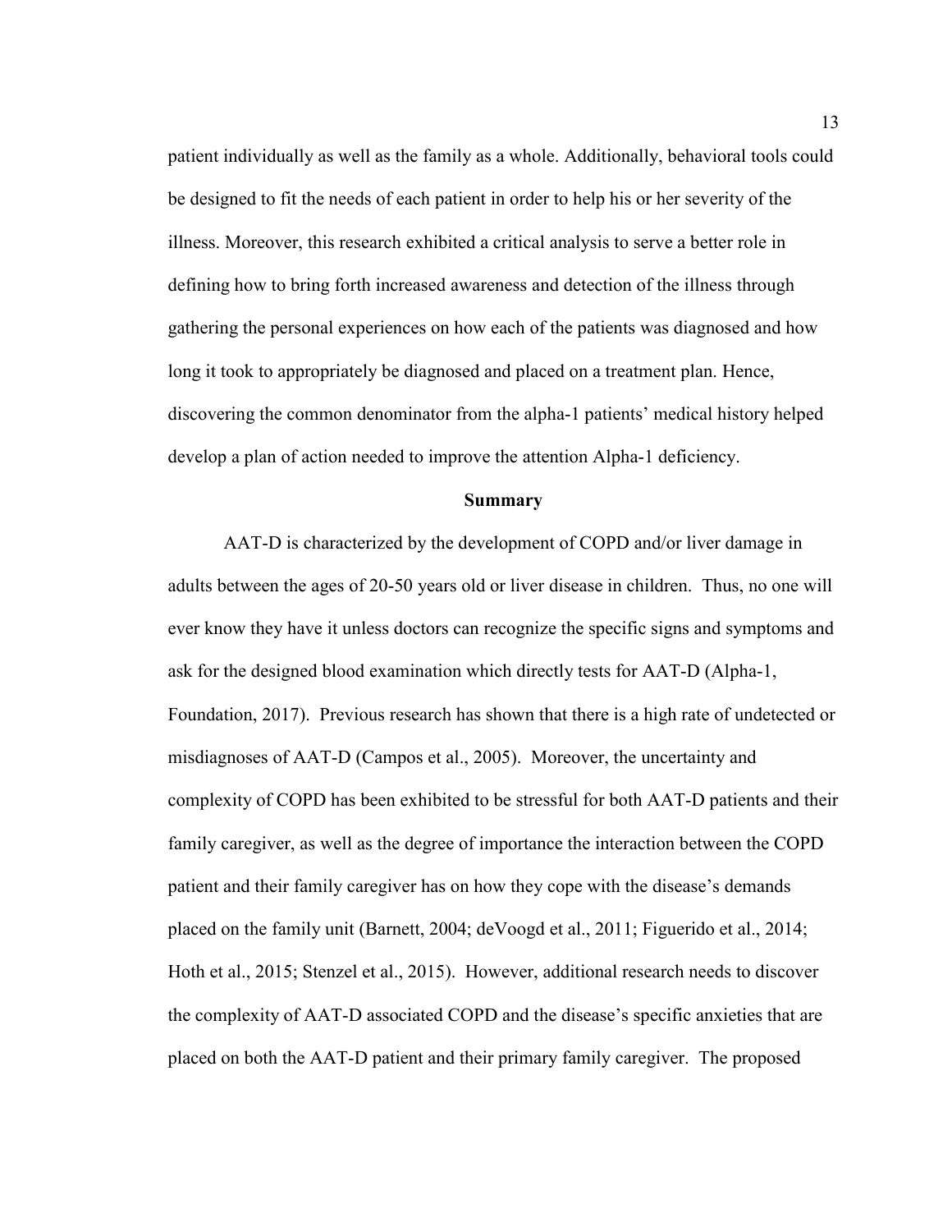patient individually as well as the family as a whole. Additionally, behavioral tools could be designed to fit the needs of each patient in order to help his or her severity of the illness. Moreover, this research exhibited a critical analysis to serve a better role in defining how to bring forth increased awareness and detection of the illness through gathering the personal experiences on how each of the patients was diagnosed and how long it took to appropriately be diagnosed and placed on a treatment plan. Hence, discovering the common denominator from the alpha-1 patients' medical history helped develop a plan of action needed to improve the attention Alpha-1 deficiency.

## Summary

AAT-D is characterized by the development of COPD and/or liver damage in adults between the ages of 20-50 years old or liver disease in children. Thus, no one will ever know they have it unless doctors can recognize the specific signs and symptoms and ask for the designed blood examination which directly tests for AAT-D (Alpha-1, Foundation, 2017). Previous research has shown that there is a high rate of undetected or misdiagnoses of AAT-D (Campos et al., 2005). Moreover, the uncertainty and complexity of COPD has been exhibited to be stressful for both AAT-D patients and their family caregiver, as well as the degree of importance the interaction between the COPD patient and their family caregiver has on how they cope with the disease's demands placed on the family unit (Barnett, 2004; deVoogd et al., 2011; Figuerido et al., 2014; Hoth et al., 2015; Stenzel et al., 2015). However, additional research needs to discover the complexity of AAT-D associated COPD and the disease's specific anxieties that are placed on both the AAT-D patient and their primary family caregiver. The proposed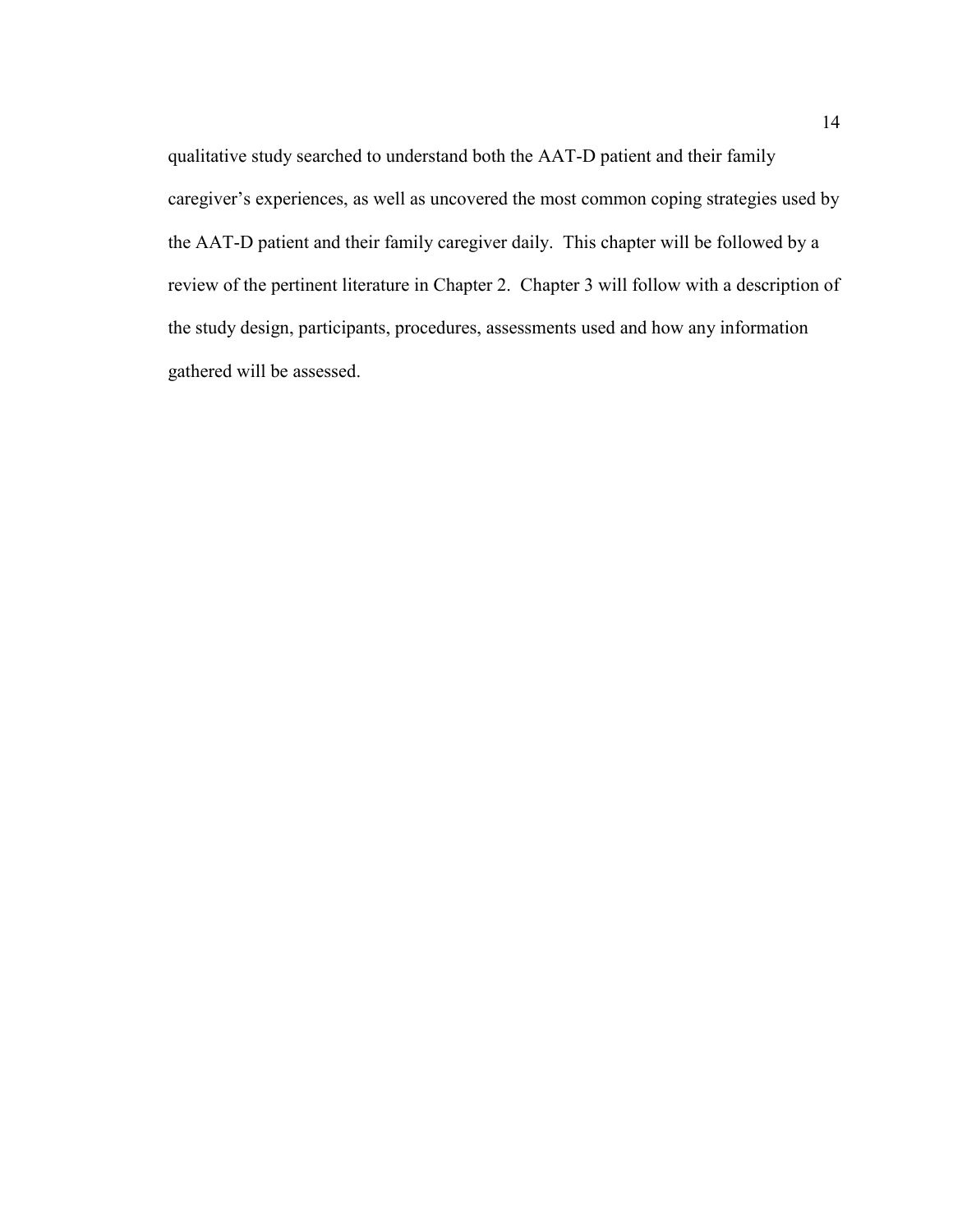qualitative study searched to understand both the AAT-D patient and their family caregiver's experiences, as well as uncovered the most common coping strategies used by the AAT-D patient and their family caregiver daily. This chapter will be followed by a review of the pertinent literature in Chapter 2. Chapter 3 will follow with a description of the study design, participants, procedures, assessments used and how any information gathered will be assessed.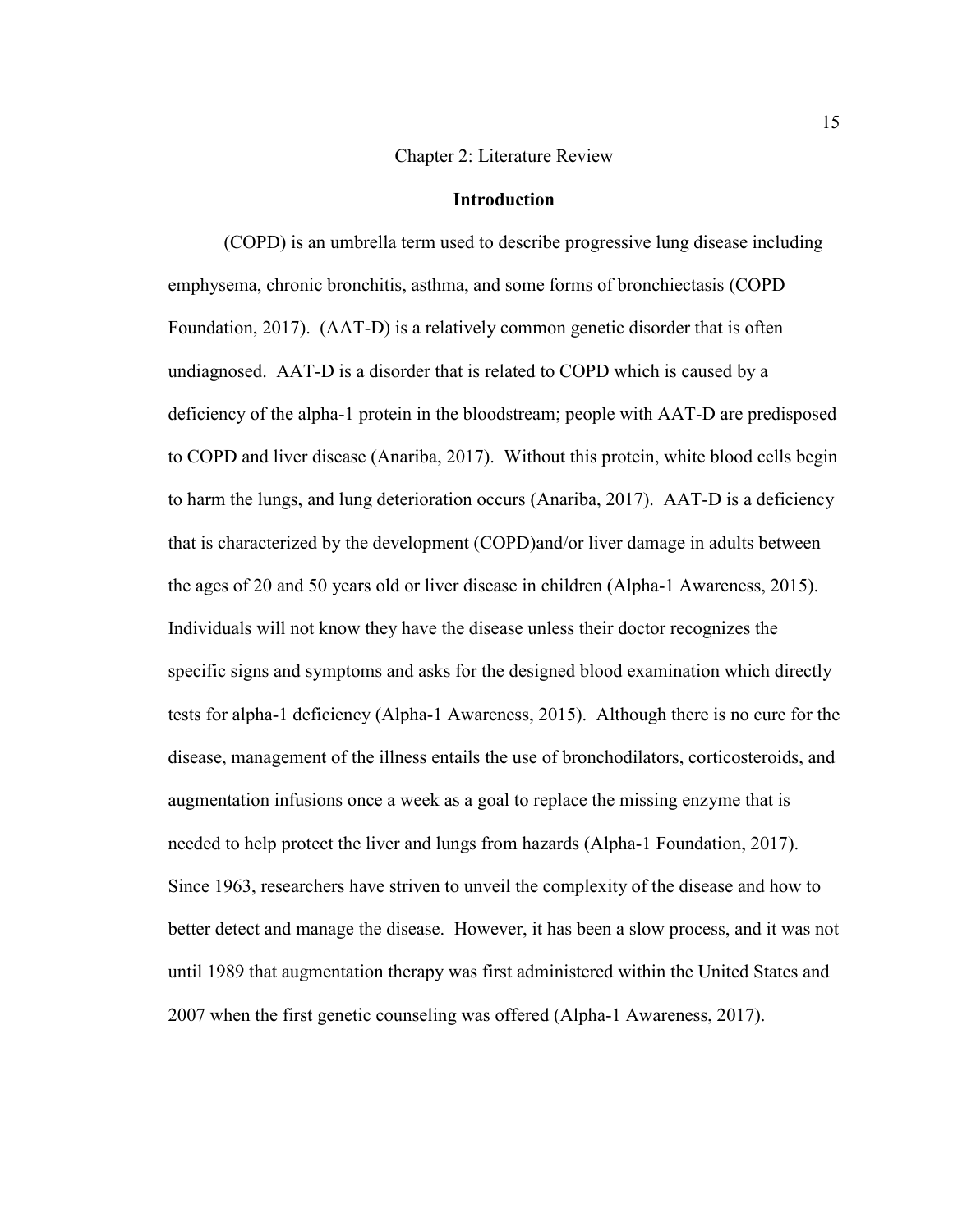# Chapter 2: Literature Review

## Introduction

(COPD) is an umbrella term used to describe progressive lung disease including emphysema, chronic bronchitis, asthma, and some forms of bronchiectasis (COPD Foundation, 2017). (AAT-D) is a relatively common genetic disorder that is often undiagnosed. AAT-D is a disorder that is related to COPD which is caused by a deficiency of the alpha-1 protein in the bloodstream; people with AAT-D are predisposed to COPD and liver disease (Anariba, 2017). Without this protein, white blood cells begin to harm the lungs, and lung deterioration occurs (Anariba, 2017). AAT-D is a deficiency that is characterized by the development (COPD)and/or liver damage in adults between the ages of 20 and 50 years old or liver disease in children (Alpha-1 Awareness, 2015). Individuals will not know they have the disease unless their doctor recognizes the specific signs and symptoms and asks for the designed blood examination which directly tests for alpha-1 deficiency (Alpha-1 Awareness, 2015). Although there is no cure for the disease, management of the illness entails the use of bronchodilators, corticosteroids, and augmentation infusions once a week as a goal to replace the missing enzyme that is needed to help protect the liver and lungs from hazards (Alpha-1 Foundation, 2017). Since 1963, researchers have striven to unveil the complexity of the disease and how to better detect and manage the disease. However, it has been a slow process, and it was not until 1989 that augmentation therapy was first administered within the United States and 2007 when the first genetic counseling was offered (Alpha-1 Awareness, 2017).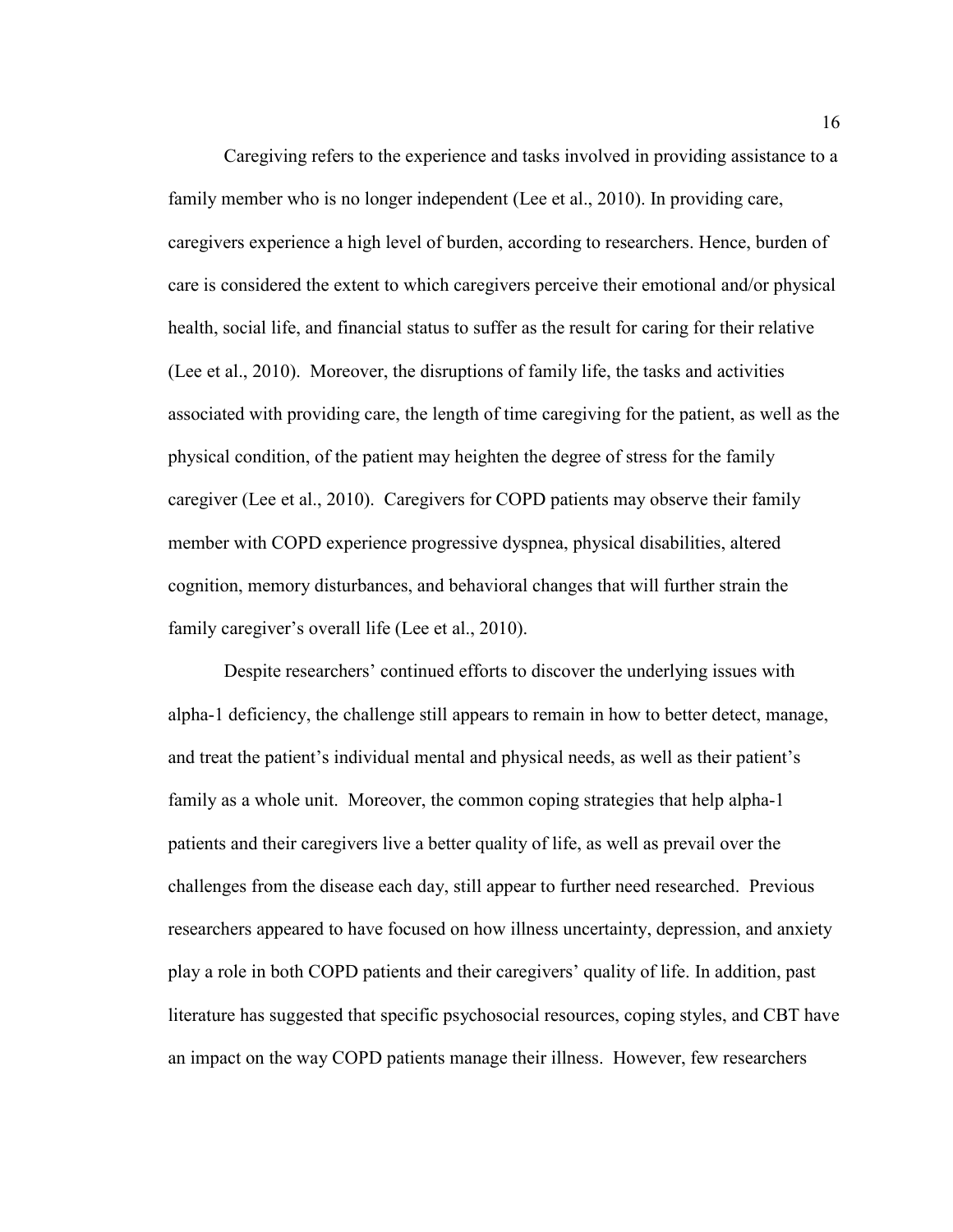Caregiving refers to the experience and tasks involved in providing assistance to a family member who is no longer independent (Lee et al., 2010). In providing care, caregivers experience a high level of burden, according to researchers. Hence, burden of care is considered the extent to which caregivers perceive their emotional and/or physical health, social life, and financial status to suffer as the result for caring for their relative (Lee et al., 2010). Moreover, the disruptions of family life, the tasks and activities associated with providing care, the length of time caregiving for the patient, as well as the physical condition, of the patient may heighten the degree of stress for the family caregiver (Lee et al., 2010). Caregivers for COPD patients may observe their family member with COPD experience progressive dyspnea, physical disabilities, altered cognition, memory disturbances, and behavioral changes that will further strain the family caregiver's overall life (Lee et al., 2010).

Despite researchers' continued efforts to discover the underlying issues with alpha-1 deficiency, the challenge still appears to remain in how to better detect, manage, and treat the patient's individual mental and physical needs, as well as their patient's family as a whole unit. Moreover, the common coping strategies that help alpha-1 patients and their caregivers live a better quality of life, as well as prevail over the challenges from the disease each day, still appear to further need researched. Previous researchers appeared to have focused on how illness uncertainty, depression, and anxiety play a role in both COPD patients and their caregivers' quality of life. In addition, past literature has suggested that specific psychosocial resources, coping styles, and CBT have an impact on the way COPD patients manage their illness. However, few researchers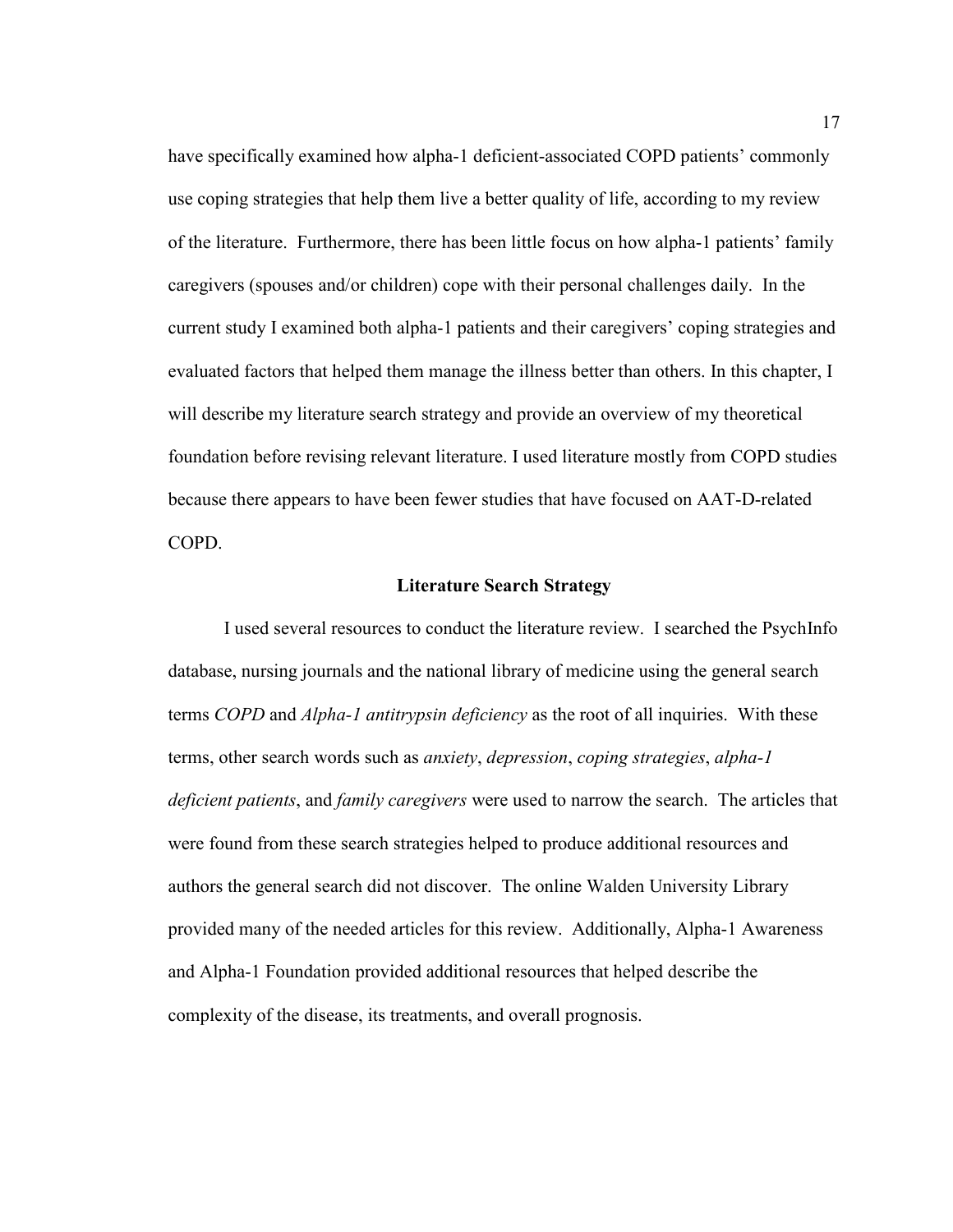have specifically examined how alpha-1 deficient-associated COPD patients' commonly use coping strategies that help them live a better quality of life, according to my review of the literature. Furthermore, there has been little focus on how alpha-1 patients' family caregivers (spouses and/or children) cope with their personal challenges daily. In the current study I examined both alpha-1 patients and their caregivers' coping strategies and evaluated factors that helped them manage the illness better than others. In this chapter, I will describe my literature search strategy and provide an overview of my theoretical foundation before revising relevant literature. I used literature mostly from COPD studies because there appears to have been fewer studies that have focused on AAT-D-related COPD.

## Literature Search Strategy

I used several resources to conduct the literature review. I searched the PsychInfo database, nursing journals and the national library of medicine using the general search terms *COPD* and *Alpha-1 antitrypsin deficiency* as the root of all inquiries. With these terms, other search words such as *anxiety*, *depression*, *coping strategies*, *alpha-1 deficient patients*, and *family caregivers* were used to narrow the search. The articles that were found from these search strategies helped to produce additional resources and authors the general search did not discover. The online Walden University Library provided many of the needed articles for this review. Additionally, Alpha-1 Awareness and Alpha-1 Foundation provided additional resources that helped describe the complexity of the disease, its treatments, and overall prognosis.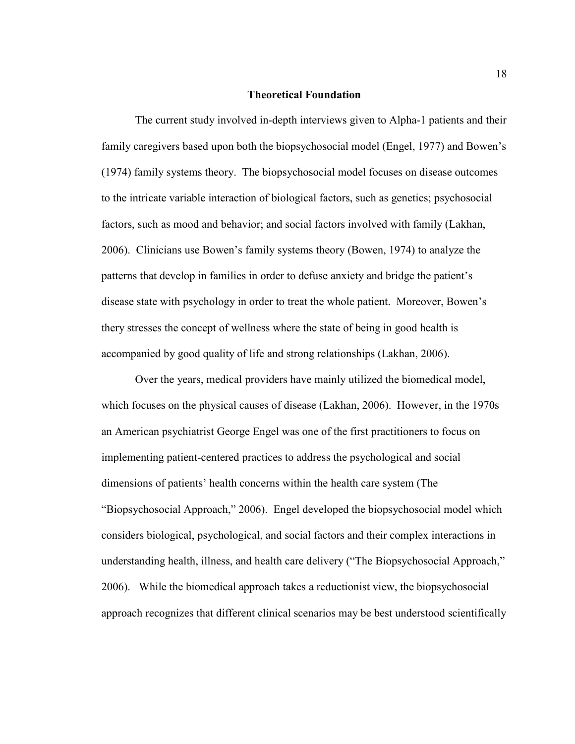## Theoretical Foundation

The current study involved in-depth interviews given to Alpha-1 patients and their family caregivers based upon both the biopsychosocial model (Engel, 1977) and Bowen's (1974) family systems theory. The biopsychosocial model focuses on disease outcomes to the intricate variable interaction of biological factors, such as genetics; psychosocial factors, such as mood and behavior; and social factors involved with family (Lakhan, 2006). Clinicians use Bowen's family systems theory (Bowen, 1974) to analyze the patterns that develop in families in order to defuse anxiety and bridge the patient's disease state with psychology in order to treat the whole patient. Moreover, Bowen's thery stresses the concept of wellness where the state of being in good health is accompanied by good quality of life and strong relationships (Lakhan, 2006).

Over the years, medical providers have mainly utilized the biomedical model, which focuses on the physical causes of disease (Lakhan, 2006). However, in the 1970s an American psychiatrist George Engel was one of the first practitioners to focus on implementing patient-centered practices to address the psychological and social dimensions of patients' health concerns within the health care system (The "Biopsychosocial Approach," 2006). Engel developed the biopsychosocial model which considers biological, psychological, and social factors and their complex interactions in understanding health, illness, and health care delivery ("The Biopsychosocial Approach," 2006). While the biomedical approach takes a reductionist view, the biopsychosocial approach recognizes that different clinical scenarios may be best understood scientifically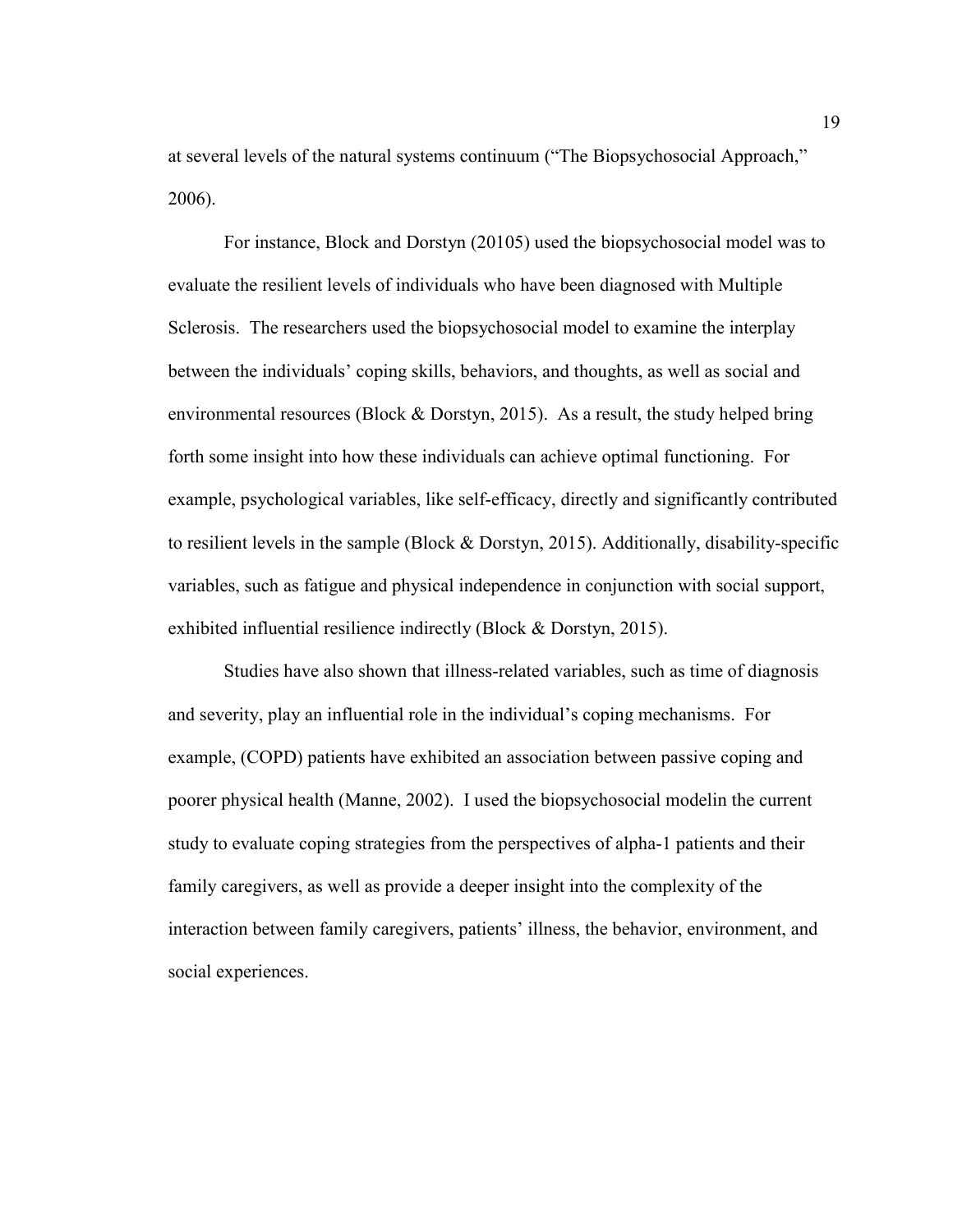at several levels of the natural systems continuum ("The Biopsychosocial Approach," 2006).

For instance, Block and Dorstyn (20105) used the biopsychosocial model was to evaluate the resilient levels of individuals who have been diagnosed with Multiple Sclerosis. The researchers used the biopsychosocial model to examine the interplay between the individuals' coping skills, behaviors, and thoughts, as well as social and environmental resources (Block & Dorstyn, 2015). As a result, the study helped bring forth some insight into how these individuals can achieve optimal functioning. For example, psychological variables, like self-efficacy, directly and significantly contributed to resilient levels in the sample (Block & Dorstyn, 2015). Additionally, disability-specific variables, such as fatigue and physical independence in conjunction with social support, exhibited influential resilience indirectly (Block & Dorstyn, 2015).

Studies have also shown that illness-related variables, such as time of diagnosis and severity, play an influential role in the individual's coping mechanisms. For example, (COPD) patients have exhibited an association between passive coping and poorer physical health (Manne, 2002). I used the biopsychosocial modelin the current study to evaluate coping strategies from the perspectives of alpha-1 patients and their family caregivers, as well as provide a deeper insight into the complexity of the interaction between family caregivers, patients' illness, the behavior, environment, and social experiences.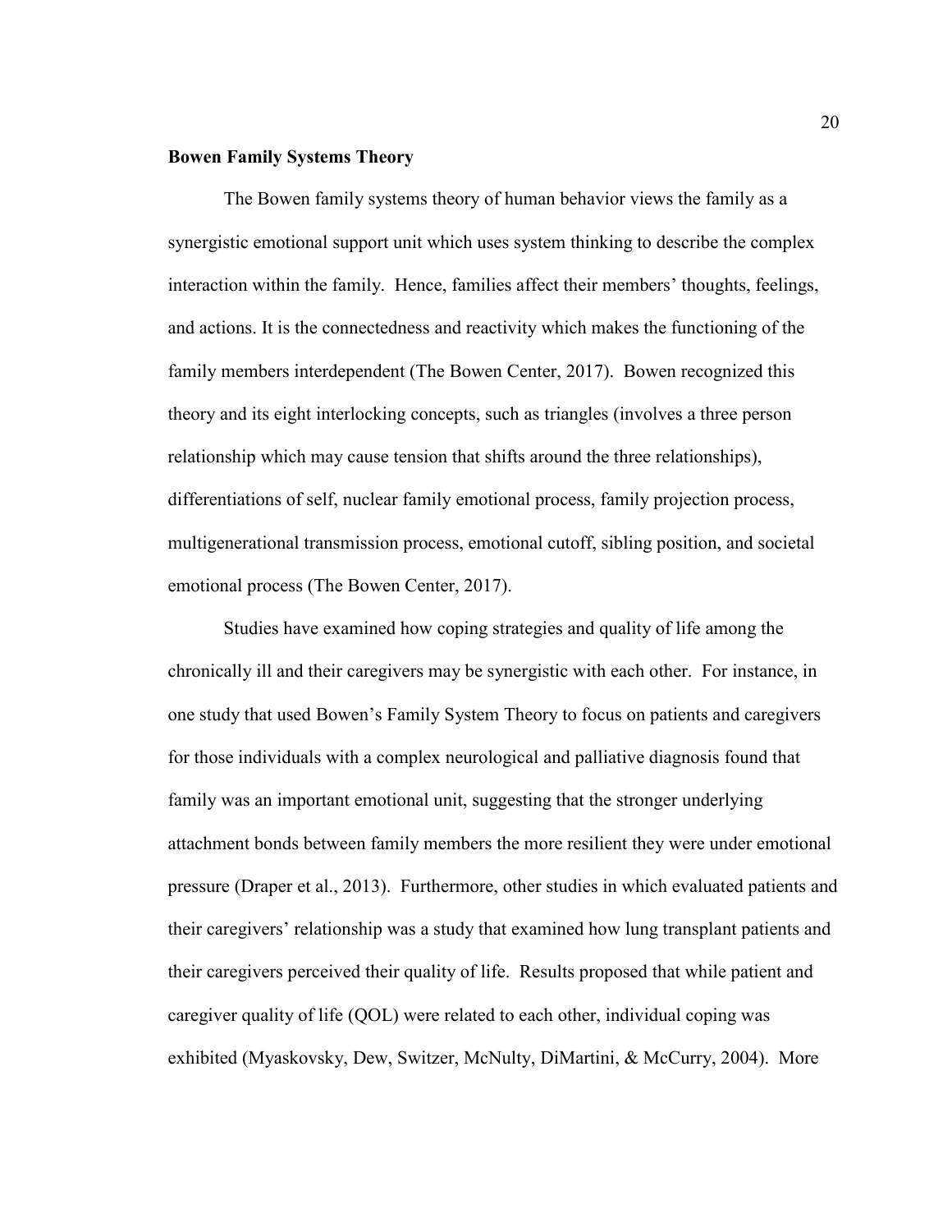**Bowen Family Systems Theory**

The Bowen family systems theory of human behavior views the family as a synergistic emotional support unit which uses system thinking to describe the complex interaction within the family. Hence, families affect their members' thoughts, feelings, and actions. It is the connectedness and reactivity which makes the functioning of the family members interdependent (The Bowen Center, 2017). Bowen recognized this theory and its eight interlocking concepts, such as triangles (involves a three person relationship which may cause tension that shifts around the three relationships), differentiations of self, nuclear family emotional process, family projection process, multigenerational transmission process, emotional cutoff, sibling position, and societal emotional process (The Bowen Center, 2017).

Studies have examined how coping strategies and quality of life among the chronically ill and their caregivers may be synergistic with each other. For instance, in one study that used Bowen's Family System Theory to focus on patients and caregivers for those individuals with a complex neurological and palliative diagnosis found that family was an important emotional unit, suggesting that the stronger underlying attachment bonds between family members the more resilient they were under emotional pressure (Draper et al., 2013). Furthermore, other studies in which evaluated patients and their caregivers' relationship was a study that examined how lung transplant patients and their caregivers perceived their quality of life. Results proposed that while patient and caregiver quality of life (QOL) were related to each other, individual coping was exhibited (Myaskovsky, Dew, Switzer, McNulty, DiMartini, & McCurry, 2004). More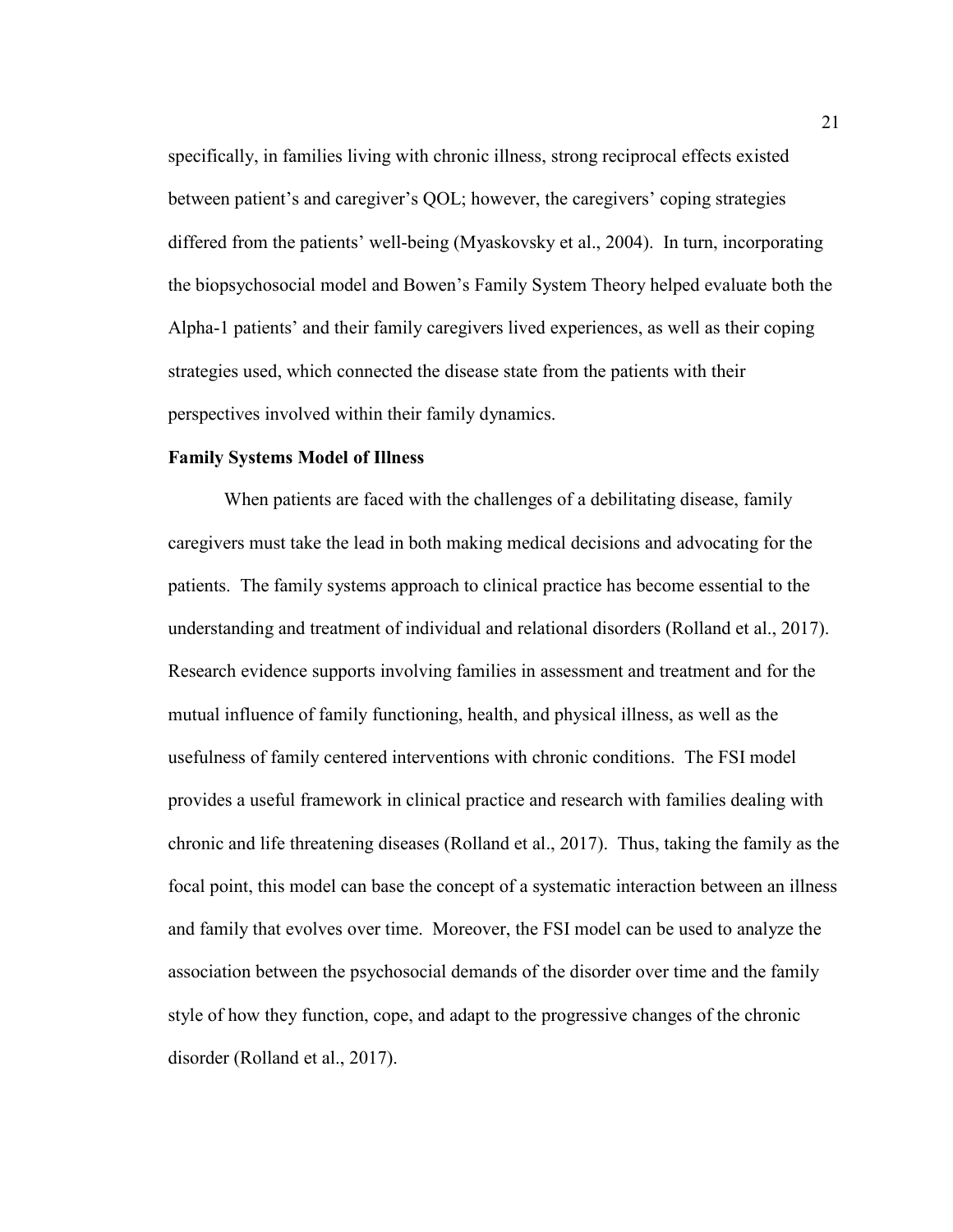specifically, in families living with chronic illness, strong reciprocal effects existed between patient's and caregiver's QOL; however, the caregivers' coping strategies differed from the patients' well-being (Myaskovsky et al., 2004). In turn, incorporating the biopsychosocial model and Bowen's Family System Theory helped evaluate both the Alpha-1 patients' and their family caregivers lived experiences, as well as their coping strategies used, which connected the disease state from the patients with their perspectives involved within their family dynamics.

### Family Systems Model of Illness

When patients are faced with the challenges of a debilitating disease, family caregivers must take the lead in both making medical decisions and advocating for the patients. The family systems approach to clinical practice has become essential to the understanding and treatment of individual and relational disorders (Rolland et al., 2017). Research evidence supports involving families in assessment and treatment and for the mutual influence of family functioning, health, and physical illness, as well as the usefulness of family centered interventions with chronic conditions. The FSI model provides a useful framework in clinical practice and research with families dealing with chronic and life threatening diseases (Rolland et al., 2017). Thus, taking the family as the focal point, this model can base the concept of a systematic interaction between an illness and family that evolves over time. Moreover, the FSI model can be used to analyze the association between the psychosocial demands of the disorder over time and the family style of how they function, cope, and adapt to the progressive changes of the chronic disorder (Rolland et al., 2017).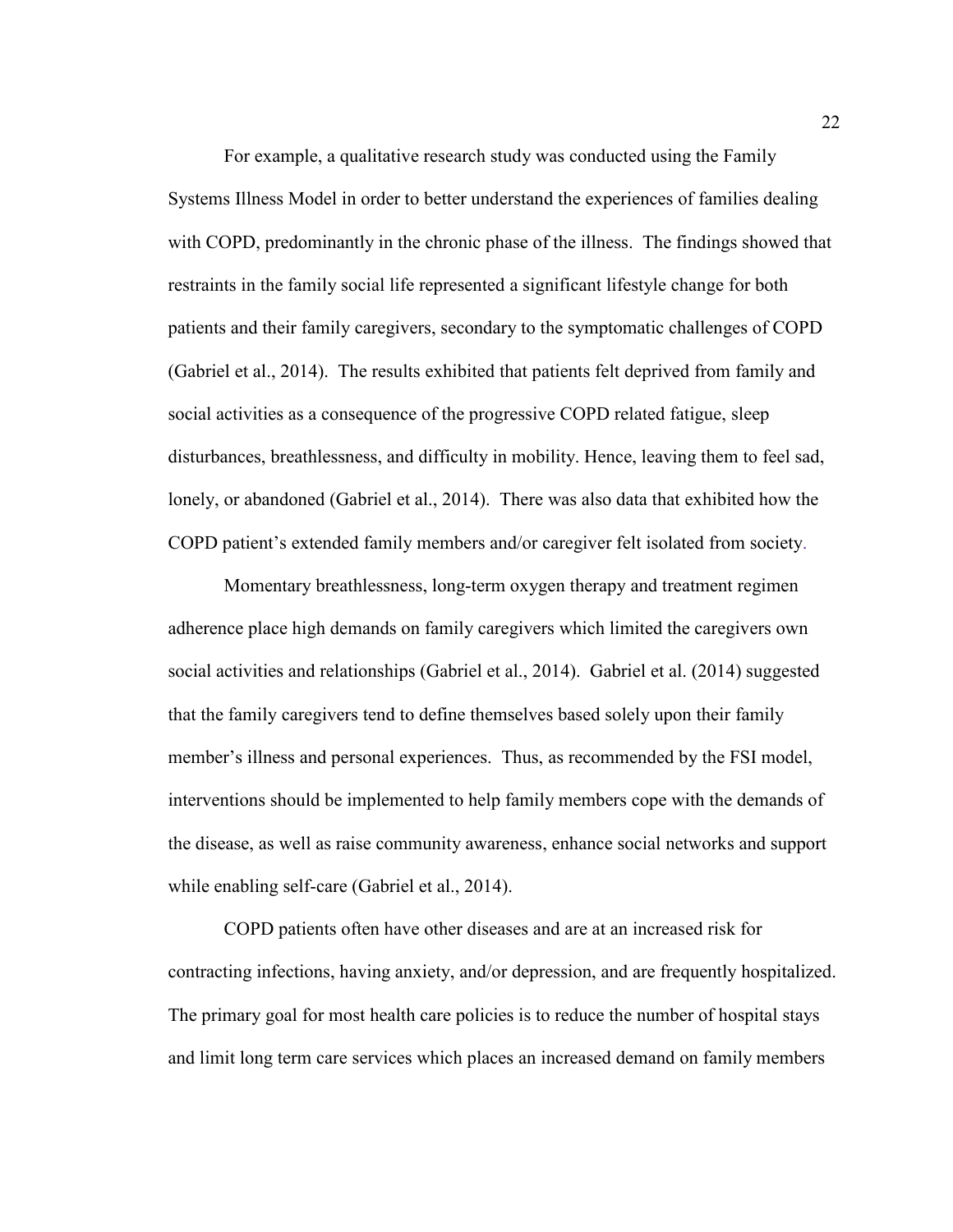For example, a qualitative research study was conducted using the Family Systems Illness Model in order to better understand the experiences of families dealing with COPD, predominantly in the chronic phase of the illness. The findings showed that restraints in the family social life represented a significant lifestyle change for both patients and their family caregivers, secondary to the symptomatic challenges of COPD (Gabriel et al., 2014). The results exhibited that patients felt deprived from family and social activities as a consequence of the progressive COPD related fatigue, sleep disturbances, breathlessness, and difficulty in mobility. Hence, leaving them to feel sad, lonely, or abandoned (Gabriel et al., 2014). There was also data that exhibited how the COPD patient's extended family members and/or caregiver felt isolated from society.

Momentary breathlessness, long-term oxygen therapy and treatment regimen adherence place high demands on family caregivers which limited the caregivers own social activities and relationships (Gabriel et al., 2014). Gabriel et al. (2014) suggested that the family caregivers tend to define themselves based solely upon their family member's illness and personal experiences. Thus, as recommended by the FSI model, interventions should be implemented to help family members cope with the demands of the disease, as well as raise community awareness, enhance social networks and support while enabling self-care (Gabriel et al., 2014).

COPD patients often have other diseases and are at an increased risk for contracting infections, having anxiety, and/or depression, and are frequently hospitalized. The primary goal for most health care policies is to reduce the number of hospital stays and limit long term care services which places an increased demand on family members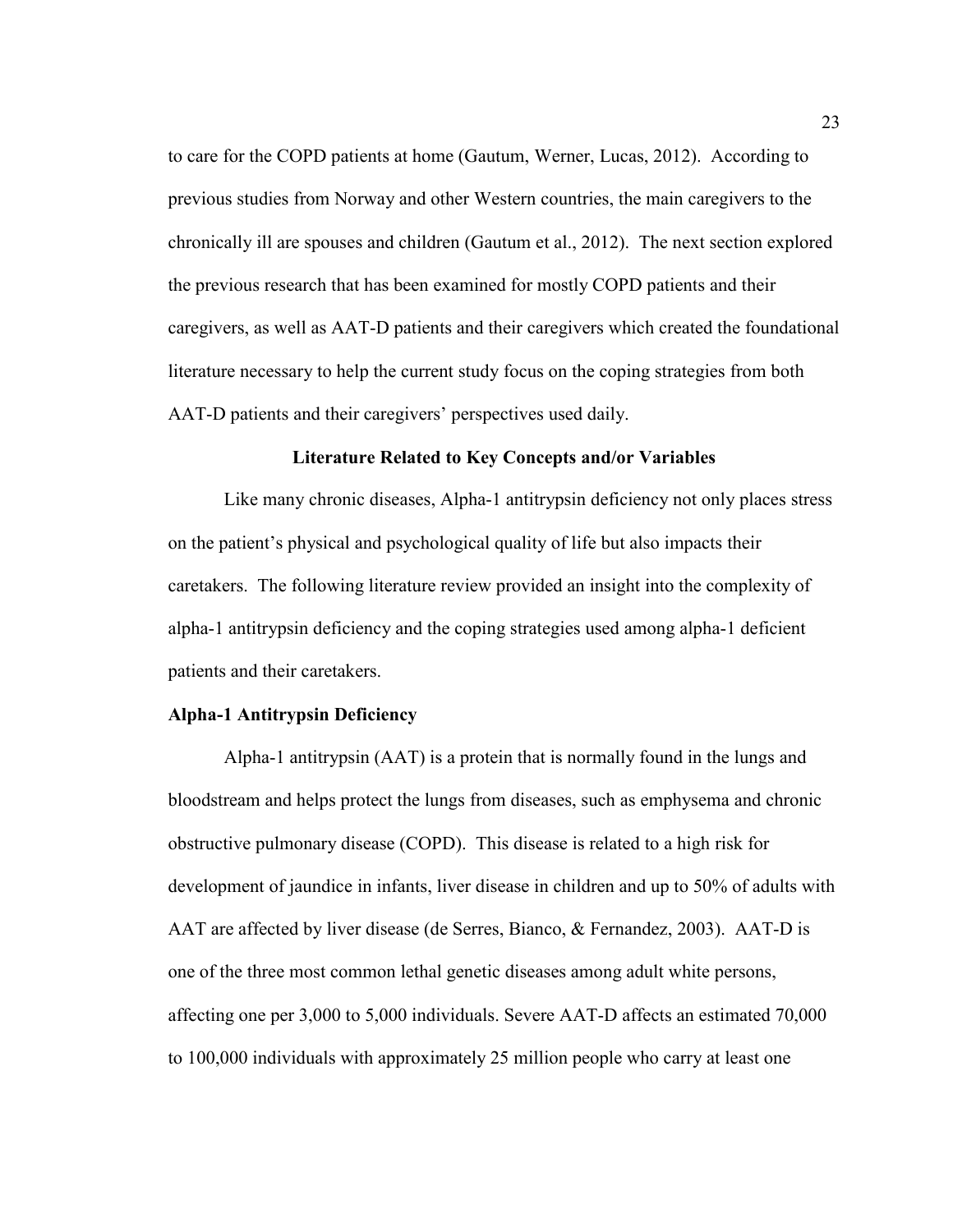to care for the COPD patients at home (Gautum, Werner, Lucas, 2012). According to previous studies from Norway and other Western countries, the main caregivers to the chronically ill are spouses and children (Gautum et al., 2012). The next section explored the previous research that has been examined for mostly COPD patients and their caregivers, as well as AAT-D patients and their caregivers which created the foundational literature necessary to help the current study focus on the coping strategies from both AAT-D patients and their caregivers' perspectives used daily.

## Literature Related to Key Concepts and/or Variables

Like many chronic diseases, Alpha-1 antitrypsin deficiency not only places stress on the patient's physical and psychological quality of life but also impacts their caretakers. The following literature review provided an insight into the complexity of alpha-1 antitrypsin deficiency and the coping strategies used among alpha-1 deficient patients and their caretakers.

### Alpha-1 Antitrypsin Deficiency

Alpha-1 antitrypsin (AAT) is a protein that is normally found in the lungs and bloodstream and helps protect the lungs from diseases, such as emphysema and chronic obstructive pulmonary disease (COPD). This disease is related to a high risk for development of jaundice in infants, liver disease in children and up to 50% of adults with AAT are affected by liver disease (de Serres, Bianco, & Fernandez, 2003). AAT-D is one of the three most common lethal genetic diseases among adult white persons, affecting one per 3,000 to 5,000 individuals. Severe AAT-D affects an estimated 70,000 to 100,000 individuals with approximately 25 million people who carry at least one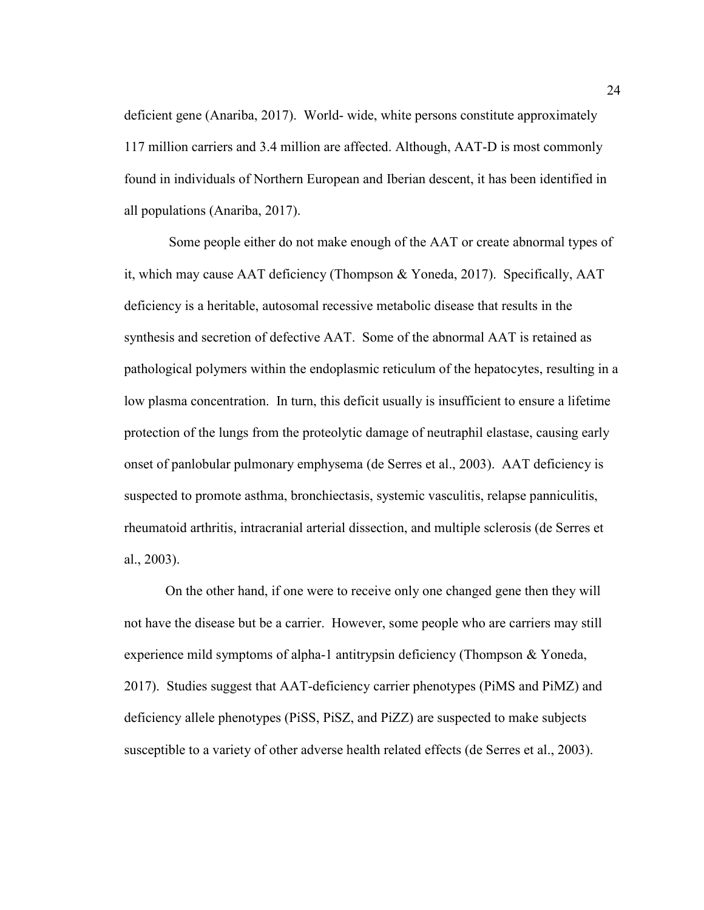deficient gene (Anariba, 2017). World- wide, white persons constitute approximately 117 million carriers and 3.4 million are affected. Although, AAT-D is most commonly found in individuals of Northern European and Iberian descent, it has been identified in all populations (Anariba, 2017).

Some people either do not make enough of the AAT or create abnormal types of it, which may cause AAT deficiency (Thompson & Yoneda, 2017). Specifically, AAT deficiency is a heritable, autosomal recessive metabolic disease that results in the synthesis and secretion of defective AAT. Some of the abnormal AAT is retained as pathological polymers within the endoplasmic reticulum of the hepatocytes, resulting in a low plasma concentration. In turn, this deficit usually is insufficient to ensure a lifetime protection of the lungs from the proteolytic damage of neutraphil elastase, causing early onset of panlobular pulmonary emphysema (de Serres et al., 2003). AAT deficiency is suspected to promote asthma, bronchiectasis, systemic vasculitis, relapse panniculitis, rheumatoid arthritis, intracranial arterial dissection, and multiple sclerosis (de Serres et al., 2003).

On the other hand, if one were to receive only one changed gene then they will not have the disease but be a carrier. However, some people who are carriers may still experience mild symptoms of alpha-1 antitrypsin deficiency (Thompson & Yoneda, 2017). Studies suggest that AAT-deficiency carrier phenotypes (PiMS and PiMZ) and deficiency allele phenotypes (PiSS, PiSZ, and PiZZ) are suspected to make subjects susceptible to a variety of other adverse health related effects (de Serres et al., 2003).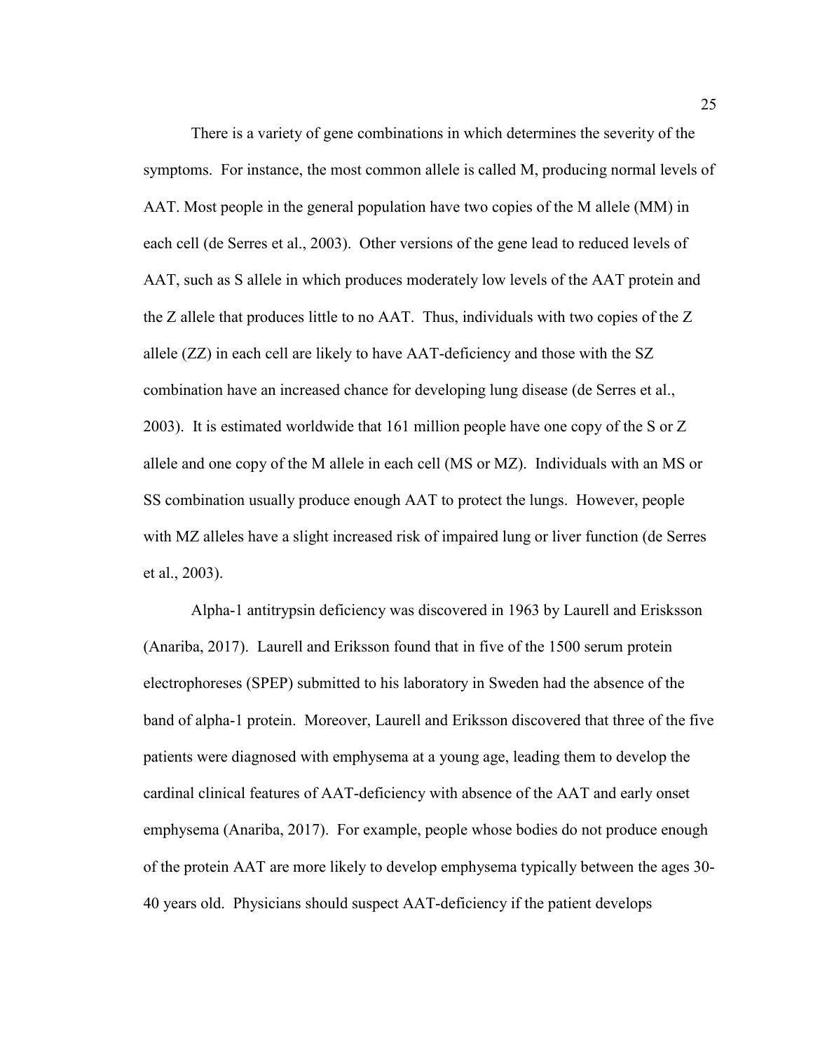There is a variety of gene combinations in which determines the severity of the symptoms. For instance, the most common allele is called M, producing normal levels of AAT. Most people in the general population have two copies of the M allele (MM) in each cell (de Serres et al., 2003). Other versions of the gene lead to reduced levels of AAT, such as S allele in which produces moderately low levels of the AAT protein and the Z allele that produces little to no AAT. Thus, individuals with two copies of the Z allele (ZZ) in each cell are likely to have AAT-deficiency and those with the SZ combination have an increased chance for developing lung disease (de Serres et al., 2003). It is estimated worldwide that 161 million people have one copy of the S or Z allele and one copy of the M allele in each cell (MS or MZ). Individuals with an MS or SS combination usually produce enough AAT to protect the lungs. However, people with MZ alleles have a slight increased risk of impaired lung or liver function (de Serres et al., 2003).

Alpha-1 antitrypsin deficiency was discovered in 1963 by Laurell and Erisksson (Anariba, 2017). Laurell and Eriksson found that in five of the 1500 serum protein electrophoreses (SPEP) submitted to his laboratory in Sweden had the absence of the band of alpha-1 protein. Moreover, Laurell and Eriksson discovered that three of the five patients were diagnosed with emphysema at a young age, leading them to develop the cardinal clinical features of AAT-deficiency with absence of the AAT and early onset emphysema (Anariba, 2017). For example, people whose bodies do not produce enough of the protein AAT are more likely to develop emphysema typically between the ages 30-40 years old. Physicians should suspect AAT-deficiency if the patient develops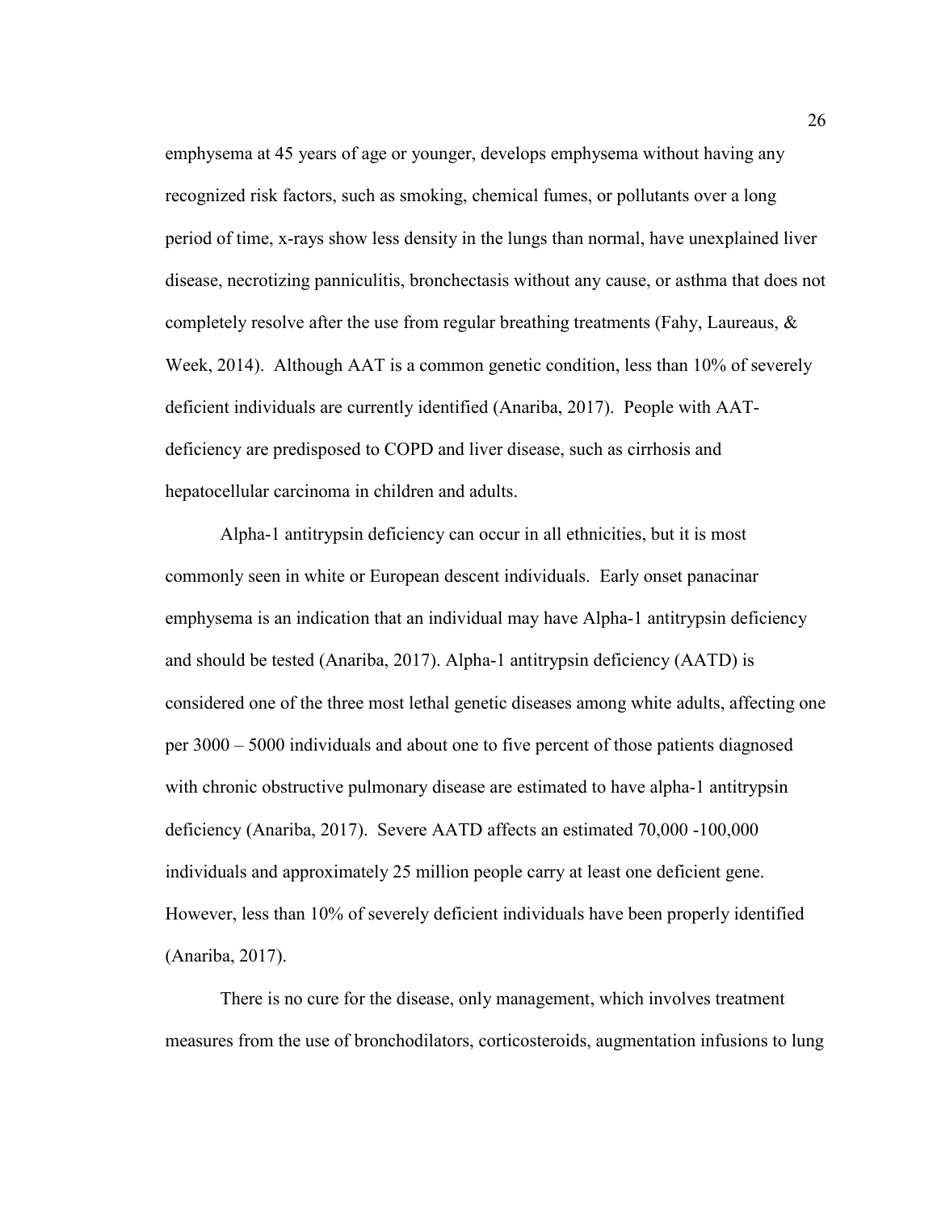emphysema at 45 years of age or younger, develops emphysema without having any recognized risk factors, such as smoking, chemical fumes, or pollutants over a long period of time, x-rays show less density in the lungs than normal, have unexplained liver disease, necrotizing panniculitis, bronchectasis without any cause, or asthma that does not completely resolve after the use from regular breathing treatments (Fahy, Laureaus, & Week, 2014). Although AAT is a common genetic condition, less than 10% of severely deficient individuals are currently identified (Anariba, 2017). People with AAT-deficiency are predisposed to COPD and liver disease, such as cirrhosis and hepatocellular carcinoma in children and adults.

Alpha-1 antitrypsin deficiency can occur in all ethnicities, but it is most commonly seen in white or European descent individuals. Early onset panacinar emphysema is an indication that an individual may have Alpha-1 antitrypsin deficiency and should be tested (Anariba, 2017). Alpha-1 antitrypsin deficiency (AATD) is considered one of the three most lethal genetic diseases among white adults, affecting one per 3000 – 5000 individuals and about one to five percent of those patients diagnosed with chronic obstructive pulmonary disease are estimated to have alpha-1 antitrypsin deficiency (Anariba, 2017). Severe AATD affects an estimated 70,000 -100,000 individuals and approximately 25 million people carry at least one deficient gene. However, less than 10% of severely deficient individuals have been properly identified (Anariba, 2017).

There is no cure for the disease, only management, which involves treatment measures from the use of bronchodilators, corticosteroids, augmentation infusions to lung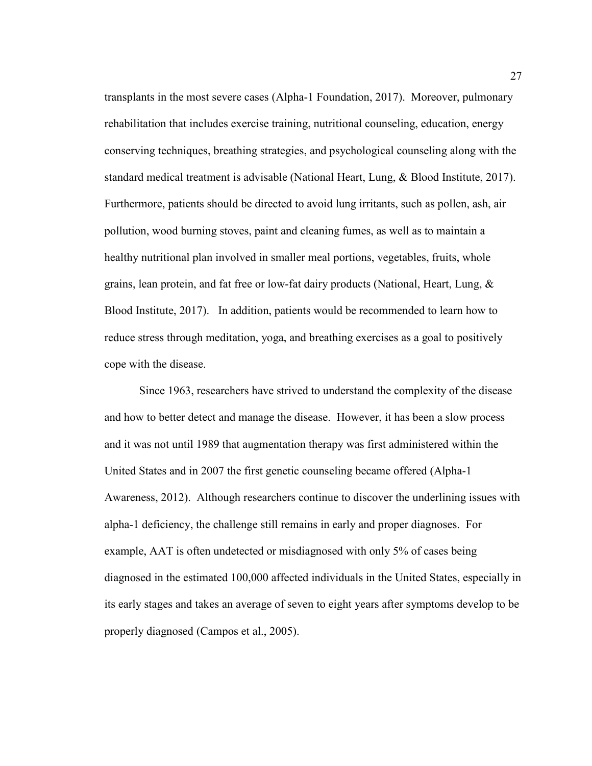transplants in the most severe cases (Alpha-1 Foundation, 2017). Moreover, pulmonary rehabilitation that includes exercise training, nutritional counseling, education, energy conserving techniques, breathing strategies, and psychological counseling along with the standard medical treatment is advisable (National Heart, Lung, & Blood Institute, 2017). Furthermore, patients should be directed to avoid lung irritants, such as pollen, ash, air pollution, wood burning stoves, paint and cleaning fumes, as well as to maintain a healthy nutritional plan involved in smaller meal portions, vegetables, fruits, whole grains, lean protein, and fat free or low-fat dairy products (National, Heart, Lung, & Blood Institute, 2017). In addition, patients would be recommended to learn how to reduce stress through meditation, yoga, and breathing exercises as a goal to positively cope with the disease.

Since 1963, researchers have strived to understand the complexity of the disease and how to better detect and manage the disease. However, it has been a slow process and it was not until 1989 that augmentation therapy was first administered within the United States and in 2007 the first genetic counseling became offered (Alpha-1 Awareness, 2012). Although researchers continue to discover the underlining issues with alpha-1 deficiency, the challenge still remains in early and proper diagnoses. For example, AAT is often undetected or misdiagnosed with only 5% of cases being diagnosed in the estimated 100,000 affected individuals in the United States, especially in its early stages and takes an average of seven to eight years after symptoms develop to be properly diagnosed (Campos et al., 2005).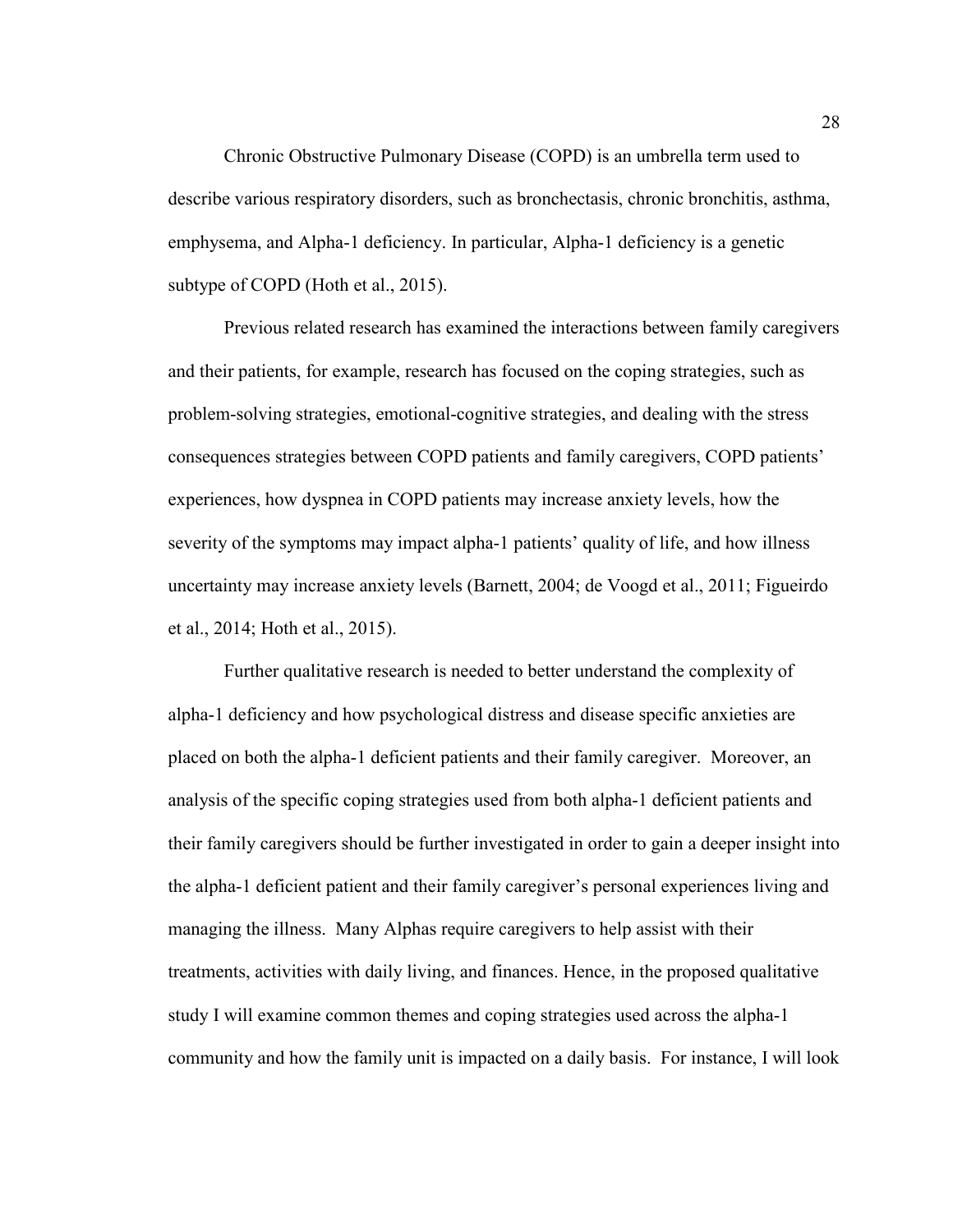Chronic Obstructive Pulmonary Disease (COPD) is an umbrella term used to describe various respiratory disorders, such as bronchectasis, chronic bronchitis, asthma, emphysema, and Alpha-1 deficiency. In particular, Alpha-1 deficiency is a genetic subtype of COPD (Hoth et al., 2015).

Previous related research has examined the interactions between family caregivers and their patients, for example, research has focused on the coping strategies, such as problem-solving strategies, emotional-cognitive strategies, and dealing with the stress consequences strategies between COPD patients and family caregivers, COPD patients' experiences, how dyspnea in COPD patients may increase anxiety levels, how the severity of the symptoms may impact alpha-1 patients' quality of life, and how illness uncertainty may increase anxiety levels (Barnett, 2004; de Voogd et al., 2011; Figueirdo et al., 2014; Hoth et al., 2015).

Further qualitative research is needed to better understand the complexity of alpha-1 deficiency and how psychological distress and disease specific anxieties are placed on both the alpha-1 deficient patients and their family caregiver. Moreover, an analysis of the specific coping strategies used from both alpha-1 deficient patients and their family caregivers should be further investigated in order to gain a deeper insight into the alpha-1 deficient patient and their family caregiver's personal experiences living and managing the illness. Many Alphas require caregivers to help assist with their treatments, activities with daily living, and finances. Hence, in the proposed qualitative study I will examine common themes and coping strategies used across the alpha-1 community and how the family unit is impacted on a daily basis. For instance, I will look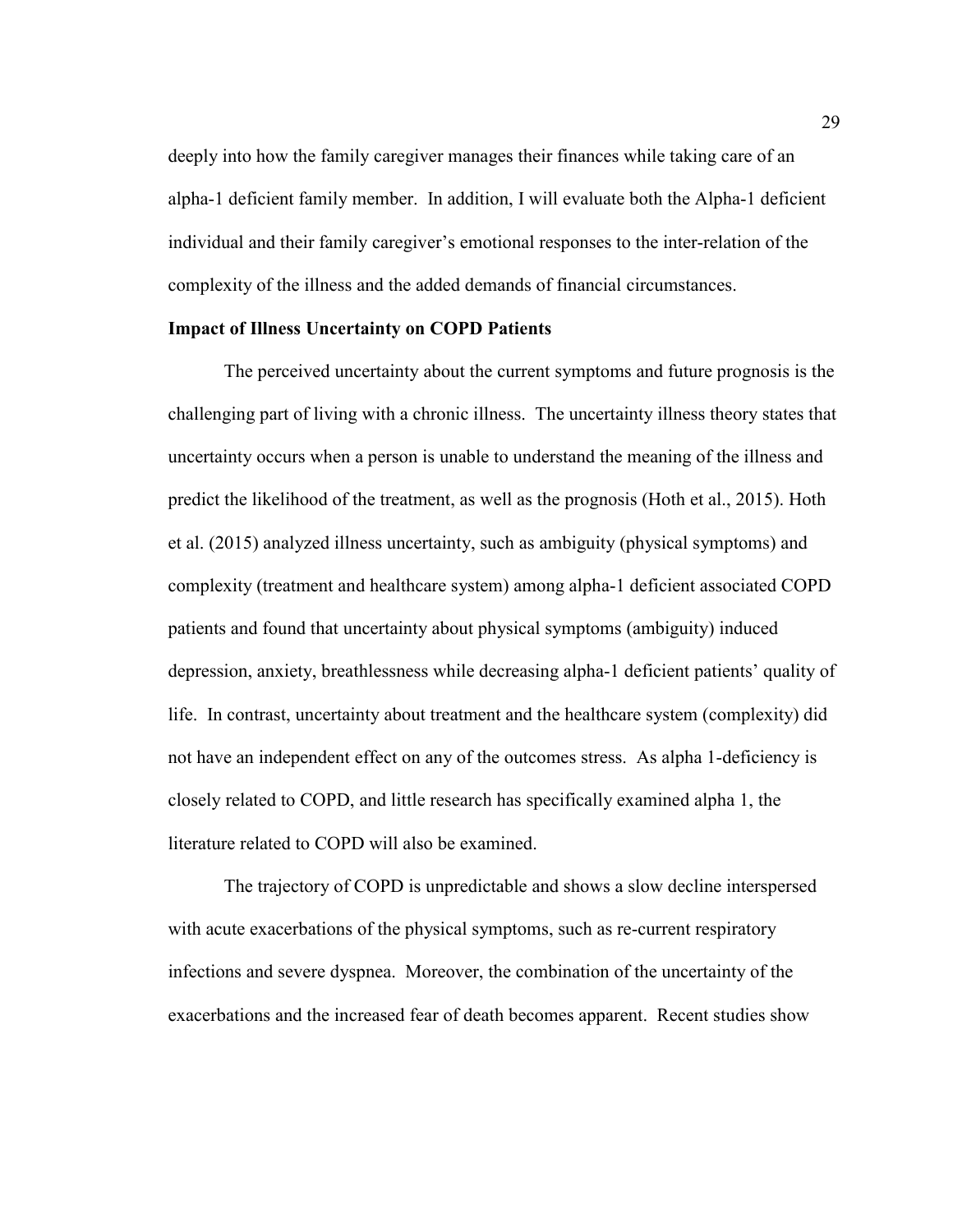deeply into how the family caregiver manages their finances while taking care of an alpha-1 deficient family member. In addition, I will evaluate both the Alpha-1 deficient individual and their family caregiver's emotional responses to the inter-relation of the complexity of the illness and the added demands of financial circumstances.

**Impact of Illness Uncertainty on COPD Patients**

The perceived uncertainty about the current symptoms and future prognosis is the challenging part of living with a chronic illness. The uncertainty illness theory states that uncertainty occurs when a person is unable to understand the meaning of the illness and predict the likelihood of the treatment, as well as the prognosis (Hoth et al., 2015). Hoth et al. (2015) analyzed illness uncertainty, such as ambiguity (physical symptoms) and complexity (treatment and healthcare system) among alpha-1 deficient associated COPD patients and found that uncertainty about physical symptoms (ambiguity) induced depression, anxiety, breathlessness while decreasing alpha-1 deficient patients' quality of life. In contrast, uncertainty about treatment and the healthcare system (complexity) did not have an independent effect on any of the outcomes stress. As alpha 1-deficiency is closely related to COPD, and little research has specifically examined alpha 1, the literature related to COPD will also be examined.

The trajectory of COPD is unpredictable and shows a slow decline interspersed with acute exacerbations of the physical symptoms, such as re-current respiratory infections and severe dyspnea. Moreover, the combination of the uncertainty of the exacerbations and the increased fear of death becomes apparent. Recent studies show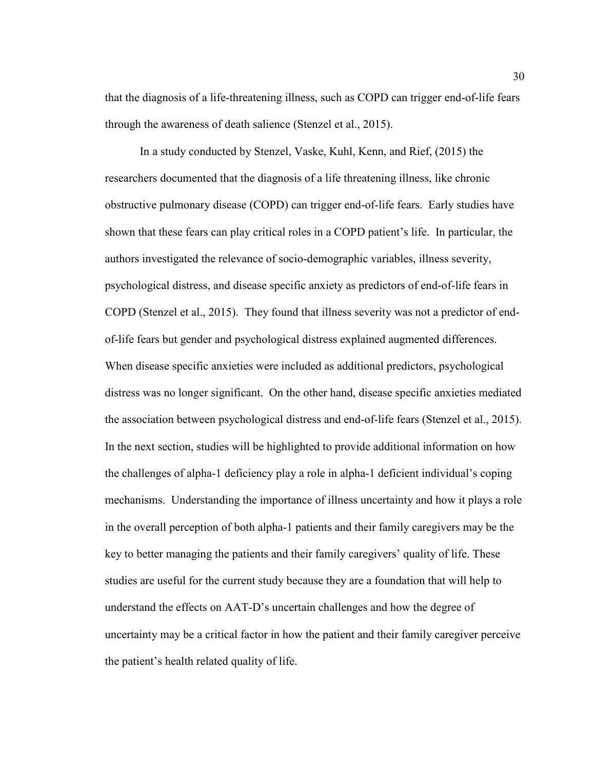that the diagnosis of a life-threatening illness, such as COPD can trigger end-of-life fears through the awareness of death salience (Stenzel et al., 2015).

In a study conducted by Stenzel, Vaske, Kuhl, Kenn, and Rief, (2015) the researchers documented that the diagnosis of a life threatening illness, like chronic obstructive pulmonary disease (COPD) can trigger end-of-life fears. Early studies have shown that these fears can play critical roles in a COPD patient's life. In particular, the authors investigated the relevance of socio-demographic variables, illness severity, psychological distress, and disease specific anxiety as predictors of end-of-life fears in COPD (Stenzel et al., 2015). They found that illness severity was not a predictor of end-of-life fears but gender and psychological distress explained augmented differences. When disease specific anxieties were included as additional predictors, psychological distress was no longer significant. On the other hand, disease specific anxieties mediated the association between psychological distress and end-of-life fears (Stenzel et al., 2015). In the next section, studies will be highlighted to provide additional information on how the challenges of alpha-1 deficiency play a role in alpha-1 deficient individual's coping mechanisms. Understanding the importance of illness uncertainty and how it plays a role in the overall perception of both alpha-1 patients and their family caregivers may be the key to better managing the patients and their family caregivers' quality of life. These studies are useful for the current study because they are a foundation that will help to understand the effects on AAT-D's uncertain challenges and how the degree of uncertainty may be a critical factor in how the patient and their family caregiver perceive the patient's health related quality of life.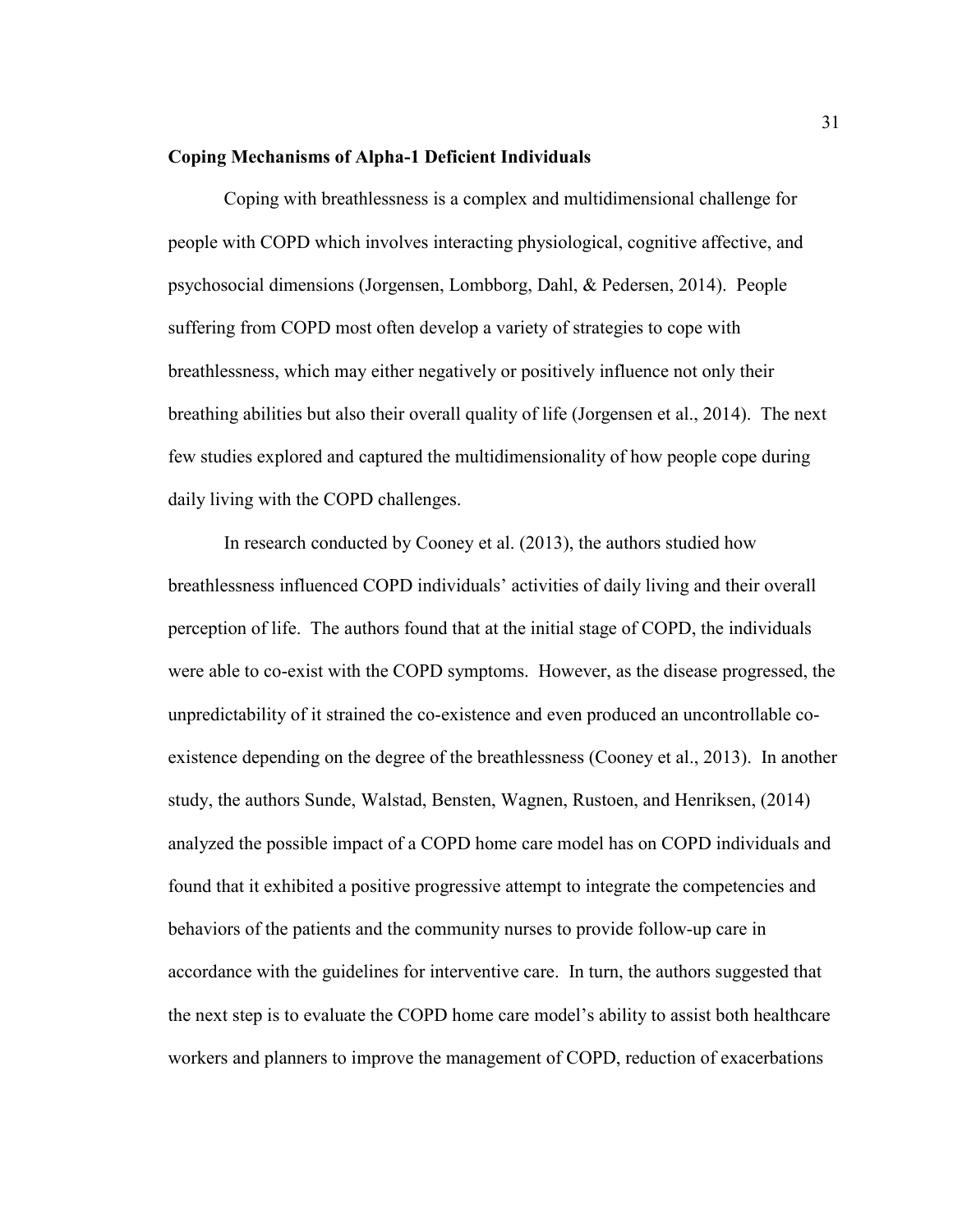**Coping Mechanisms of Alpha-1 Deficient Individuals**

Coping with breathlessness is a complex and multidimensional challenge for people with COPD which involves interacting physiological, cognitive affective, and psychosocial dimensions (Jorgensen, Lombborg, Dahl, & Pedersen, 2014). People suffering from COPD most often develop a variety of strategies to cope with breathlessness, which may either negatively or positively influence not only their breathing abilities but also their overall quality of life (Jorgensen et al., 2014). The next few studies explored and captured the multidimensionality of how people cope during daily living with the COPD challenges.

In research conducted by Cooney et al. (2013), the authors studied how breathlessness influenced COPD individuals' activities of daily living and their overall perception of life. The authors found that at the initial stage of COPD, the individuals were able to co-exist with the COPD symptoms. However, as the disease progressed, the unpredictability of it strained the co-existence and even produced an uncontrollable co-existence depending on the degree of the breathlessness (Cooney et al., 2013). In another study, the authors Sunde, Walstad, Bensten, Wagnen, Rustoen, and Henriksen, (2014) analyzed the possible impact of a COPD home care model has on COPD individuals and found that it exhibited a positive progressive attempt to integrate the competencies and behaviors of the patients and the community nurses to provide follow-up care in accordance with the guidelines for interventive care. In turn, the authors suggested that the next step is to evaluate the COPD home care model's ability to assist both healthcare workers and planners to improve the management of COPD, reduction of exacerbations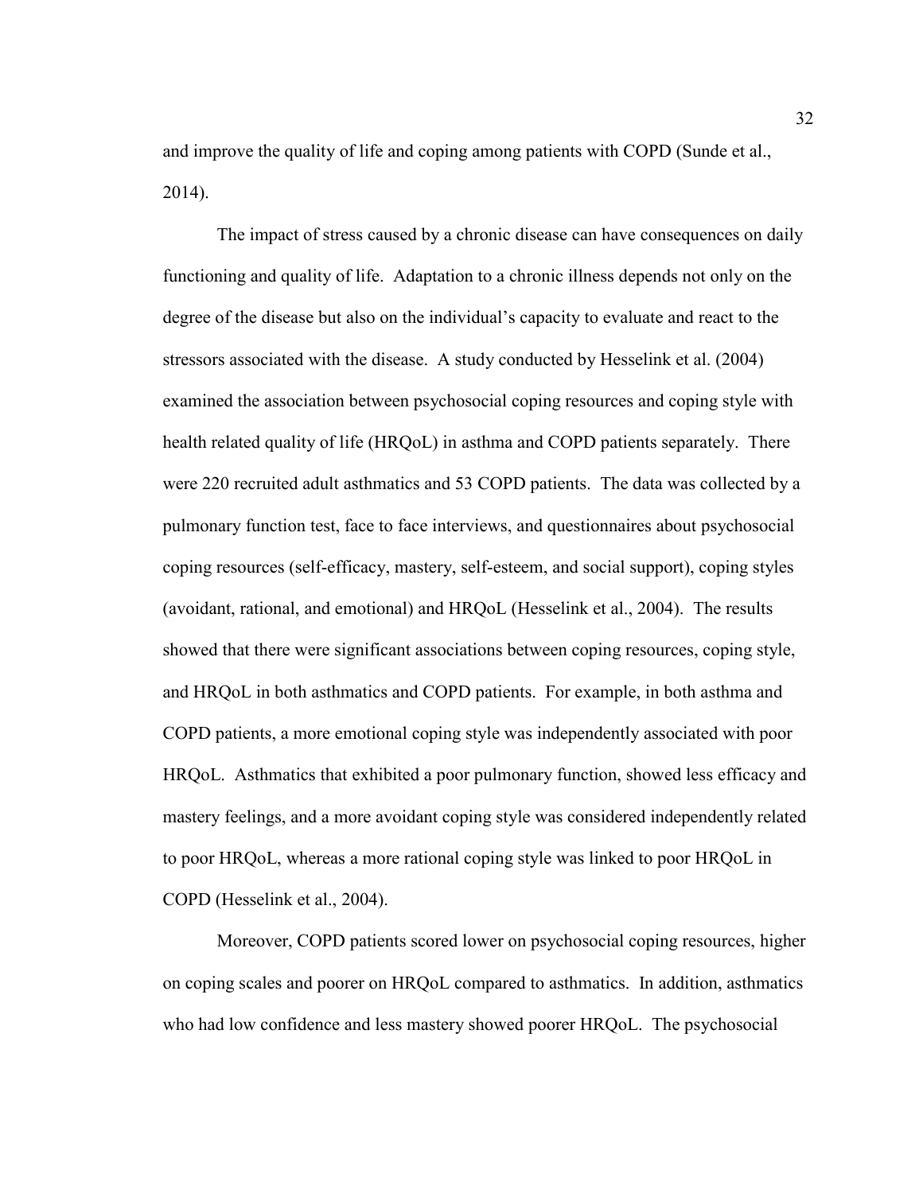and improve the quality of life and coping among patients with COPD (Sunde et al., 2014).

The impact of stress caused by a chronic disease can have consequences on daily functioning and quality of life. Adaptation to a chronic illness depends not only on the degree of the disease but also on the individual's capacity to evaluate and react to the stressors associated with the disease. A study conducted by Hesselink et al. (2004) examined the association between psychosocial coping resources and coping style with health related quality of life (HRQoL) in asthma and COPD patients separately. There were 220 recruited adult asthmatics and 53 COPD patients. The data was collected by a pulmonary function test, face to face interviews, and questionnaires about psychosocial coping resources (self-efficacy, mastery, self-esteem, and social support), coping styles (avoidant, rational, and emotional) and HRQoL (Hesselink et al., 2004). The results showed that there were significant associations between coping resources, coping style, and HRQoL in both asthmatics and COPD patients. For example, in both asthma and COPD patients, a more emotional coping style was independently associated with poor HRQoL. Asthmatics that exhibited a poor pulmonary function, showed less efficacy and mastery feelings, and a more avoidant coping style was considered independently related to poor HRQoL, whereas a more rational coping style was linked to poor HRQoL in COPD (Hesselink et al., 2004).

Moreover, COPD patients scored lower on psychosocial coping resources, higher on coping scales and poorer on HRQoL compared to asthmatics. In addition, asthmatics who had low confidence and less mastery showed poorer HRQoL. The psychosocial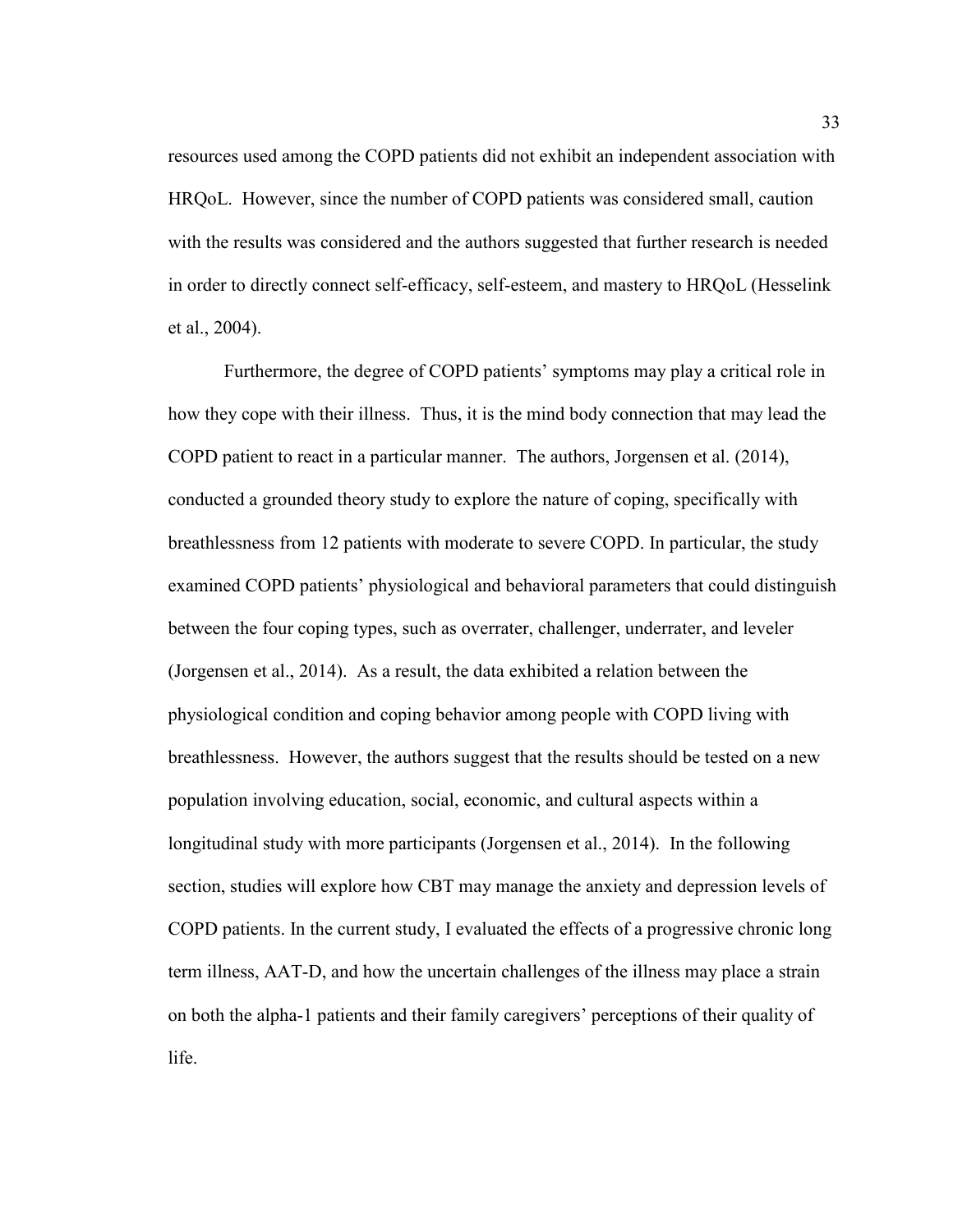resources used among the COPD patients did not exhibit an independent association with HRQoL. However, since the number of COPD patients was considered small, caution with the results was considered and the authors suggested that further research is needed in order to directly connect self-efficacy, self-esteem, and mastery to HRQoL (Hesselink et al., 2004).

Furthermore, the degree of COPD patients' symptoms may play a critical role in how they cope with their illness. Thus, it is the mind body connection that may lead the COPD patient to react in a particular manner. The authors, Jorgensen et al. (2014), conducted a grounded theory study to explore the nature of coping, specifically with breathlessness from 12 patients with moderate to severe COPD. In particular, the study examined COPD patients' physiological and behavioral parameters that could distinguish between the four coping types, such as overrater, challenger, underrater, and leveler (Jorgensen et al., 2014). As a result, the data exhibited a relation between the physiological condition and coping behavior among people with COPD living with breathlessness. However, the authors suggest that the results should be tested on a new population involving education, social, economic, and cultural aspects within a longitudinal study with more participants (Jorgensen et al., 2014). In the following section, studies will explore how CBT may manage the anxiety and depression levels of COPD patients. In the current study, I evaluated the effects of a progressive chronic long term illness, AAT-D, and how the uncertain challenges of the illness may place a strain on both the alpha-1 patients and their family caregivers' perceptions of their quality of life.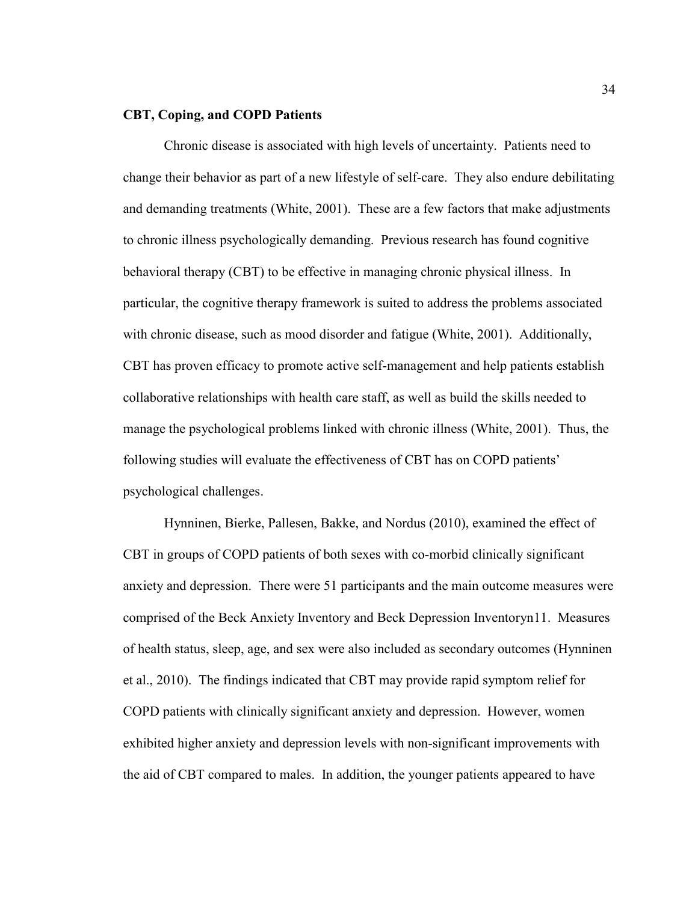**CBT, Coping, and COPD Patients**

Chronic disease is associated with high levels of uncertainty. Patients need to change their behavior as part of a new lifestyle of self-care. They also endure debilitating and demanding treatments (White, 2001). These are a few factors that make adjustments to chronic illness psychologically demanding. Previous research has found cognitive behavioral therapy (CBT) to be effective in managing chronic physical illness. In particular, the cognitive therapy framework is suited to address the problems associated with chronic disease, such as mood disorder and fatigue (White, 2001). Additionally, CBT has proven efficacy to promote active self-management and help patients establish collaborative relationships with health care staff, as well as build the skills needed to manage the psychological problems linked with chronic illness (White, 2001). Thus, the following studies will evaluate the effectiveness of CBT has on COPD patients' psychological challenges.

Hynninen, Bierke, Pallesen, Bakke, and Nordus (2010), examined the effect of CBT in groups of COPD patients of both sexes with co-morbid clinically significant anxiety and depression. There were 51 participants and the main outcome measures were comprised of the Beck Anxiety Inventory and Beck Depression Inventoryn11. Measures of health status, sleep, age, and sex were also included as secondary outcomes (Hynninen et al., 2010). The findings indicated that CBT may provide rapid symptom relief for COPD patients with clinically significant anxiety and depression. However, women exhibited higher anxiety and depression levels with non-significant improvements with the aid of CBT compared to males. In addition, the younger patients appeared to have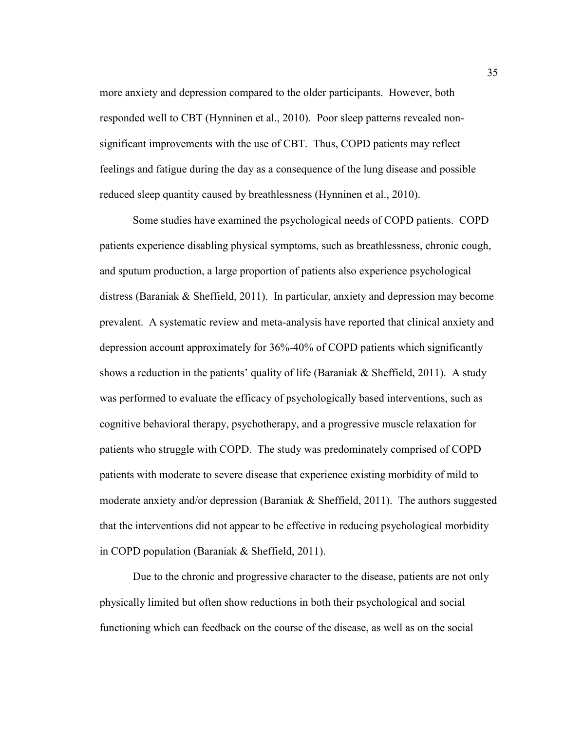more anxiety and depression compared to the older participants. However, both responded well to CBT (Hynninen et al., 2010). Poor sleep patterns revealed non-significant improvements with the use of CBT. Thus, COPD patients may reflect feelings and fatigue during the day as a consequence of the lung disease and possible reduced sleep quantity caused by breathlessness (Hynninen et al., 2010).

Some studies have examined the psychological needs of COPD patients. COPD patients experience disabling physical symptoms, such as breathlessness, chronic cough, and sputum production, a large proportion of patients also experience psychological distress (Baraniak & Sheffield, 2011). In particular, anxiety and depression may become prevalent. A systematic review and meta-analysis have reported that clinical anxiety and depression account approximately for 36%-40% of COPD patients which significantly shows a reduction in the patients' quality of life (Baraniak & Sheffield, 2011). A study was performed to evaluate the efficacy of psychologically based interventions, such as cognitive behavioral therapy, psychotherapy, and a progressive muscle relaxation for patients who struggle with COPD. The study was predominately comprised of COPD patients with moderate to severe disease that experience existing morbidity of mild to moderate anxiety and/or depression (Baraniak & Sheffield, 2011). The authors suggested that the interventions did not appear to be effective in reducing psychological morbidity in COPD population (Baraniak & Sheffield, 2011).

Due to the chronic and progressive character to the disease, patients are not only physically limited but often show reductions in both their psychological and social functioning which can feedback on the course of the disease, as well as on the social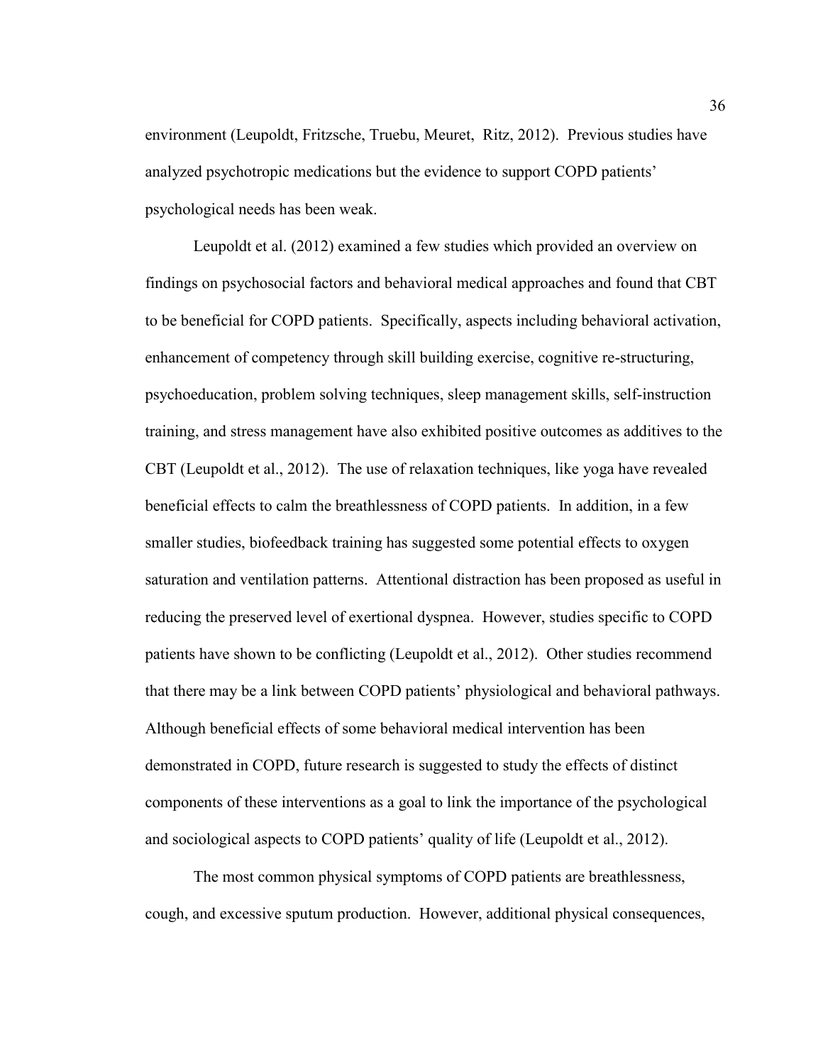environment (Leupoldt, Fritzsche, Truebu, Meuret, Ritz, 2012). Previous studies have analyzed psychotropic medications but the evidence to support COPD patients' psychological needs has been weak.

Leupoldt et al. (2012) examined a few studies which provided an overview on findings on psychosocial factors and behavioral medical approaches and found that CBT to be beneficial for COPD patients. Specifically, aspects including behavioral activation, enhancement of competency through skill building exercise, cognitive re-structuring, psychoeducation, problem solving techniques, sleep management skills, self-instruction training, and stress management have also exhibited positive outcomes as additives to the CBT (Leupoldt et al., 2012). The use of relaxation techniques, like yoga have revealed beneficial effects to calm the breathlessness of COPD patients. In addition, in a few smaller studies, biofeedback training has suggested some potential effects to oxygen saturation and ventilation patterns. Attentional distraction has been proposed as useful in reducing the preserved level of exertional dyspnea. However, studies specific to COPD patients have shown to be conflicting (Leupoldt et al., 2012). Other studies recommend that there may be a link between COPD patients' physiological and behavioral pathways. Although beneficial effects of some behavioral medical intervention has been demonstrated in COPD, future research is suggested to study the effects of distinct components of these interventions as a goal to link the importance of the psychological and sociological aspects to COPD patients' quality of life (Leupoldt et al., 2012).

The most common physical symptoms of COPD patients are breathlessness, cough, and excessive sputum production. However, additional physical consequences,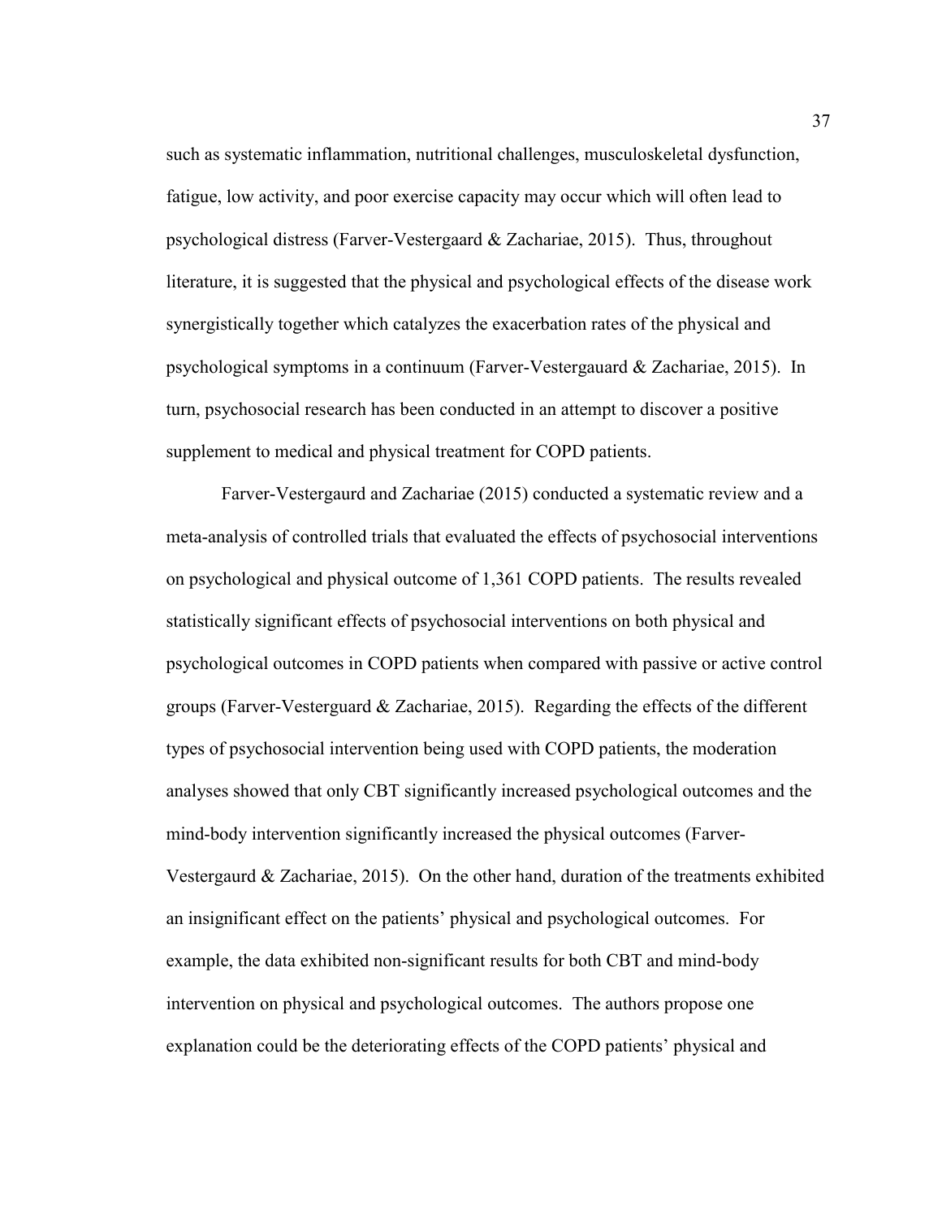such as systematic inflammation, nutritional challenges, musculoskeletal dysfunction, fatigue, low activity, and poor exercise capacity may occur which will often lead to psychological distress (Farver-Vestergaard & Zachariae, 2015). Thus, throughout literature, it is suggested that the physical and psychological effects of the disease work synergistically together which catalyzes the exacerbation rates of the physical and psychological symptoms in a continuum (Farver-Vestergauard & Zachariae, 2015). In turn, psychosocial research has been conducted in an attempt to discover a positive supplement to medical and physical treatment for COPD patients.

Farver-Vestergaurd and Zachariae (2015) conducted a systematic review and a meta-analysis of controlled trials that evaluated the effects of psychosocial interventions on psychological and physical outcome of 1,361 COPD patients. The results revealed statistically significant effects of psychosocial interventions on both physical and psychological outcomes in COPD patients when compared with passive or active control groups (Farver-Vesterguard & Zachariae, 2015). Regarding the effects of the different types of psychosocial intervention being used with COPD patients, the moderation analyses showed that only CBT significantly increased psychological outcomes and the mind-body intervention significantly increased the physical outcomes (Farver-Vestergaurd & Zachariae, 2015). On the other hand, duration of the treatments exhibited an insignificant effect on the patients' physical and psychological outcomes. For example, the data exhibited non-significant results for both CBT and mind-body intervention on physical and psychological outcomes. The authors propose one explanation could be the deteriorating effects of the COPD patients' physical and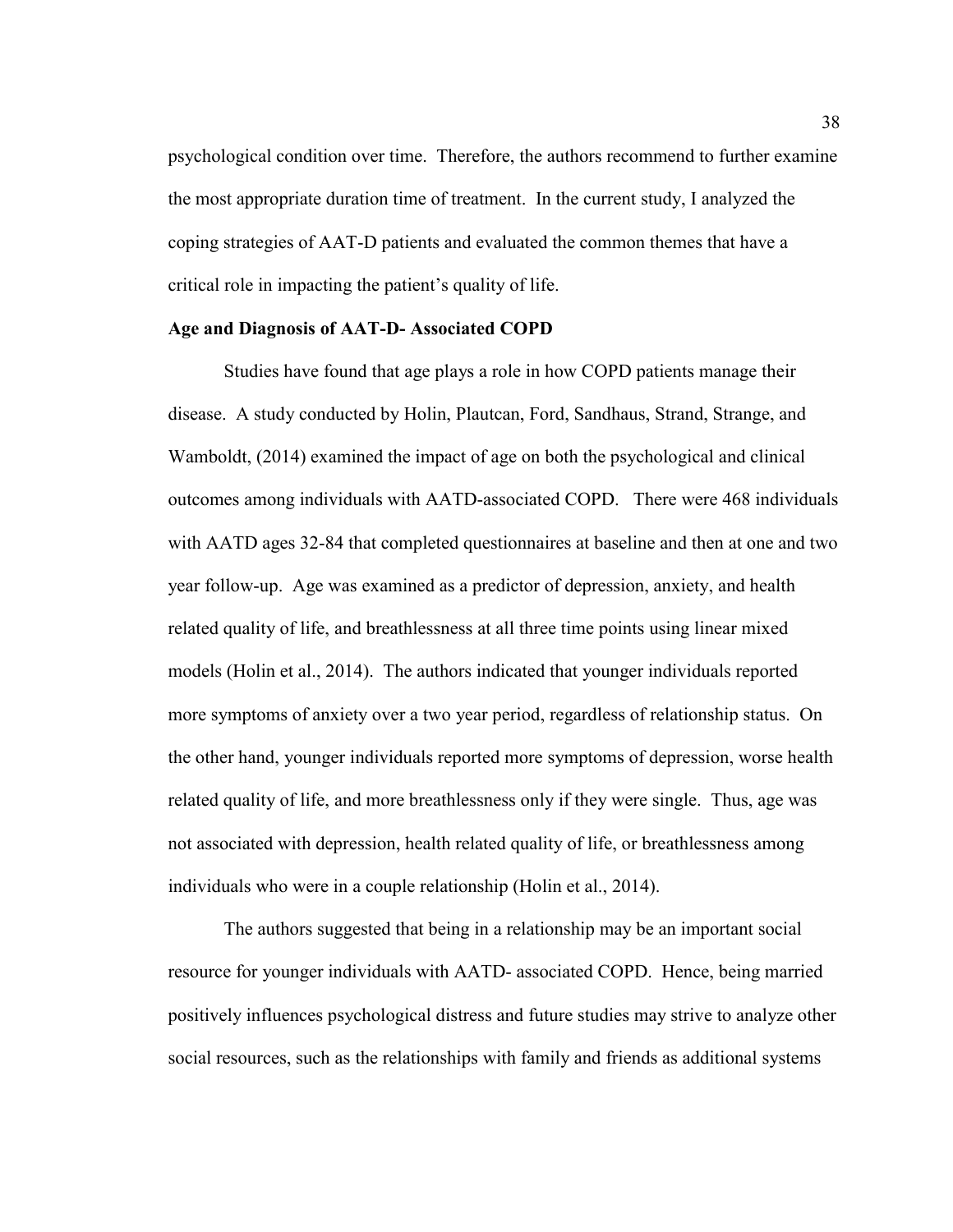psychological condition over time. Therefore, the authors recommend to further examine the most appropriate duration time of treatment. In the current study, I analyzed the coping strategies of AAT-D patients and evaluated the common themes that have a critical role in impacting the patient's quality of life.

**Age and Diagnosis of AAT-D- Associated COPD**

Studies have found that age plays a role in how COPD patients manage their disease. A study conducted by Holin, Plautcan, Ford, Sandhaus, Strand, Strange, and Wamboldt, (2014) examined the impact of age on both the psychological and clinical outcomes among individuals with AATD-associated COPD. There were 468 individuals with AATD ages 32-84 that completed questionnaires at baseline and then at one and two year follow-up. Age was examined as a predictor of depression, anxiety, and health related quality of life, and breathlessness at all three time points using linear mixed models (Holin et al., 2014). The authors indicated that younger individuals reported more symptoms of anxiety over a two year period, regardless of relationship status. On the other hand, younger individuals reported more symptoms of depression, worse health related quality of life, and more breathlessness only if they were single. Thus, age was not associated with depression, health related quality of life, or breathlessness among individuals who were in a couple relationship (Holin et al., 2014).

The authors suggested that being in a relationship may be an important social resource for younger individuals with AATD- associated COPD. Hence, being married positively influences psychological distress and future studies may strive to analyze other social resources, such as the relationships with family and friends as additional systems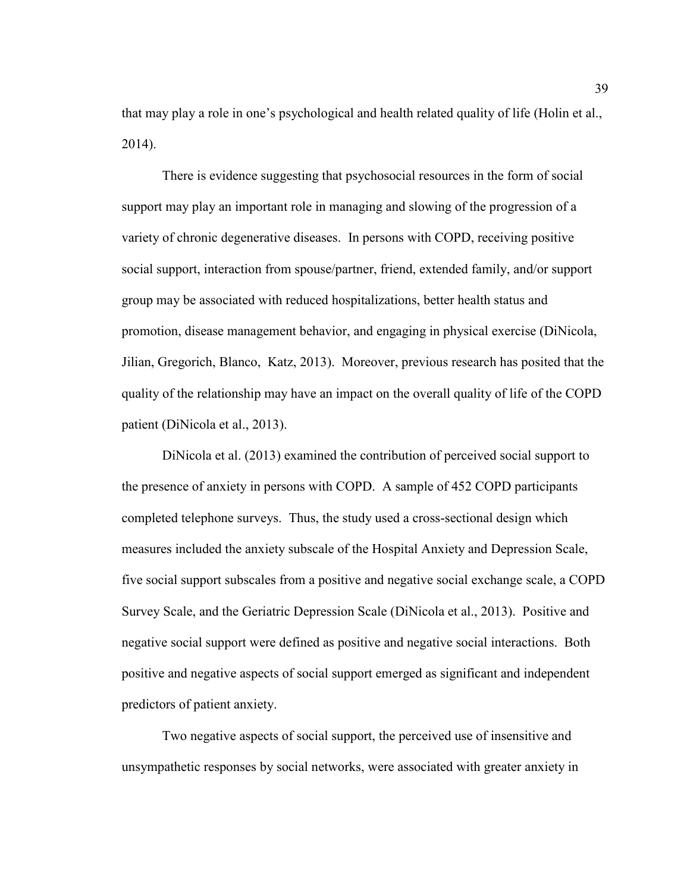that may play a role in one's psychological and health related quality of life (Holin et al., 2014).

There is evidence suggesting that psychosocial resources in the form of social support may play an important role in managing and slowing of the progression of a variety of chronic degenerative diseases. In persons with COPD, receiving positive social support, interaction from spouse/partner, friend, extended family, and/or support group may be associated with reduced hospitalizations, better health status and promotion, disease management behavior, and engaging in physical exercise (DiNicola, Jilian, Gregorich, Blanco, Katz, 2013). Moreover, previous research has posited that the quality of the relationship may have an impact on the overall quality of life of the COPD patient (DiNicola et al., 2013).

DiNicola et al. (2013) examined the contribution of perceived social support to the presence of anxiety in persons with COPD. A sample of 452 COPD participants completed telephone surveys. Thus, the study used a cross-sectional design which measures included the anxiety subscale of the Hospital Anxiety and Depression Scale, five social support subscales from a positive and negative social exchange scale, a COPD Survey Scale, and the Geriatric Depression Scale (DiNicola et al., 2013). Positive and negative social support were defined as positive and negative social interactions. Both positive and negative aspects of social support emerged as significant and independent predictors of patient anxiety.

Two negative aspects of social support, the perceived use of insensitive and unsympathetic responses by social networks, were associated with greater anxiety in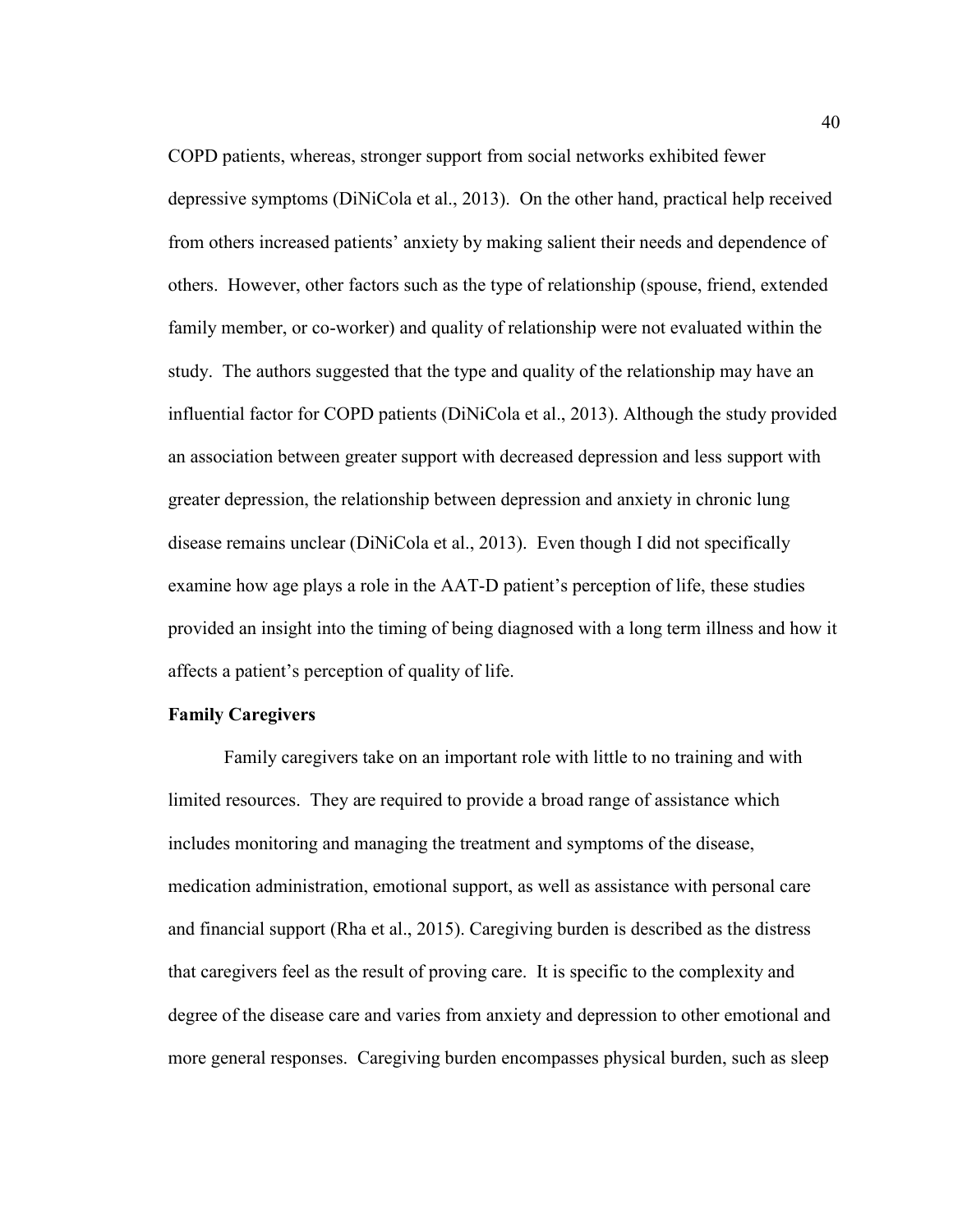COPD patients, whereas, stronger support from social networks exhibited fewer depressive symptoms (DiNiCola et al., 2013). On the other hand, practical help received from others increased patients' anxiety by making salient their needs and dependence of others. However, other factors such as the type of relationship (spouse, friend, extended family member, or co-worker) and quality of relationship were not evaluated within the study. The authors suggested that the type and quality of the relationship may have an influential factor for COPD patients (DiNiCola et al., 2013). Although the study provided an association between greater support with decreased depression and less support with greater depression, the relationship between depression and anxiety in chronic lung disease remains unclear (DiNiCola et al., 2013). Even though I did not specifically examine how age plays a role in the AAT-D patient's perception of life, these studies provided an insight into the timing of being diagnosed with a long term illness and how it affects a patient's perception of quality of life.

**Family Caregivers**

Family caregivers take on an important role with little to no training and with limited resources. They are required to provide a broad range of assistance which includes monitoring and managing the treatment and symptoms of the disease, medication administration, emotional support, as well as assistance with personal care and financial support (Rha et al., 2015). Caregiving burden is described as the distress that caregivers feel as the result of proving care. It is specific to the complexity and degree of the disease care and varies from anxiety and depression to other emotional and more general responses. Caregiving burden encompasses physical burden, such as sleep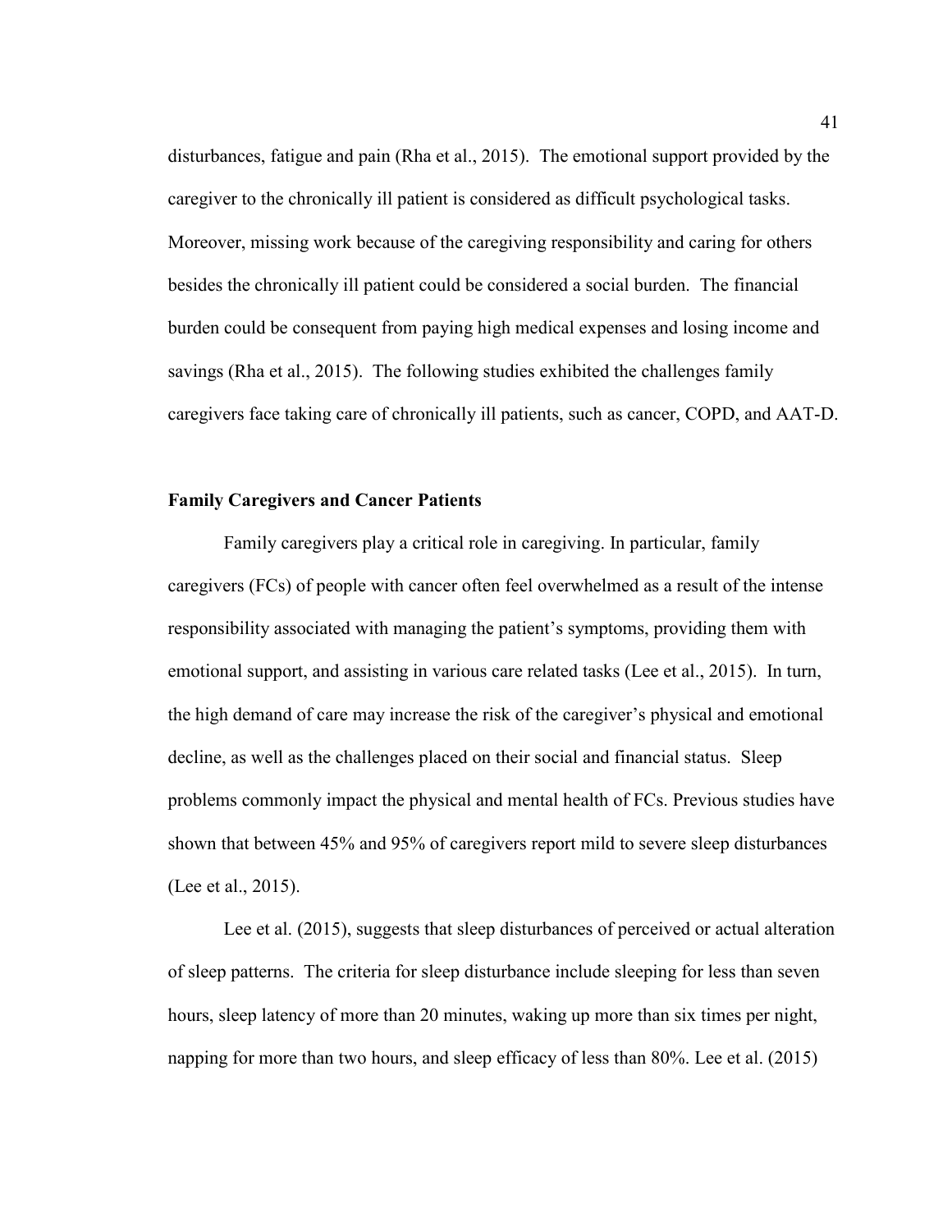disturbances, fatigue and pain (Rha et al., 2015). The emotional support provided by the caregiver to the chronically ill patient is considered as difficult psychological tasks. Moreover, missing work because of the caregiving responsibility and caring for others besides the chronically ill patient could be considered a social burden. The financial burden could be consequent from paying high medical expenses and losing income and savings (Rha et al., 2015). The following studies exhibited the challenges family caregivers face taking care of chronically ill patients, such as cancer, COPD, and AAT-D.

### Family Caregivers and Cancer Patients

Family caregivers play a critical role in caregiving. In particular, family caregivers (FCs) of people with cancer often feel overwhelmed as a result of the intense responsibility associated with managing the patient's symptoms, providing them with emotional support, and assisting in various care related tasks (Lee et al., 2015). In turn, the high demand of care may increase the risk of the caregiver's physical and emotional decline, as well as the challenges placed on their social and financial status. Sleep problems commonly impact the physical and mental health of FCs. Previous studies have shown that between 45% and 95% of caregivers report mild to severe sleep disturbances (Lee et al., 2015).

Lee et al. (2015), suggests that sleep disturbances of perceived or actual alteration of sleep patterns. The criteria for sleep disturbance include sleeping for less than seven hours, sleep latency of more than 20 minutes, waking up more than six times per night, napping for more than two hours, and sleep efficacy of less than 80%. Lee et al. (2015)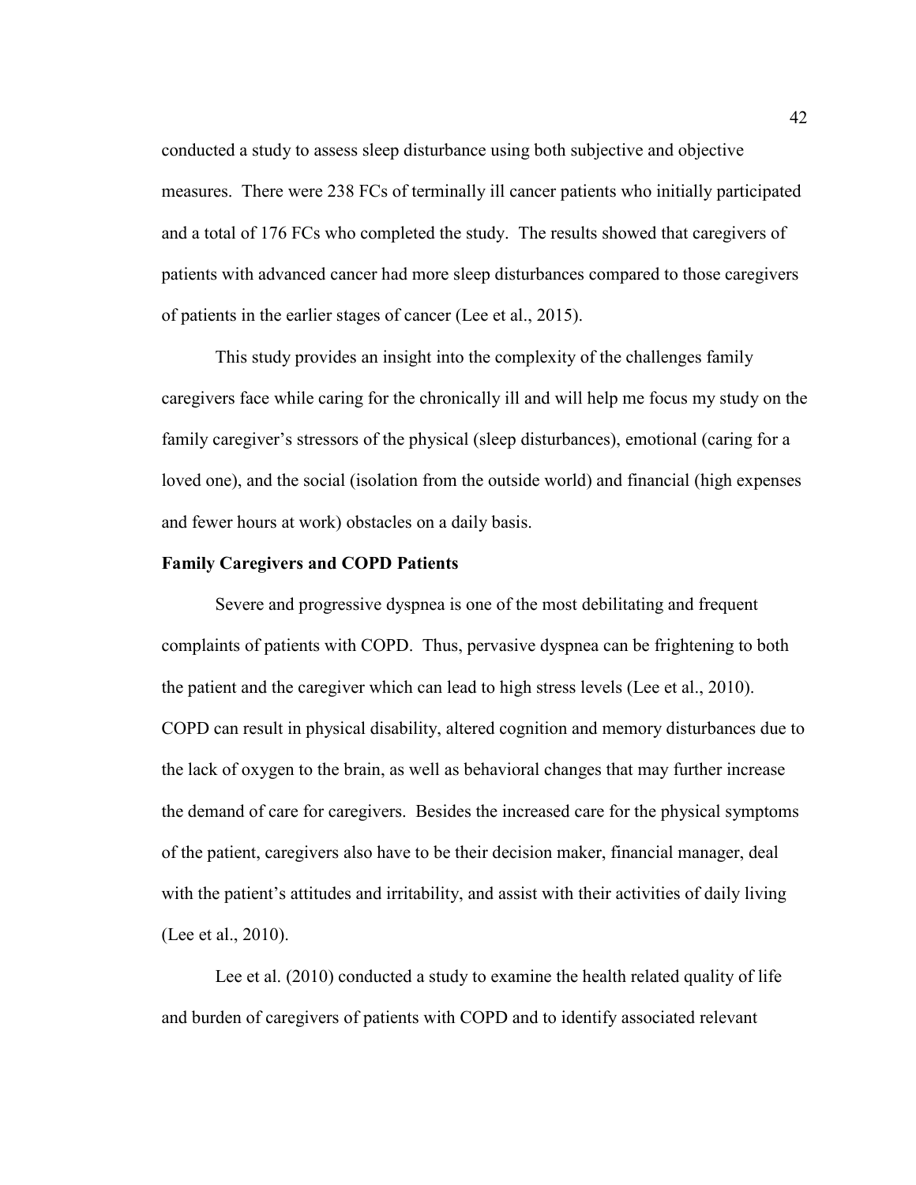conducted a study to assess sleep disturbance using both subjective and objective measures. There were 238 FCs of terminally ill cancer patients who initially participated and a total of 176 FCs who completed the study. The results showed that caregivers of patients with advanced cancer had more sleep disturbances compared to those caregivers of patients in the earlier stages of cancer (Lee et al., 2015).

This study provides an insight into the complexity of the challenges family caregivers face while caring for the chronically ill and will help me focus my study on the family caregiver's stressors of the physical (sleep disturbances), emotional (caring for a loved one), and the social (isolation from the outside world) and financial (high expenses and fewer hours at work) obstacles on a daily basis.

**Family Caregivers and COPD Patients**

Severe and progressive dyspnea is one of the most debilitating and frequent complaints of patients with COPD. Thus, pervasive dyspnea can be frightening to both the patient and the caregiver which can lead to high stress levels (Lee et al., 2010). COPD can result in physical disability, altered cognition and memory disturbances due to the lack of oxygen to the brain, as well as behavioral changes that may further increase the demand of care for caregivers. Besides the increased care for the physical symptoms of the patient, caregivers also have to be their decision maker, financial manager, deal with the patient's attitudes and irritability, and assist with their activities of daily living (Lee et al., 2010).

Lee et al. (2010) conducted a study to examine the health related quality of life and burden of caregivers of patients with COPD and to identify associated relevant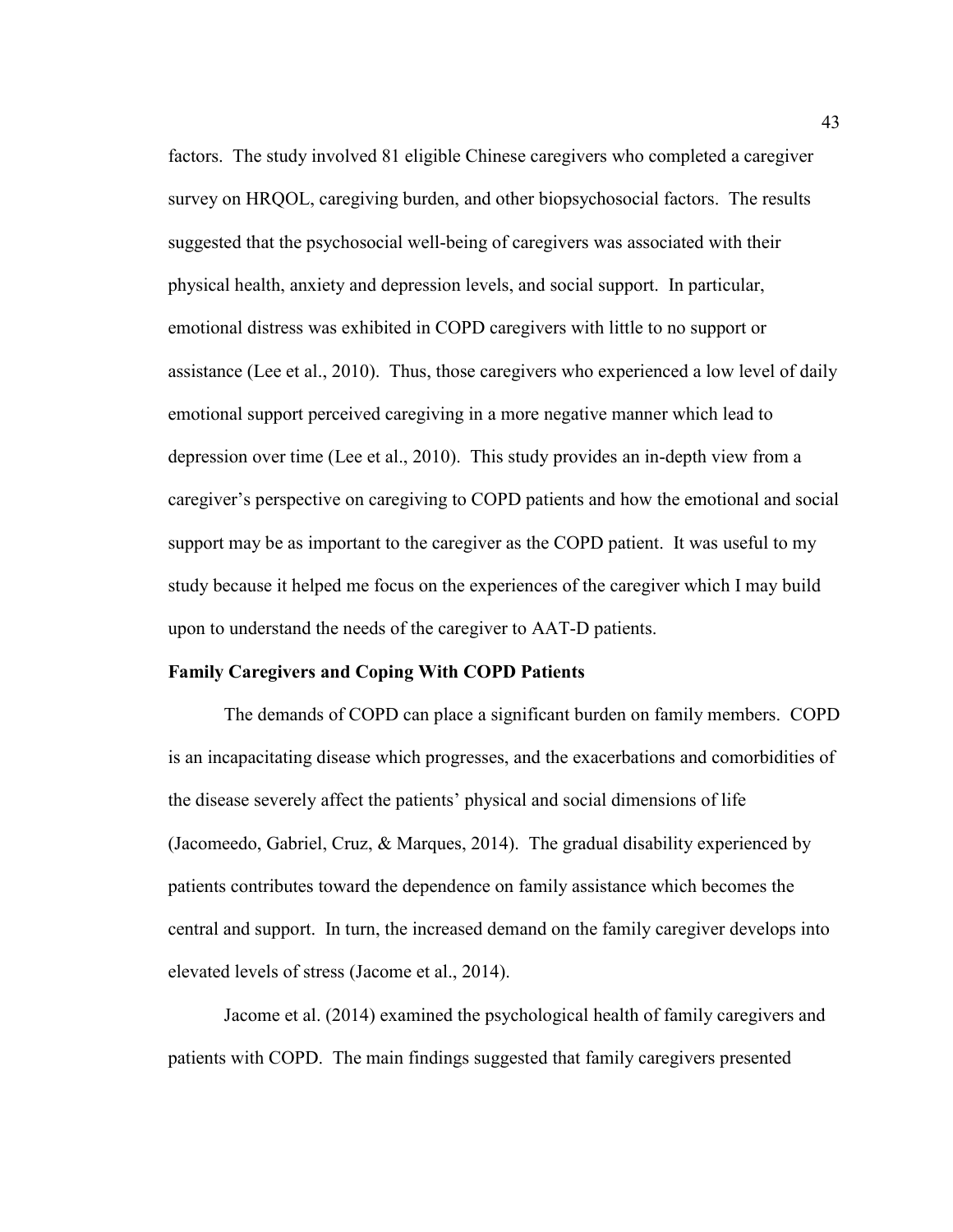factors. The study involved 81 eligible Chinese caregivers who completed a caregiver survey on HRQOL, caregiving burden, and other biopsychosocial factors. The results suggested that the psychosocial well-being of caregivers was associated with their physical health, anxiety and depression levels, and social support. In particular, emotional distress was exhibited in COPD caregivers with little to no support or assistance (Lee et al., 2010). Thus, those caregivers who experienced a low level of daily emotional support perceived caregiving in a more negative manner which lead to depression over time (Lee et al., 2010). This study provides an in-depth view from a caregiver's perspective on caregiving to COPD patients and how the emotional and social support may be as important to the caregiver as the COPD patient. It was useful to my study because it helped me focus on the experiences of the caregiver which I may build upon to understand the needs of the caregiver to AAT-D patients.

**Family Caregivers and Coping With COPD Patients**

The demands of COPD can place a significant burden on family members. COPD is an incapacitating disease which progresses, and the exacerbations and comorbidities of the disease severely affect the patients' physical and social dimensions of life (Jacomeedo, Gabriel, Cruz, & Marques, 2014). The gradual disability experienced by patients contributes toward the dependence on family assistance which becomes the central and support. In turn, the increased demand on the family caregiver develops into elevated levels of stress (Jacome et al., 2014).

Jacome et al. (2014) examined the psychological health of family caregivers and patients with COPD. The main findings suggested that family caregivers presented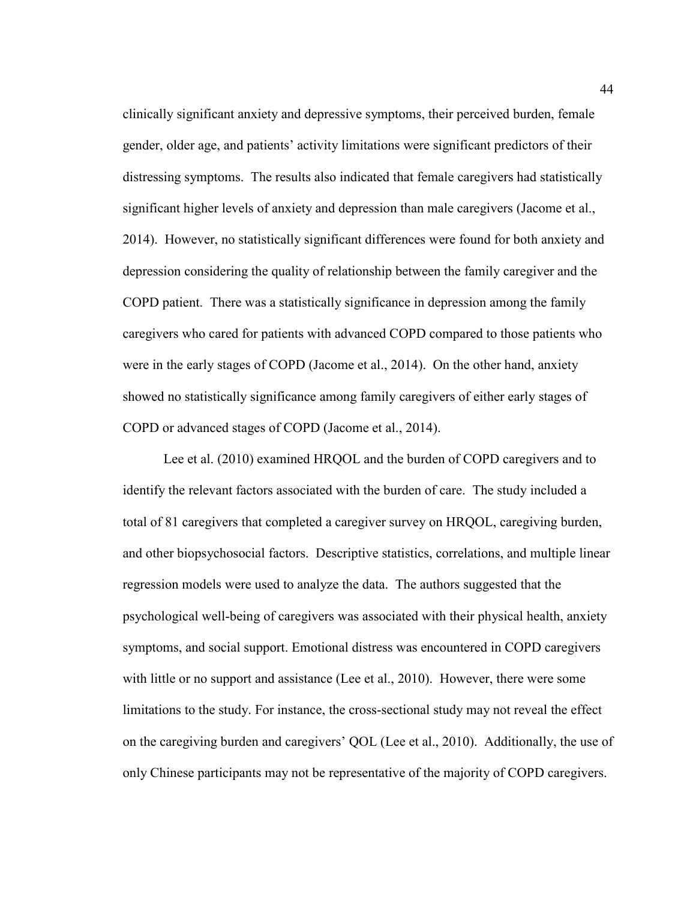clinically significant anxiety and depressive symptoms, their perceived burden, female gender, older age, and patients' activity limitations were significant predictors of their distressing symptoms. The results also indicated that female caregivers had statistically significant higher levels of anxiety and depression than male caregivers (Jacome et al., 2014). However, no statistically significant differences were found for both anxiety and depression considering the quality of relationship between the family caregiver and the COPD patient. There was a statistically significance in depression among the family caregivers who cared for patients with advanced COPD compared to those patients who were in the early stages of COPD (Jacome et al., 2014). On the other hand, anxiety showed no statistically significance among family caregivers of either early stages of COPD or advanced stages of COPD (Jacome et al., 2014).

Lee et al. (2010) examined HRQOL and the burden of COPD caregivers and to identify the relevant factors associated with the burden of care. The study included a total of 81 caregivers that completed a caregiver survey on HRQOL, caregiving burden, and other biopsychosocial factors. Descriptive statistics, correlations, and multiple linear regression models were used to analyze the data. The authors suggested that the psychological well-being of caregivers was associated with their physical health, anxiety symptoms, and social support. Emotional distress was encountered in COPD caregivers with little or no support and assistance (Lee et al., 2010). However, there were some limitations to the study. For instance, the cross-sectional study may not reveal the effect on the caregiving burden and caregivers' QOL (Lee et al., 2010). Additionally, the use of only Chinese participants may not be representative of the majority of COPD caregivers.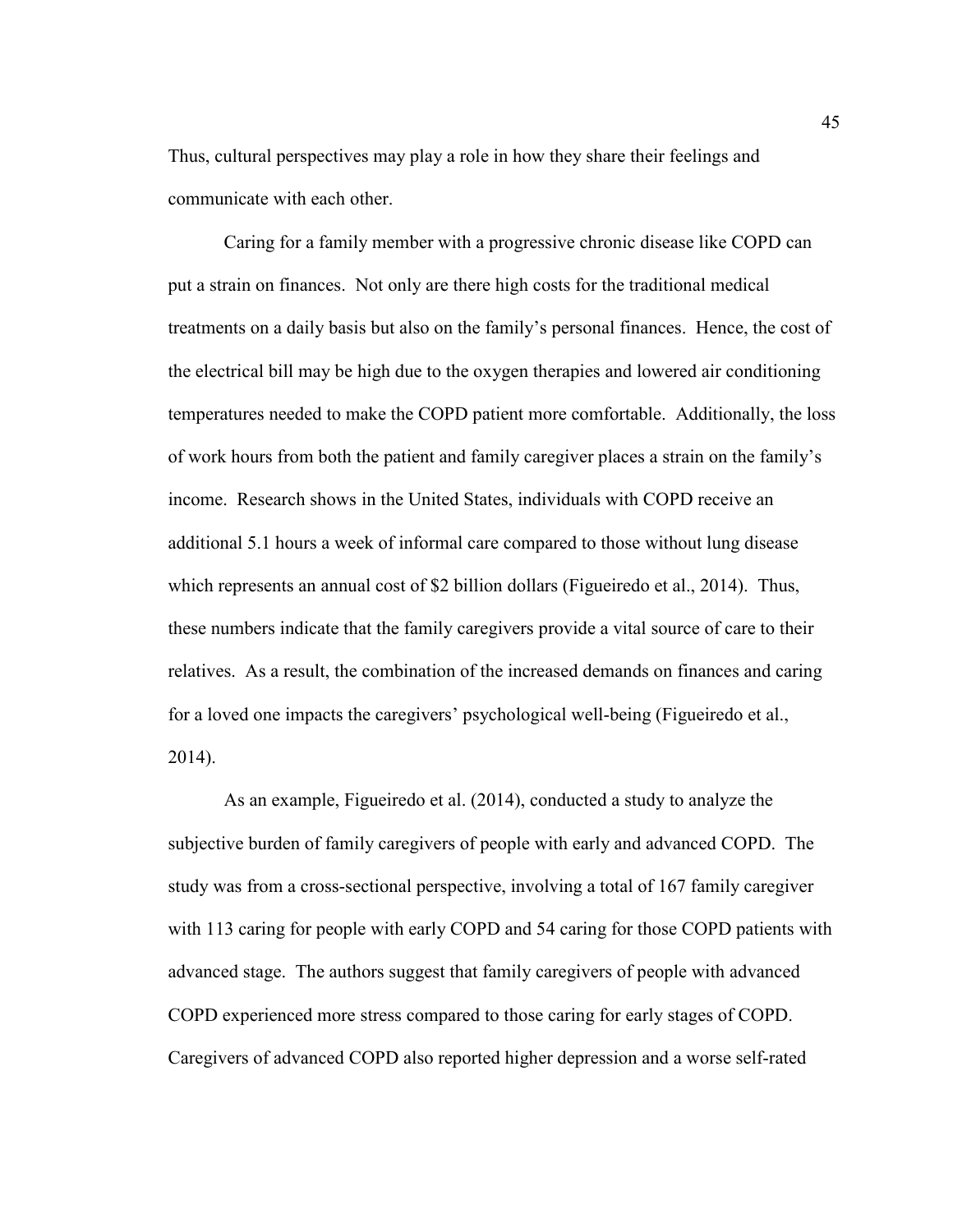Thus, cultural perspectives may play a role in how they share their feelings and communicate with each other.

Caring for a family member with a progressive chronic disease like COPD can put a strain on finances. Not only are there high costs for the traditional medical treatments on a daily basis but also on the family's personal finances. Hence, the cost of the electrical bill may be high due to the oxygen therapies and lowered air conditioning temperatures needed to make the COPD patient more comfortable. Additionally, the loss of work hours from both the patient and family caregiver places a strain on the family's income. Research shows in the United States, individuals with COPD receive an additional 5.1 hours a week of informal care compared to those without lung disease which represents an annual cost of $2 billion dollars (Figueiredo et al., 2014). Thus, these numbers indicate that the family caregivers provide a vital source of care to their relatives. As a result, the combination of the increased demands on finances and caring for a loved one impacts the caregivers' psychological well-being (Figueiredo et al., 2014).

As an example, Figueiredo et al. (2014), conducted a study to analyze the subjective burden of family caregivers of people with early and advanced COPD. The study was from a cross-sectional perspective, involving a total of 167 family caregiver with 113 caring for people with early COPD and 54 caring for those COPD patients with advanced stage. The authors suggest that family caregivers of people with advanced COPD experienced more stress compared to those caring for early stages of COPD. Caregivers of advanced COPD also reported higher depression and a worse self-rated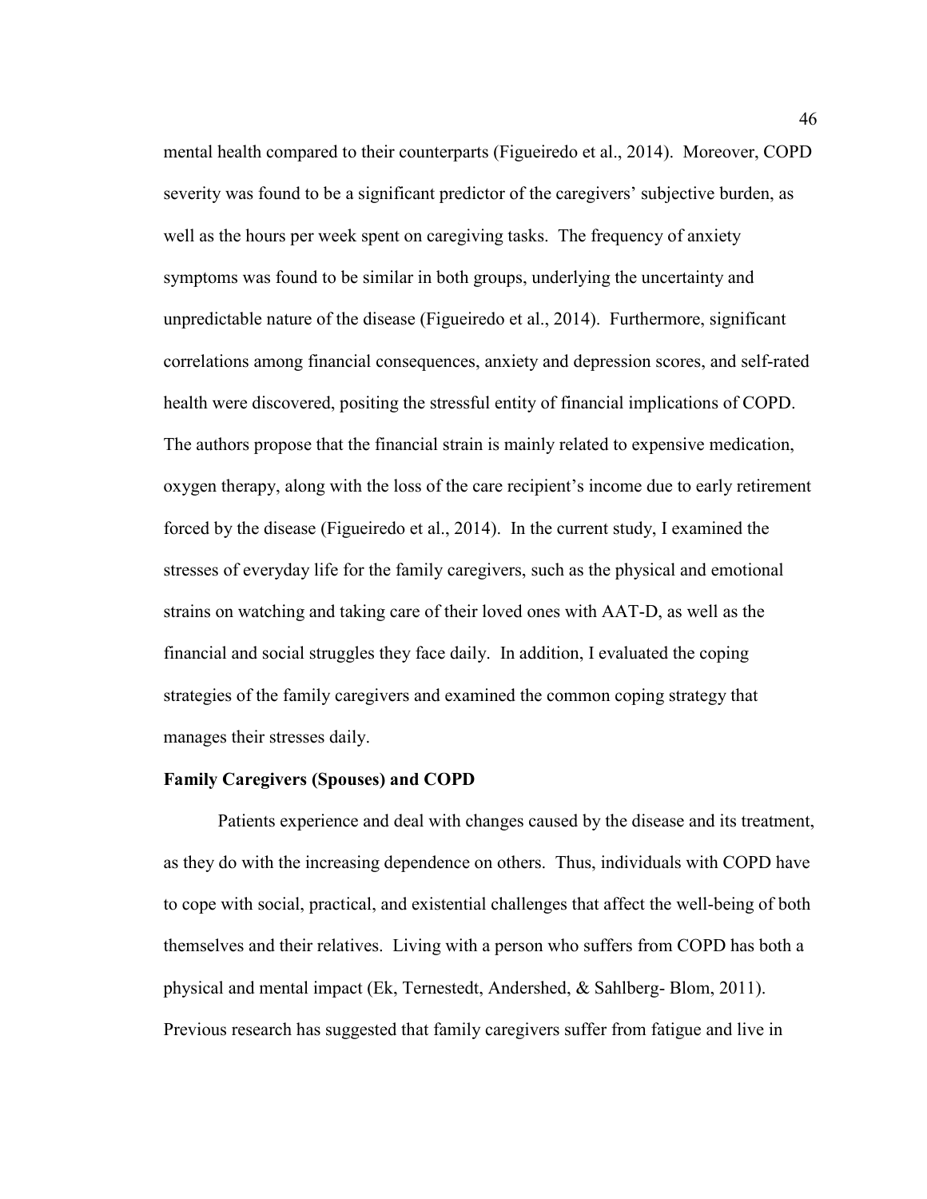mental health compared to their counterparts (Figueiredo et al., 2014). Moreover, COPD severity was found to be a significant predictor of the caregivers' subjective burden, as well as the hours per week spent on caregiving tasks. The frequency of anxiety symptoms was found to be similar in both groups, underlying the uncertainty and unpredictable nature of the disease (Figueiredo et al., 2014). Furthermore, significant correlations among financial consequences, anxiety and depression scores, and self-rated health were discovered, positing the stressful entity of financial implications of COPD. The authors propose that the financial strain is mainly related to expensive medication, oxygen therapy, along with the loss of the care recipient's income due to early retirement forced by the disease (Figueiredo et al., 2014). In the current study, I examined the stresses of everyday life for the family caregivers, such as the physical and emotional strains on watching and taking care of their loved ones with AAT-D, as well as the financial and social struggles they face daily. In addition, I evaluated the coping strategies of the family caregivers and examined the common coping strategy that manages their stresses daily.

**Family Caregivers (Spouses) and COPD**

Patients experience and deal with changes caused by the disease and its treatment, as they do with the increasing dependence on others. Thus, individuals with COPD have to cope with social, practical, and existential challenges that affect the well-being of both themselves and their relatives. Living with a person who suffers from COPD has both a physical and mental impact (Ek, Ternestedt, Andershed, & Sahlberg- Blom, 2011). Previous research has suggested that family caregivers suffer from fatigue and live in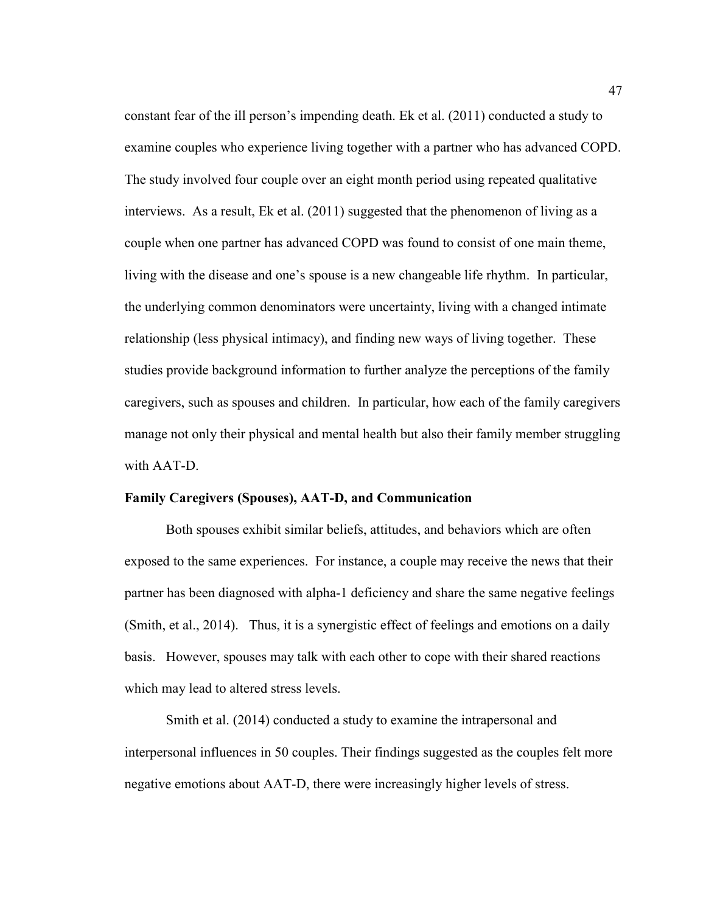constant fear of the ill person's impending death. Ek et al. (2011) conducted a study to examine couples who experience living together with a partner who has advanced COPD. The study involved four couple over an eight month period using repeated qualitative interviews. As a result, Ek et al. (2011) suggested that the phenomenon of living as a couple when one partner has advanced COPD was found to consist of one main theme, living with the disease and one's spouse is a new changeable life rhythm. In particular, the underlying common denominators were uncertainty, living with a changed intimate relationship (less physical intimacy), and finding new ways of living together. These studies provide background information to further analyze the perceptions of the family caregivers, such as spouses and children. In particular, how each of the family caregivers manage not only their physical and mental health but also their family member struggling with AAT-D.

### Family Caregivers (Spouses), AAT-D, and Communication

Both spouses exhibit similar beliefs, attitudes, and behaviors which are often exposed to the same experiences. For instance, a couple may receive the news that their partner has been diagnosed with alpha-1 deficiency and share the same negative feelings (Smith, et al., 2014). Thus, it is a synergistic effect of feelings and emotions on a daily basis. However, spouses may talk with each other to cope with their shared reactions which may lead to altered stress levels.

Smith et al. (2014) conducted a study to examine the intrapersonal and interpersonal influences in 50 couples. Their findings suggested as the couples felt more negative emotions about AAT-D, there were increasingly higher levels of stress.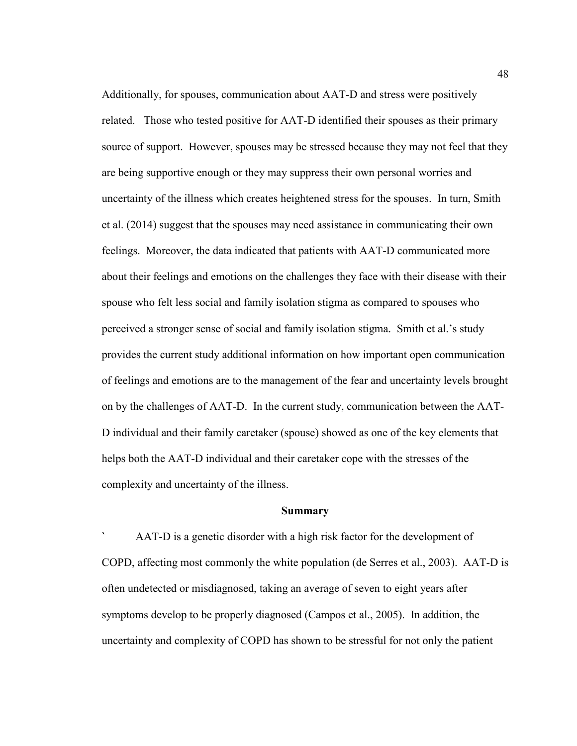Additionally, for spouses, communication about AAT-D and stress were positively related. Those who tested positive for AAT-D identified their spouses as their primary source of support. However, spouses may be stressed because they may not feel that they are being supportive enough or they may suppress their own personal worries and uncertainty of the illness which creates heightened stress for the spouses. In turn, Smith et al. (2014) suggest that the spouses may need assistance in communicating their own feelings. Moreover, the data indicated that patients with AAT-D communicated more about their feelings and emotions on the challenges they face with their disease with their spouse who felt less social and family isolation stigma as compared to spouses who perceived a stronger sense of social and family isolation stigma. Smith et al.'s study provides the current study additional information on how important open communication of feelings and emotions are to the management of the fear and uncertainty levels brought on by the challenges of AAT-D. In the current study, communication between the AAT-D individual and their family caretaker (spouse) showed as one of the key elements that helps both the AAT-D individual and their caretaker cope with the stresses of the complexity and uncertainty of the illness.

## Summary

` AAT-D is a genetic disorder with a high risk factor for the development of COPD, affecting most commonly the white population (de Serres et al., 2003). AAT-D is often undetected or misdiagnosed, taking an average of seven to eight years after symptoms develop to be properly diagnosed (Campos et al., 2005). In addition, the uncertainty and complexity of COPD has shown to be stressful for not only the patient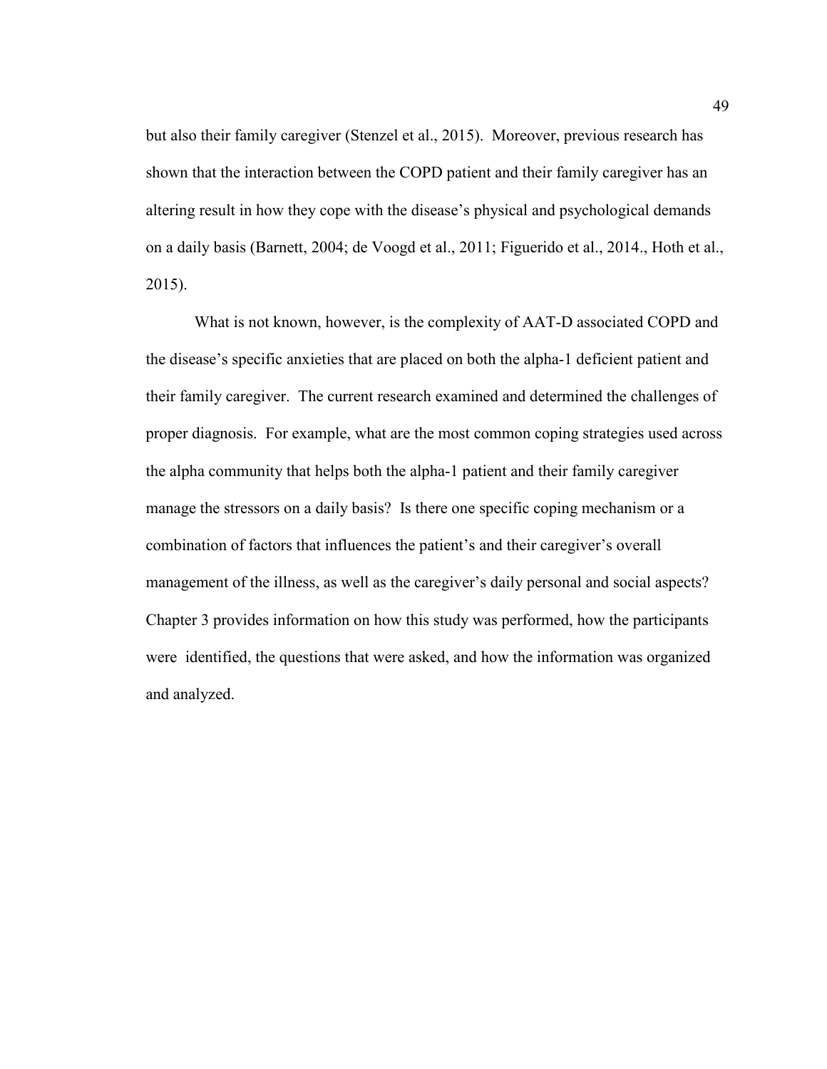but also their family caregiver (Stenzel et al., 2015). Moreover, previous research has shown that the interaction between the COPD patient and their family caregiver has an altering result in how they cope with the disease's physical and psychological demands on a daily basis (Barnett, 2004; de Voogd et al., 2011; Figuerido et al., 2014., Hoth et al., 2015).

What is not known, however, is the complexity of AAT-D associated COPD and the disease's specific anxieties that are placed on both the alpha-1 deficient patient and their family caregiver. The current research examined and determined the challenges of proper diagnosis. For example, what are the most common coping strategies used across the alpha community that helps both the alpha-1 patient and their family caregiver manage the stressors on a daily basis? Is there one specific coping mechanism or a combination of factors that influences the patient's and their caregiver's overall management of the illness, as well as the caregiver's daily personal and social aspects? Chapter 3 provides information on how this study was performed, how the participants were identified, the questions that were asked, and how the information was organized and analyzed.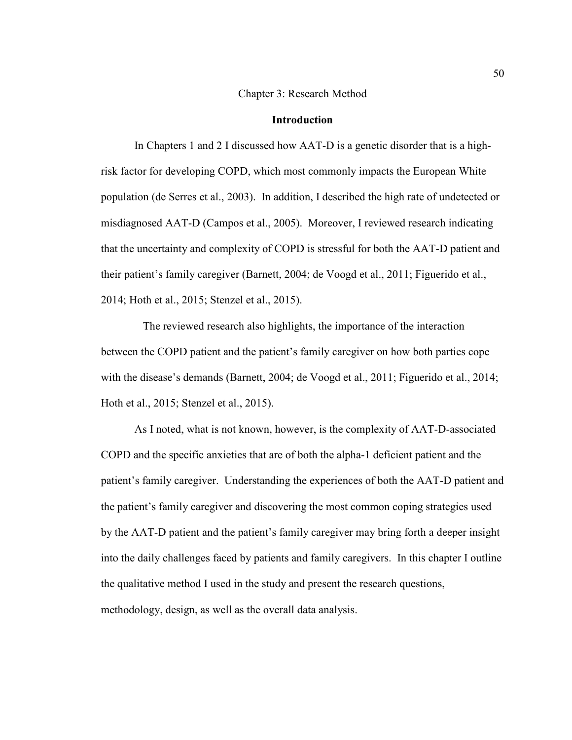# Chapter 3: Research Method

## Introduction

In Chapters 1 and 2 I discussed how AAT-D is a genetic disorder that is a high-risk factor for developing COPD, which most commonly impacts the European White population (de Serres et al., 2003). In addition, I described the high rate of undetected or misdiagnosed AAT-D (Campos et al., 2005). Moreover, I reviewed research indicating that the uncertainty and complexity of COPD is stressful for both the AAT-D patient and their patient's family caregiver (Barnett, 2004; de Voogd et al., 2011; Figuerido et al., 2014; Hoth et al., 2015; Stenzel et al., 2015).

The reviewed research also highlights, the importance of the interaction between the COPD patient and the patient's family caregiver on how both parties cope with the disease's demands (Barnett, 2004; de Voogd et al., 2011; Figuerido et al., 2014; Hoth et al., 2015; Stenzel et al., 2015).

As I noted, what is not known, however, is the complexity of AAT-D-associated COPD and the specific anxieties that are of both the alpha-1 deficient patient and the patient's family caregiver. Understanding the experiences of both the AAT-D patient and the patient's family caregiver and discovering the most common coping strategies used by the AAT-D patient and the patient's family caregiver may bring forth a deeper insight into the daily challenges faced by patients and family caregivers. In this chapter I outline the qualitative method I used in the study and present the research questions, methodology, design, as well as the overall data analysis.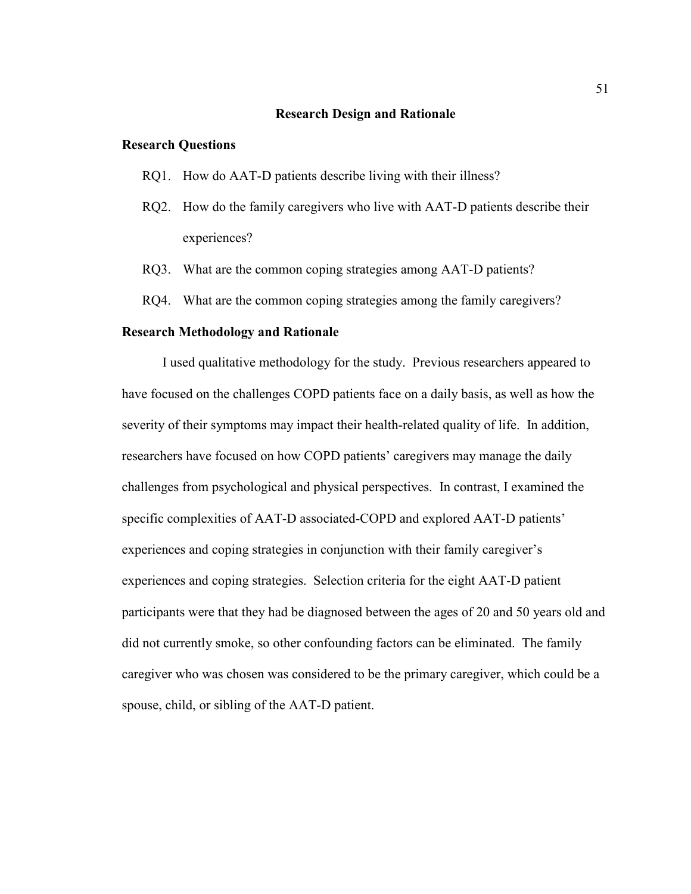## Research Design and Rationale

### Research Questions

RQ1. How do AAT-D patients describe living with their illness?

RQ2. How do the family caregivers who live with AAT-D patients describe their experiences?

RQ3. What are the common coping strategies among AAT-D patients?

RQ4. What are the common coping strategies among the family caregivers?

### Research Methodology and Rationale

I used qualitative methodology for the study. Previous researchers appeared to have focused on the challenges COPD patients face on a daily basis, as well as how the severity of their symptoms may impact their health-related quality of life. In addition, researchers have focused on how COPD patients' caregivers may manage the daily challenges from psychological and physical perspectives. In contrast, I examined the specific complexities of AAT-D associated-COPD and explored AAT-D patients' experiences and coping strategies in conjunction with their family caregiver's experiences and coping strategies. Selection criteria for the eight AAT-D patient participants were that they had be diagnosed between the ages of 20 and 50 years old and did not currently smoke, so other confounding factors can be eliminated. The family caregiver who was chosen was considered to be the primary caregiver, which could be a spouse, child, or sibling of the AAT-D patient.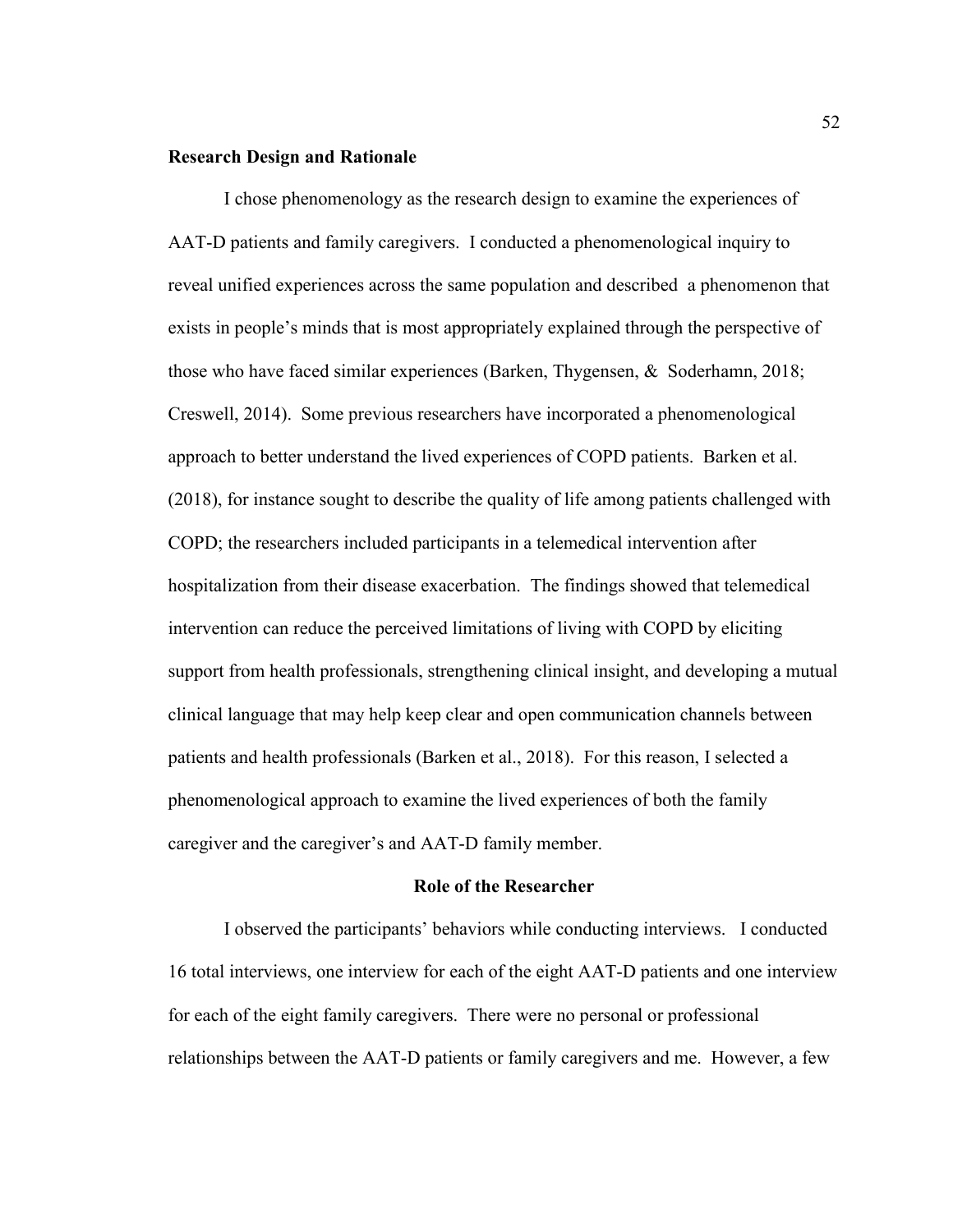**Research Design and Rationale**

I chose phenomenology as the research design to examine the experiences of AAT-D patients and family caregivers. I conducted a phenomenological inquiry to reveal unified experiences across the same population and described a phenomenon that exists in people's minds that is most appropriately explained through the perspective of those who have faced similar experiences (Barken, Thygensen, & Soderhamn, 2018; Creswell, 2014). Some previous researchers have incorporated a phenomenological approach to better understand the lived experiences of COPD patients. Barken et al. (2018), for instance sought to describe the quality of life among patients challenged with COPD; the researchers included participants in a telemedical intervention after hospitalization from their disease exacerbation. The findings showed that telemedical intervention can reduce the perceived limitations of living with COPD by eliciting support from health professionals, strengthening clinical insight, and developing a mutual clinical language that may help keep clear and open communication channels between patients and health professionals (Barken et al., 2018). For this reason, I selected a phenomenological approach to examine the lived experiences of both the family caregiver and the caregiver's and AAT-D family member.

## Role of the Researcher

I observed the participants' behaviors while conducting interviews. I conducted 16 total interviews, one interview for each of the eight AAT-D patients and one interview for each of the eight family caregivers. There were no personal or professional relationships between the AAT-D patients or family caregivers and me. However, a few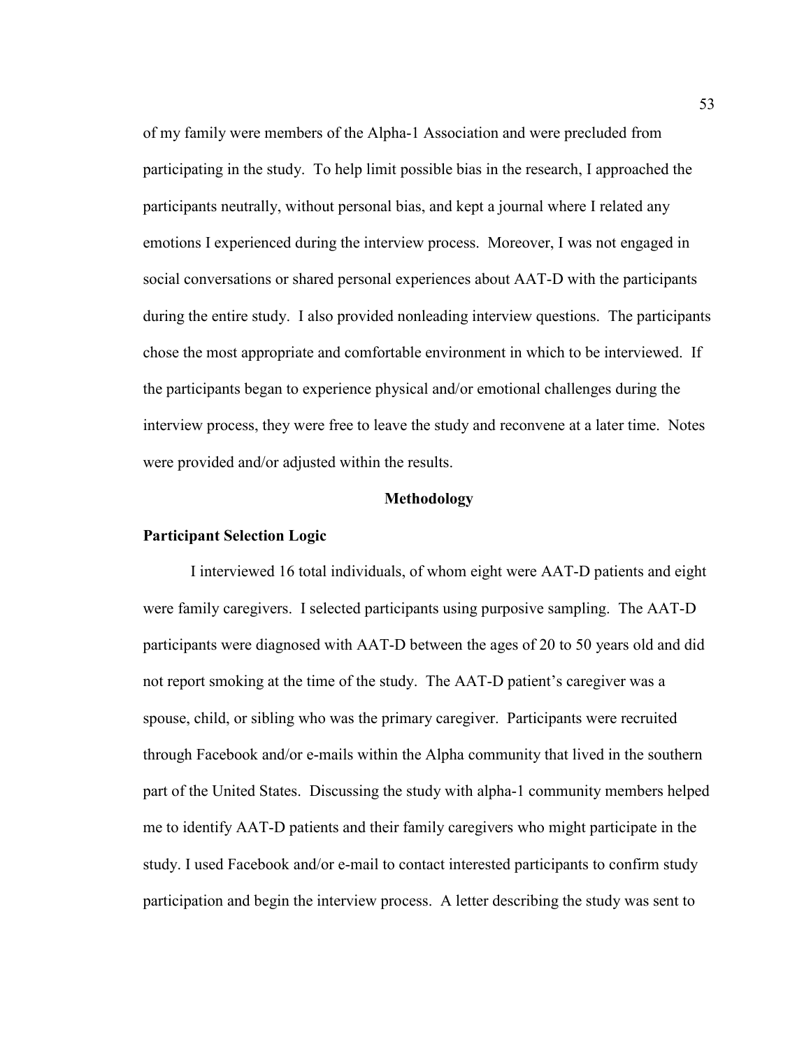of my family were members of the Alpha-1 Association and were precluded from participating in the study. To help limit possible bias in the research, I approached the participants neutrally, without personal bias, and kept a journal where I related any emotions I experienced during the interview process. Moreover, I was not engaged in social conversations or shared personal experiences about AAT-D with the participants during the entire study. I also provided nonleading interview questions. The participants chose the most appropriate and comfortable environment in which to be interviewed. If the participants began to experience physical and/or emotional challenges during the interview process, they were free to leave the study and reconvene at a later time. Notes were provided and/or adjusted within the results.

## Methodology

### Participant Selection Logic

I interviewed 16 total individuals, of whom eight were AAT-D patients and eight were family caregivers. I selected participants using purposive sampling. The AAT-D participants were diagnosed with AAT-D between the ages of 20 to 50 years old and did not report smoking at the time of the study. The AAT-D patient's caregiver was a spouse, child, or sibling who was the primary caregiver. Participants were recruited through Facebook and/or e-mails within the Alpha community that lived in the southern part of the United States. Discussing the study with alpha-1 community members helped me to identify AAT-D patients and their family caregivers who might participate in the study. I used Facebook and/or e-mail to contact interested participants to confirm study participation and begin the interview process. A letter describing the study was sent to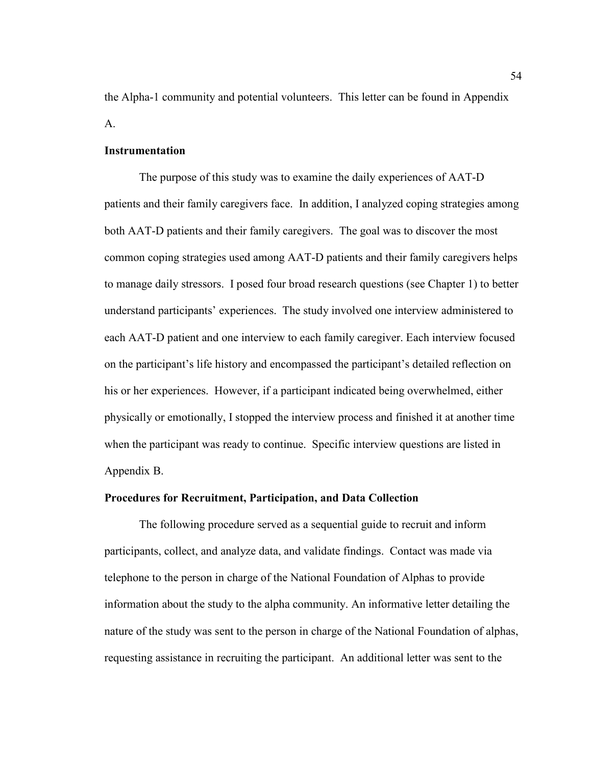the Alpha-1 community and potential volunteers. This letter can be found in Appendix A.

### Instrumentation

The purpose of this study was to examine the daily experiences of AAT-D patients and their family caregivers face. In addition, I analyzed coping strategies among both AAT-D patients and their family caregivers. The goal was to discover the most common coping strategies used among AAT-D patients and their family caregivers helps to manage daily stressors. I posed four broad research questions (see Chapter 1) to better understand participants' experiences. The study involved one interview administered to each AAT-D patient and one interview to each family caregiver. Each interview focused on the participant's life history and encompassed the participant's detailed reflection on his or her experiences. However, if a participant indicated being overwhelmed, either physically or emotionally, I stopped the interview process and finished it at another time when the participant was ready to continue. Specific interview questions are listed in Appendix B.

### Procedures for Recruitment, Participation, and Data Collection

The following procedure served as a sequential guide to recruit and inform participants, collect, and analyze data, and validate findings. Contact was made via telephone to the person in charge of the National Foundation of Alphas to provide information about the study to the alpha community. An informative letter detailing the nature of the study was sent to the person in charge of the National Foundation of alphas, requesting assistance in recruiting the participant. An additional letter was sent to the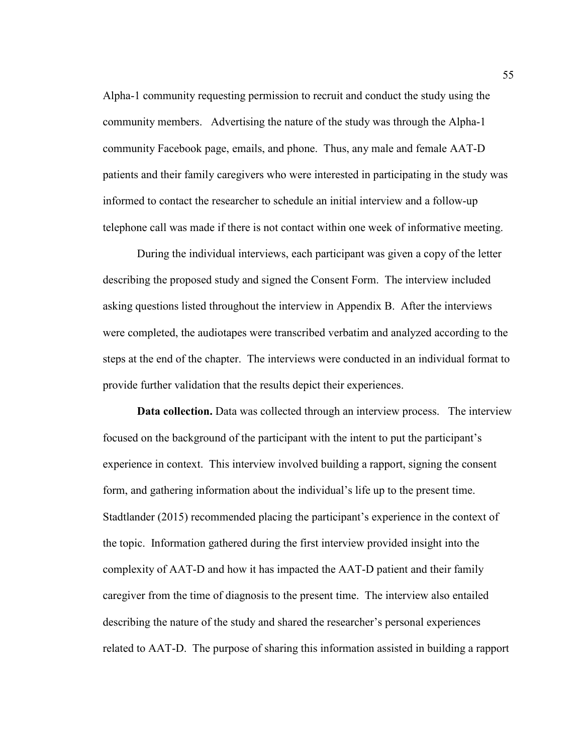Alpha-1 community requesting permission to recruit and conduct the study using the community members. Advertising the nature of the study was through the Alpha-1 community Facebook page, emails, and phone. Thus, any male and female AAT-D patients and their family caregivers who were interested in participating in the study was informed to contact the researcher to schedule an initial interview and a follow-up telephone call was made if there is not contact within one week of informative meeting.

During the individual interviews, each participant was given a copy of the letter describing the proposed study and signed the Consent Form. The interview included asking questions listed throughout the interview in Appendix B. After the interviews were completed, the audiotapes were transcribed verbatim and analyzed according to the steps at the end of the chapter. The interviews were conducted in an individual format to provide further validation that the results depict their experiences.

**Data collection.** Data was collected through an interview process. The interview focused on the background of the participant with the intent to put the participant's experience in context. This interview involved building a rapport, signing the consent form, and gathering information about the individual's life up to the present time. Stadtlander (2015) recommended placing the participant's experience in the context of the topic. Information gathered during the first interview provided insight into the complexity of AAT-D and how it has impacted the AAT-D patient and their family caregiver from the time of diagnosis to the present time. The interview also entailed describing the nature of the study and shared the researcher's personal experiences related to AAT-D. The purpose of sharing this information assisted in building a rapport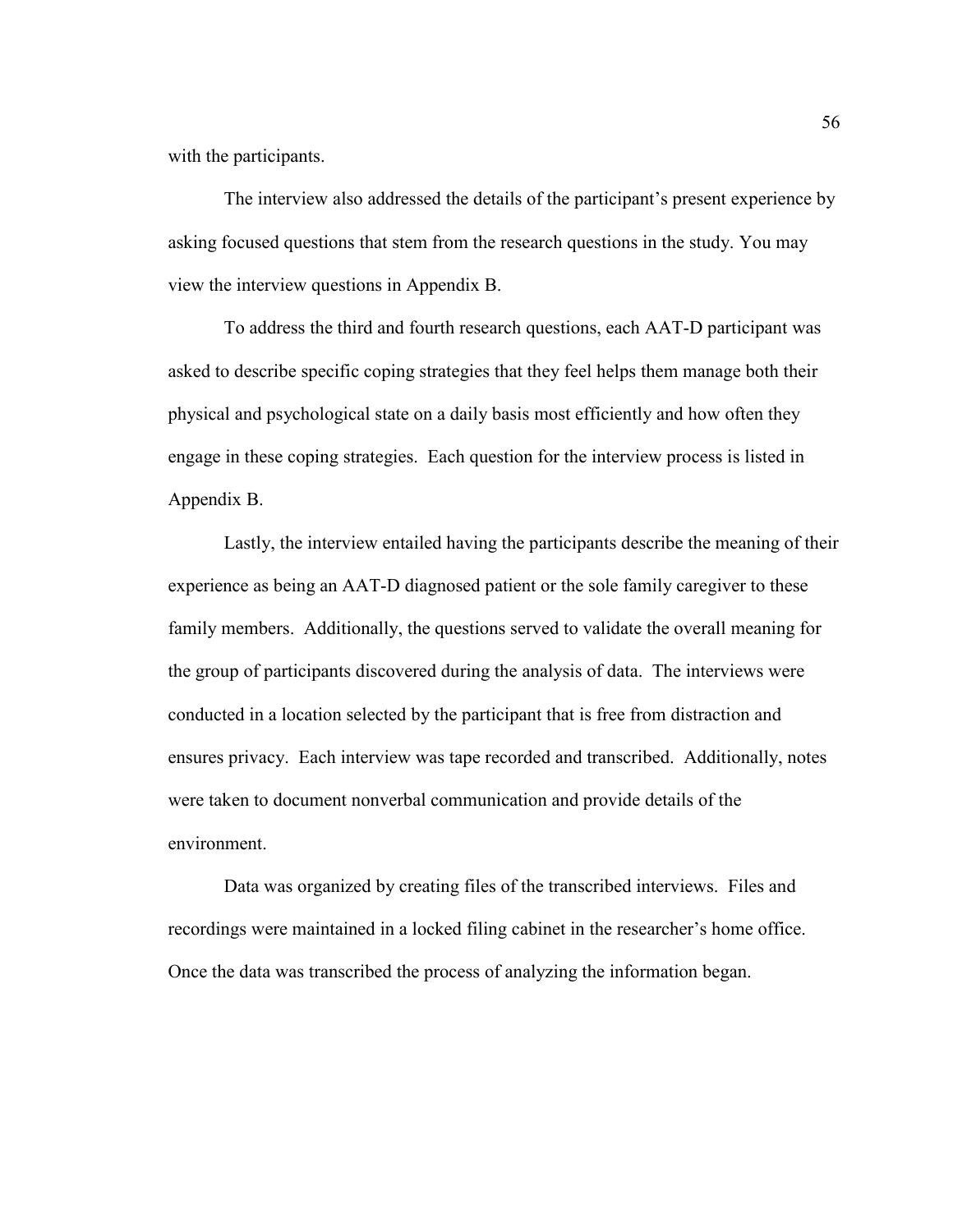with the participants.

The interview also addressed the details of the participant's present experience by asking focused questions that stem from the research questions in the study. You may view the interview questions in Appendix B.

To address the third and fourth research questions, each AAT-D participant was asked to describe specific coping strategies that they feel helps them manage both their physical and psychological state on a daily basis most efficiently and how often they engage in these coping strategies. Each question for the interview process is listed in Appendix B.

Lastly, the interview entailed having the participants describe the meaning of their experience as being an AAT-D diagnosed patient or the sole family caregiver to these family members. Additionally, the questions served to validate the overall meaning for the group of participants discovered during the analysis of data. The interviews were conducted in a location selected by the participant that is free from distraction and ensures privacy. Each interview was tape recorded and transcribed. Additionally, notes were taken to document nonverbal communication and provide details of the environment.

Data was organized by creating files of the transcribed interviews. Files and recordings were maintained in a locked filing cabinet in the researcher's home office. Once the data was transcribed the process of analyzing the information began.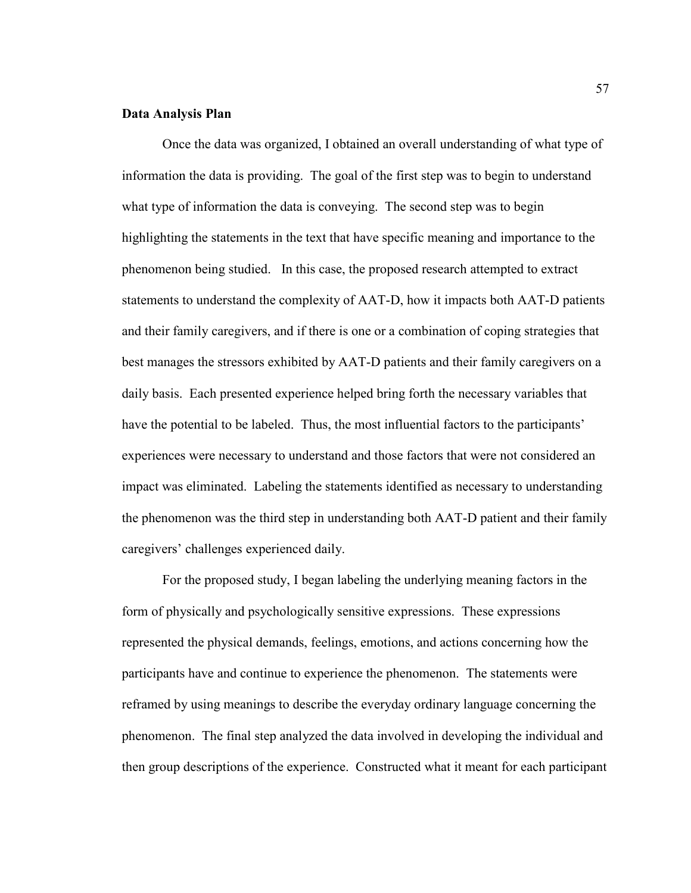**Data Analysis Plan**

Once the data was organized, I obtained an overall understanding of what type of information the data is providing. The goal of the first step was to begin to understand what type of information the data is conveying. The second step was to begin highlighting the statements in the text that have specific meaning and importance to the phenomenon being studied. In this case, the proposed research attempted to extract statements to understand the complexity of AAT-D, how it impacts both AAT-D patients and their family caregivers, and if there is one or a combination of coping strategies that best manages the stressors exhibited by AAT-D patients and their family caregivers on a daily basis. Each presented experience helped bring forth the necessary variables that have the potential to be labeled. Thus, the most influential factors to the participants' experiences were necessary to understand and those factors that were not considered an impact was eliminated. Labeling the statements identified as necessary to understanding the phenomenon was the third step in understanding both AAT-D patient and their family caregivers' challenges experienced daily.

For the proposed study, I began labeling the underlying meaning factors in the form of physically and psychologically sensitive expressions. These expressions represented the physical demands, feelings, emotions, and actions concerning how the participants have and continue to experience the phenomenon. The statements were reframed by using meanings to describe the everyday ordinary language concerning the phenomenon. The final step analyzed the data involved in developing the individual and then group descriptions of the experience. Constructed what it meant for each participant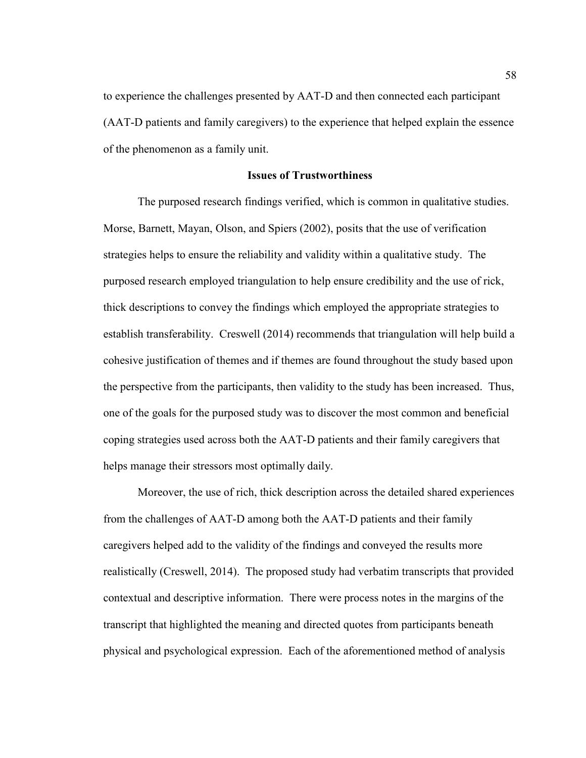to experience the challenges presented by AAT-D and then connected each participant (AAT-D patients and family caregivers) to the experience that helped explain the essence of the phenomenon as a family unit.

## Issues of Trustworthiness

The purposed research findings verified, which is common in qualitative studies. Morse, Barnett, Mayan, Olson, and Spiers (2002), posits that the use of verification strategies helps to ensure the reliability and validity within a qualitative study. The purposed research employed triangulation to help ensure credibility and the use of rick, thick descriptions to convey the findings which employed the appropriate strategies to establish transferability. Creswell (2014) recommends that triangulation will help build a cohesive justification of themes and if themes are found throughout the study based upon the perspective from the participants, then validity to the study has been increased. Thus, one of the goals for the purposed study was to discover the most common and beneficial coping strategies used across both the AAT-D patients and their family caregivers that helps manage their stressors most optimally daily.

Moreover, the use of rich, thick description across the detailed shared experiences from the challenges of AAT-D among both the AAT-D patients and their family caregivers helped add to the validity of the findings and conveyed the results more realistically (Creswell, 2014). The proposed study had verbatim transcripts that provided contextual and descriptive information. There were process notes in the margins of the transcript that highlighted the meaning and directed quotes from participants beneath physical and psychological expression. Each of the aforementioned method of analysis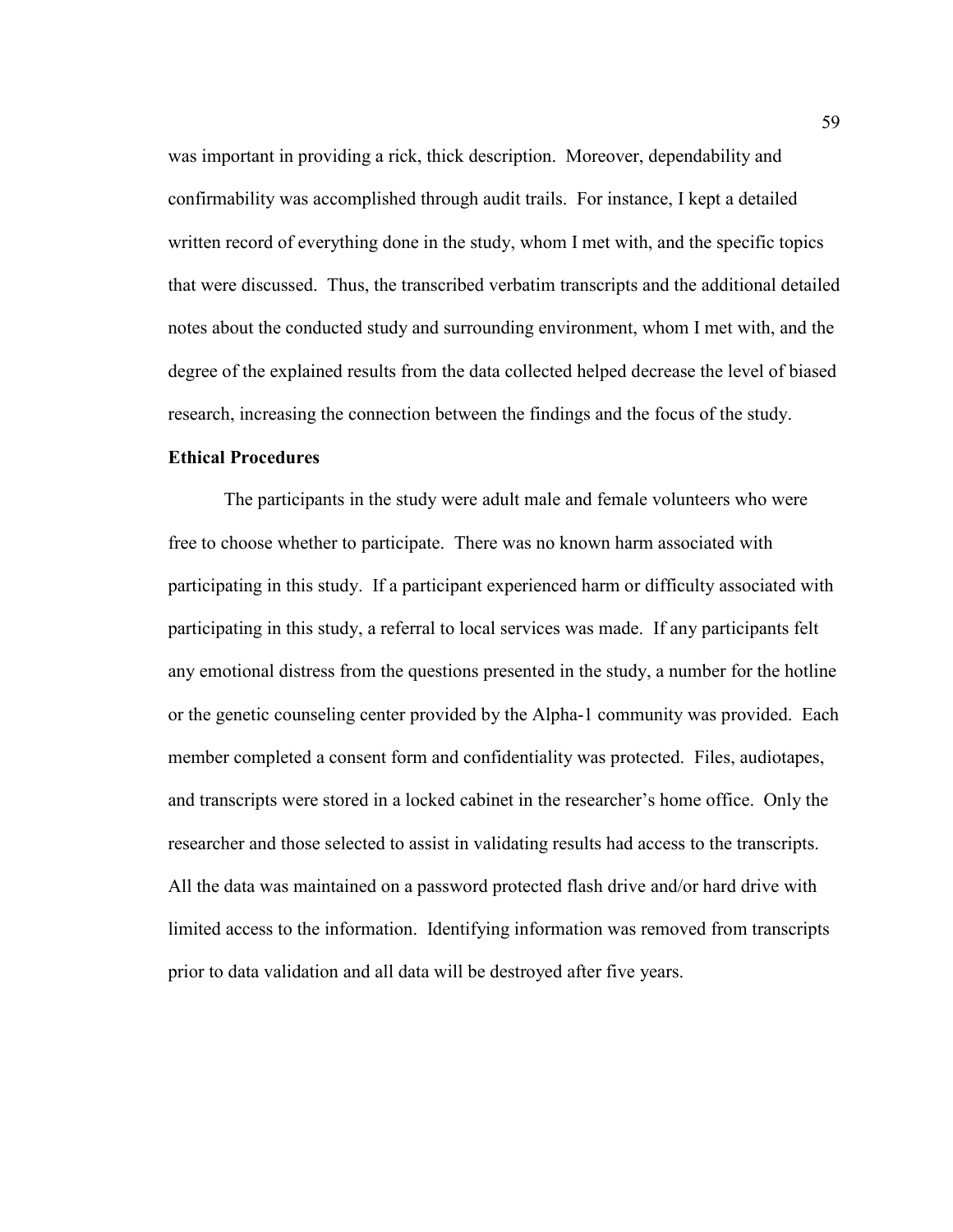was important in providing a rick, thick description. Moreover, dependability and confirmability was accomplished through audit trails. For instance, I kept a detailed written record of everything done in the study, whom I met with, and the specific topics that were discussed. Thus, the transcribed verbatim transcripts and the additional detailed notes about the conducted study and surrounding environment, whom I met with, and the degree of the explained results from the data collected helped decrease the level of biased research, increasing the connection between the findings and the focus of the study.

**Ethical Procedures**

The participants in the study were adult male and female volunteers who were free to choose whether to participate. There was no known harm associated with participating in this study. If a participant experienced harm or difficulty associated with participating in this study, a referral to local services was made. If any participants felt any emotional distress from the questions presented in the study, a number for the hotline or the genetic counseling center provided by the Alpha-1 community was provided. Each member completed a consent form and confidentiality was protected. Files, audiotapes, and transcripts were stored in a locked cabinet in the researcher's home office. Only the researcher and those selected to assist in validating results had access to the transcripts. All the data was maintained on a password protected flash drive and/or hard drive with limited access to the information. Identifying information was removed from transcripts prior to data validation and all data will be destroyed after five years.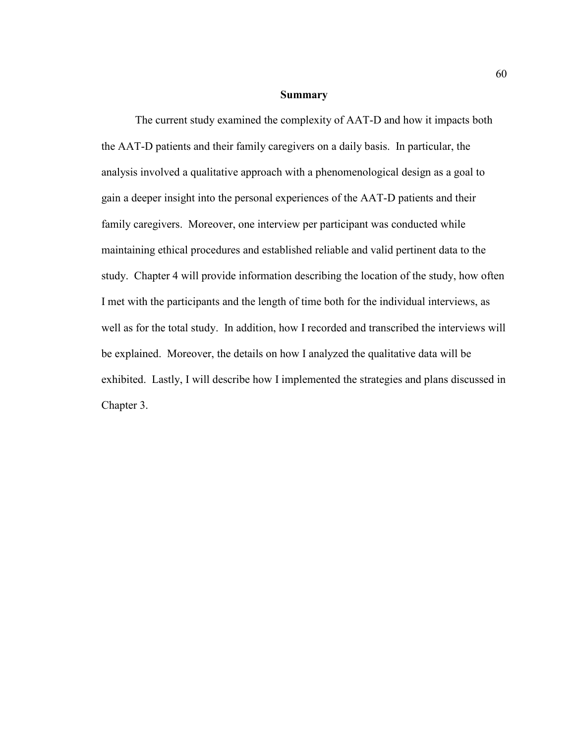## Summary

The current study examined the complexity of AAT-D and how it impacts both the AAT-D patients and their family caregivers on a daily basis. In particular, the analysis involved a qualitative approach with a phenomenological design as a goal to gain a deeper insight into the personal experiences of the AAT-D patients and their family caregivers. Moreover, one interview per participant was conducted while maintaining ethical procedures and established reliable and valid pertinent data to the study. Chapter 4 will provide information describing the location of the study, how often I met with the participants and the length of time both for the individual interviews, as well as for the total study. In addition, how I recorded and transcribed the interviews will be explained. Moreover, the details on how I analyzed the qualitative data will be exhibited. Lastly, I will describe how I implemented the strategies and plans discussed in Chapter 3.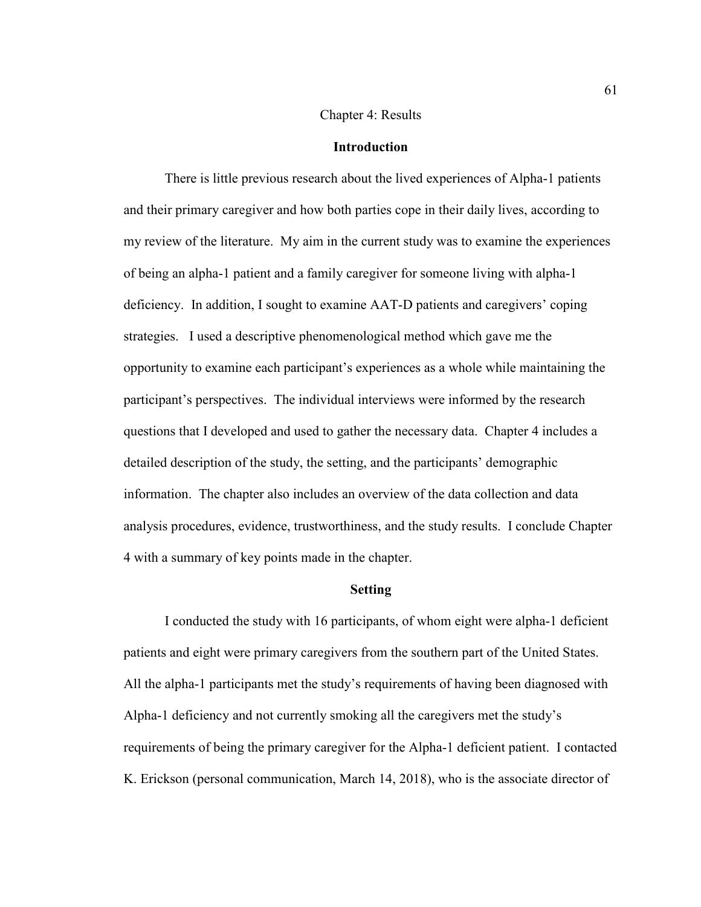# Chapter 4: Results

## Introduction

There is little previous research about the lived experiences of Alpha-1 patients and their primary caregiver and how both parties cope in their daily lives, according to my review of the literature. My aim in the current study was to examine the experiences of being an alpha-1 patient and a family caregiver for someone living with alpha-1 deficiency. In addition, I sought to examine AAT-D patients and caregivers' coping strategies. I used a descriptive phenomenological method which gave me the opportunity to examine each participant's experiences as a whole while maintaining the participant's perspectives. The individual interviews were informed by the research questions that I developed and used to gather the necessary data. Chapter 4 includes a detailed description of the study, the setting, and the participants' demographic information. The chapter also includes an overview of the data collection and data analysis procedures, evidence, trustworthiness, and the study results. I conclude Chapter 4 with a summary of key points made in the chapter.

## Setting

I conducted the study with 16 participants, of whom eight were alpha-1 deficient patients and eight were primary caregivers from the southern part of the United States. All the alpha-1 participants met the study's requirements of having been diagnosed with Alpha-1 deficiency and not currently smoking all the caregivers met the study's requirements of being the primary caregiver for the Alpha-1 deficient patient. I contacted K. Erickson (personal communication, March 14, 2018), who is the associate director of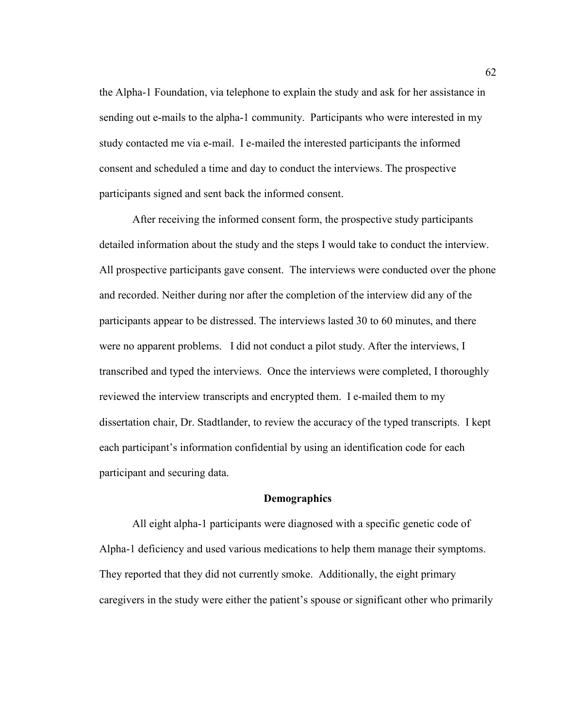the Alpha-1 Foundation, via telephone to explain the study and ask for her assistance in sending out e-mails to the alpha-1 community. Participants who were interested in my study contacted me via e-mail. I e-mailed the interested participants the informed consent and scheduled a time and day to conduct the interviews. The prospective participants signed and sent back the informed consent.

After receiving the informed consent form, the prospective study participants detailed information about the study and the steps I would take to conduct the interview. All prospective participants gave consent. The interviews were conducted over the phone and recorded. Neither during nor after the completion of the interview did any of the participants appear to be distressed. The interviews lasted 30 to 60 minutes, and there were no apparent problems. I did not conduct a pilot study. After the interviews, I transcribed and typed the interviews. Once the interviews were completed, I thoroughly reviewed the interview transcripts and encrypted them. I e-mailed them to my dissertation chair, Dr. Stadtlander, to review the accuracy of the typed transcripts. I kept each participant's information confidential by using an identification code for each participant and securing data.

## Demographics

All eight alpha-1 participants were diagnosed with a specific genetic code of Alpha-1 deficiency and used various medications to help them manage their symptoms. They reported that they did not currently smoke. Additionally, the eight primary caregivers in the study were either the patient's spouse or significant other who primarily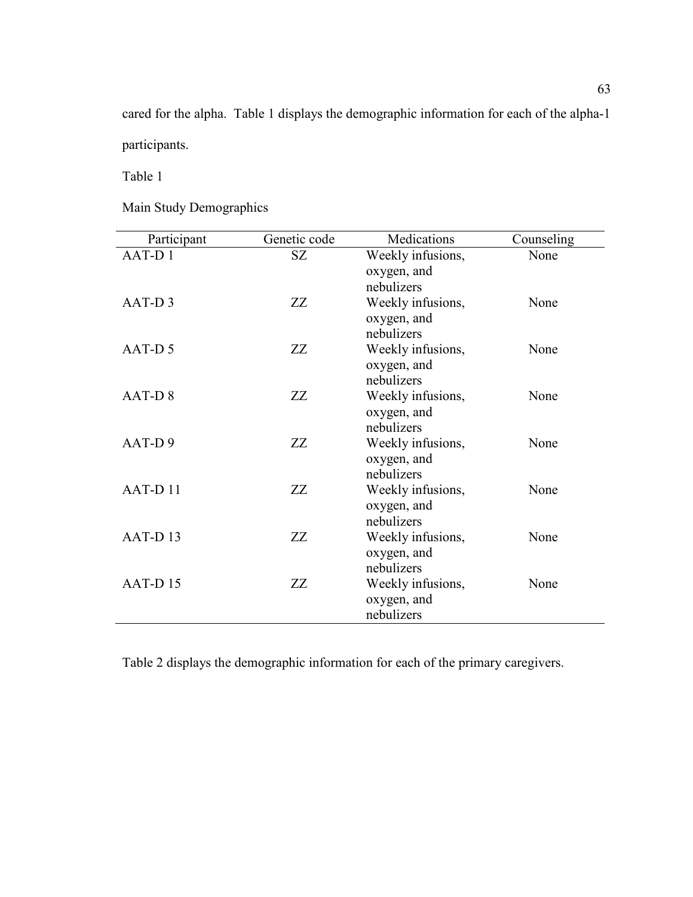cared for the alpha. Table 1 displays the demographic information for each of the alpha-1 participants.

Table 1

Main Study Demographics

| Participant | Genetic code | Medications | Counseling |
|---|---|---|---|
| AAT-D 1 | SZ | Weekly infusions, oxygen, and nebulizers | None |
| AAT-D 3 | ZZ | Weekly infusions, oxygen, and nebulizers | None |
| AAT-D 5 | ZZ | Weekly infusions, oxygen, and nebulizers | None |
| AAT-D 8 | ZZ | Weekly infusions, oxygen, and nebulizers | None |
| AAT-D 9 | ZZ | Weekly infusions, oxygen, and nebulizers | None |
| AAT-D 11 | ZZ | Weekly infusions, oxygen, and nebulizers | None |
| AAT-D 13 | ZZ | Weekly infusions, oxygen, and nebulizers | None |
| AAT-D 15 | ZZ | Weekly infusions, oxygen, and nebulizers | None |

Table 2 displays the demographic information for each of the primary caregivers.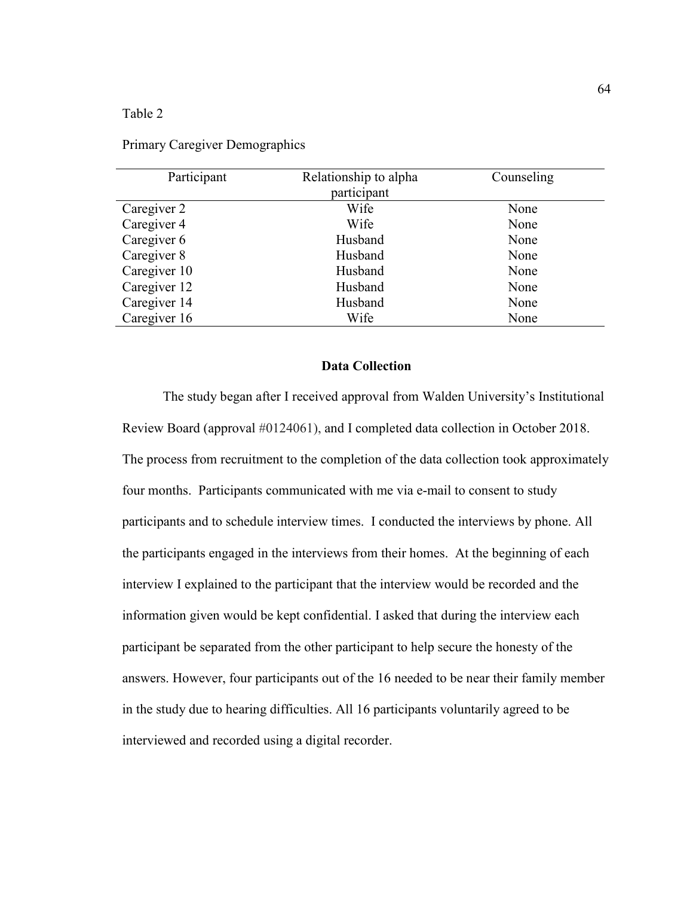Table 2

Primary Caregiver Demographics

| Participant | Relationship to alpha participant | Counseling |
|---|---|---|
| Caregiver 2 | Wife | None |
| Caregiver 4 | Wife | None |
| Caregiver 6 | Husband | None |
| Caregiver 8 | Husband | None |
| Caregiver 10 | Husband | None |
| Caregiver 12 | Husband | None |
| Caregiver 14 | Husband | None |
| Caregiver 16 | Wife | None |

## Data Collection

The study began after I received approval from Walden University's Institutional Review Board (approval #0124061), and I completed data collection in October 2018. The process from recruitment to the completion of the data collection took approximately four months. Participants communicated with me via e-mail to consent to study participants and to schedule interview times. I conducted the interviews by phone. All the participants engaged in the interviews from their homes. At the beginning of each interview I explained to the participant that the interview would be recorded and the information given would be kept confidential. I asked that during the interview each participant be separated from the other participant to help secure the honesty of the answers. However, four participants out of the 16 needed to be near their family member in the study due to hearing difficulties. All 16 participants voluntarily agreed to be interviewed and recorded using a digital recorder.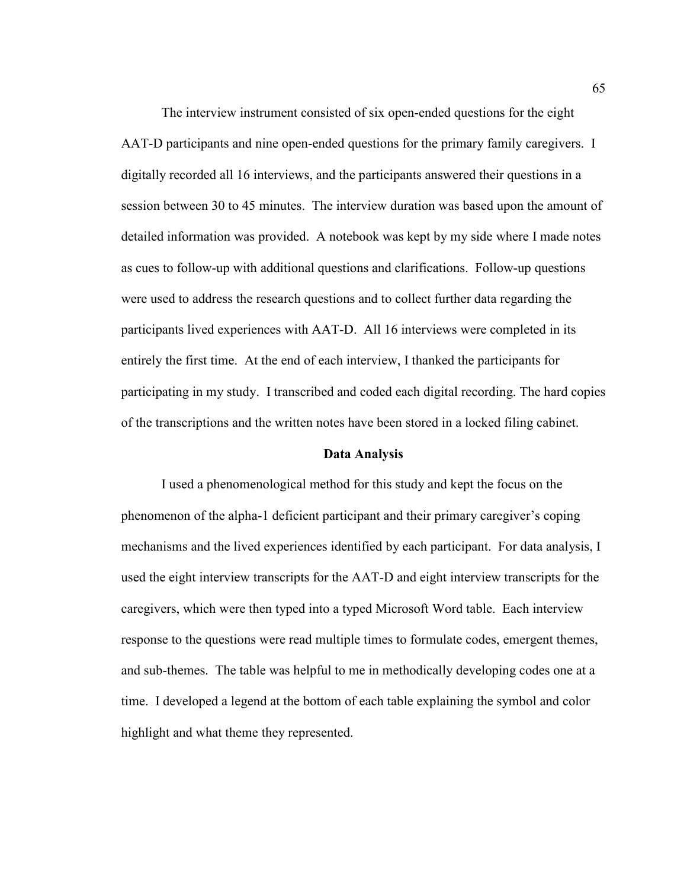The interview instrument consisted of six open-ended questions for the eight AAT-D participants and nine open-ended questions for the primary family caregivers. I digitally recorded all 16 interviews, and the participants answered their questions in a session between 30 to 45 minutes. The interview duration was based upon the amount of detailed information was provided. A notebook was kept by my side where I made notes as cues to follow-up with additional questions and clarifications. Follow-up questions were used to address the research questions and to collect further data regarding the participants lived experiences with AAT-D. All 16 interviews were completed in its entirely the first time. At the end of each interview, I thanked the participants for participating in my study. I transcribed and coded each digital recording. The hard copies of the transcriptions and the written notes have been stored in a locked filing cabinet.

## Data Analysis

I used a phenomenological method for this study and kept the focus on the phenomenon of the alpha-1 deficient participant and their primary caregiver's coping mechanisms and the lived experiences identified by each participant. For data analysis, I used the eight interview transcripts for the AAT-D and eight interview transcripts for the caregivers, which were then typed into a typed Microsoft Word table. Each interview response to the questions were read multiple times to formulate codes, emergent themes, and sub-themes. The table was helpful to me in methodically developing codes one at a time. I developed a legend at the bottom of each table explaining the symbol and color highlight and what theme they represented.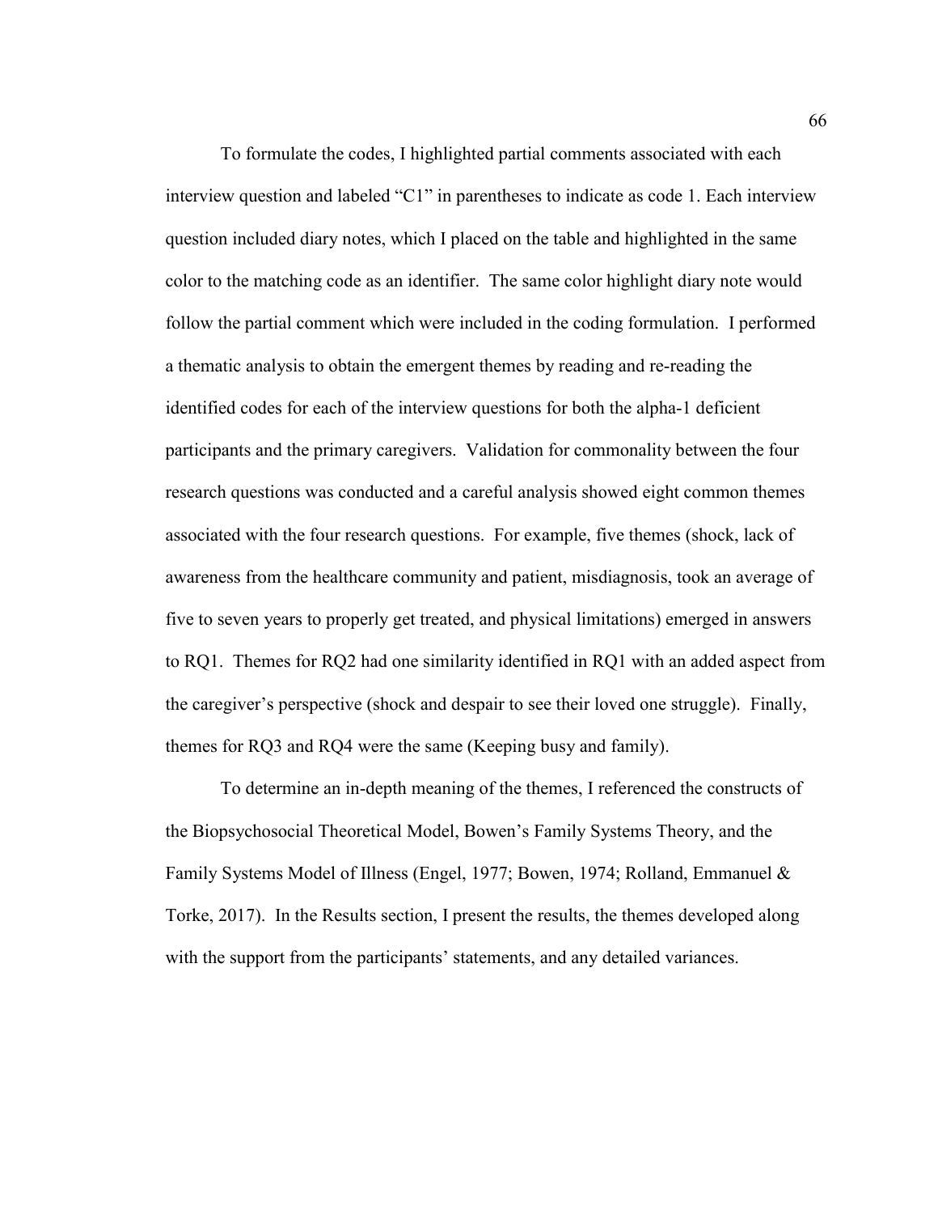To formulate the codes, I highlighted partial comments associated with each interview question and labeled "C1" in parentheses to indicate as code 1. Each interview question included diary notes, which I placed on the table and highlighted in the same color to the matching code as an identifier. The same color highlight diary note would follow the partial comment which were included in the coding formulation. I performed a thematic analysis to obtain the emergent themes by reading and re-reading the identified codes for each of the interview questions for both the alpha-1 deficient participants and the primary caregivers. Validation for commonality between the four research questions was conducted and a careful analysis showed eight common themes associated with the four research questions. For example, five themes (shock, lack of awareness from the healthcare community and patient, misdiagnosis, took an average of five to seven years to properly get treated, and physical limitations) emerged in answers to RQ1. Themes for RQ2 had one similarity identified in RQ1 with an added aspect from the caregiver's perspective (shock and despair to see their loved one struggle). Finally, themes for RQ3 and RQ4 were the same (Keeping busy and family).

To determine an in-depth meaning of the themes, I referenced the constructs of the Biopsychosocial Theoretical Model, Bowen's Family Systems Theory, and the Family Systems Model of Illness (Engel, 1977; Bowen, 1974; Rolland, Emmanuel & Torke, 2017). In the Results section, I present the results, the themes developed along with the support from the participants' statements, and any detailed variances.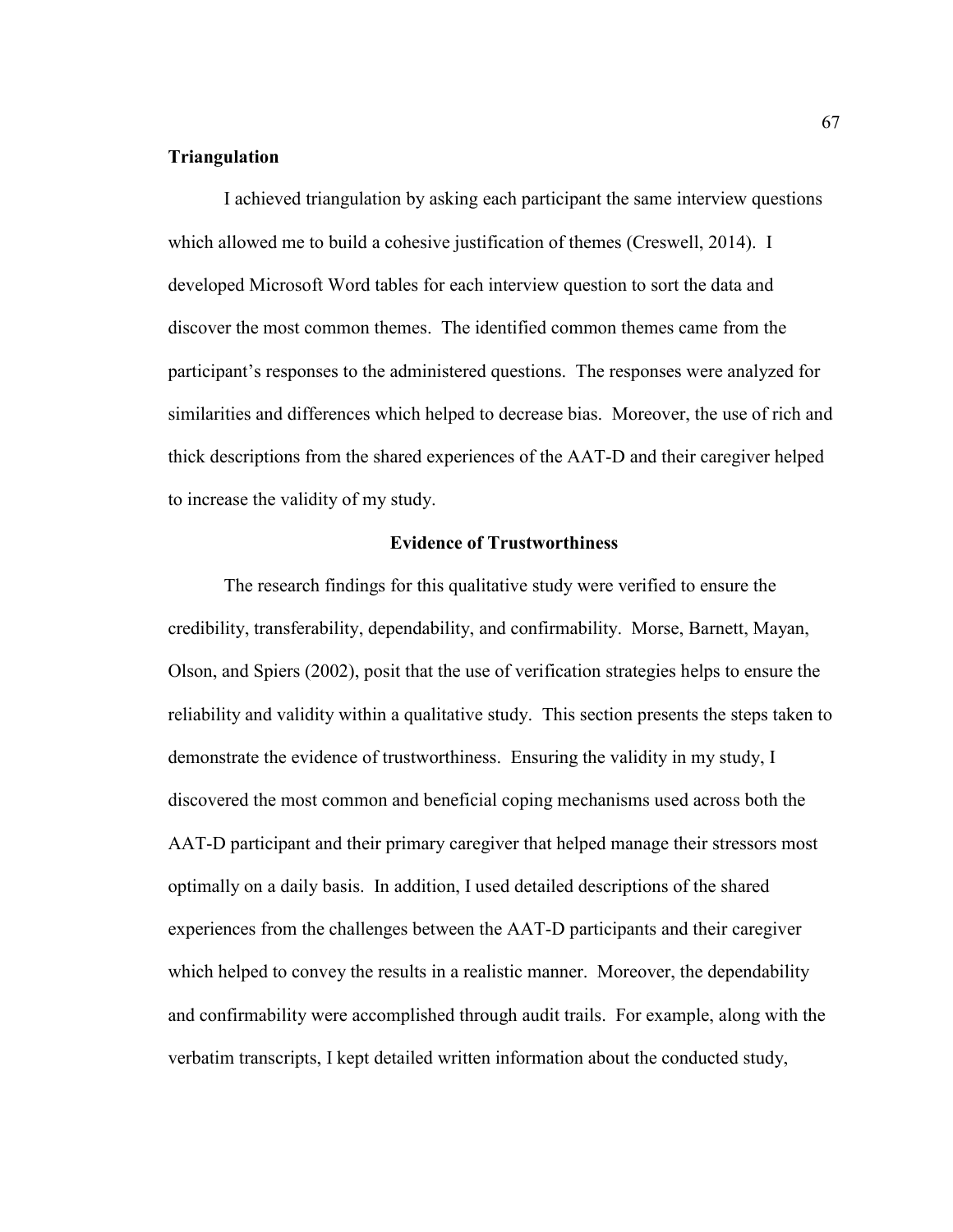### Triangulation

I achieved triangulation by asking each participant the same interview questions which allowed me to build a cohesive justification of themes (Creswell, 2014). I developed Microsoft Word tables for each interview question to sort the data and discover the most common themes. The identified common themes came from the participant's responses to the administered questions. The responses were analyzed for similarities and differences which helped to decrease bias. Moreover, the use of rich and thick descriptions from the shared experiences of the AAT-D and their caregiver helped to increase the validity of my study.

## Evidence of Trustworthiness

The research findings for this qualitative study were verified to ensure the credibility, transferability, dependability, and confirmability. Morse, Barnett, Mayan, Olson, and Spiers (2002), posit that the use of verification strategies helps to ensure the reliability and validity within a qualitative study. This section presents the steps taken to demonstrate the evidence of trustworthiness. Ensuring the validity in my study, I discovered the most common and beneficial coping mechanisms used across both the AAT-D participant and their primary caregiver that helped manage their stressors most optimally on a daily basis. In addition, I used detailed descriptions of the shared experiences from the challenges between the AAT-D participants and their caregiver which helped to convey the results in a realistic manner. Moreover, the dependability and confirmability were accomplished through audit trails. For example, along with the verbatim transcripts, I kept detailed written information about the conducted study,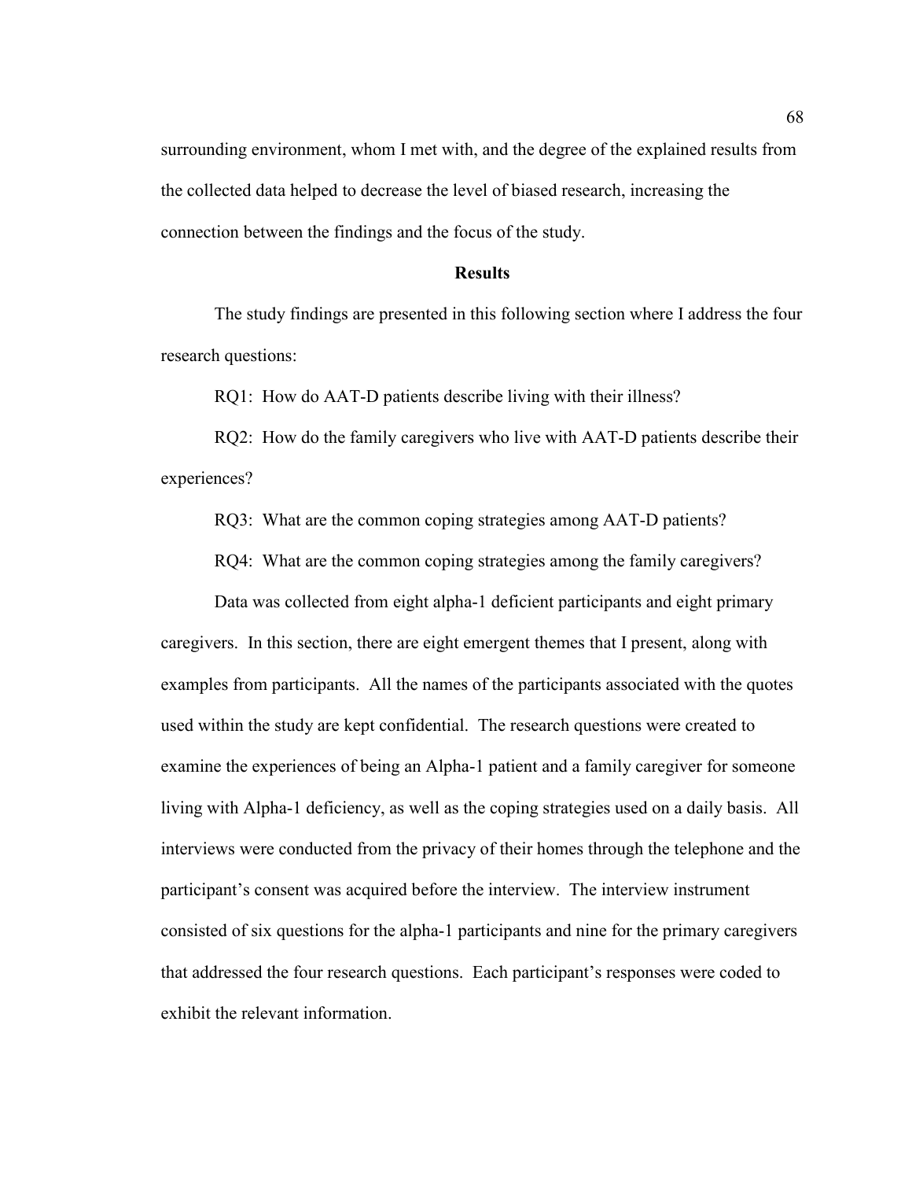surrounding environment, whom I met with, and the degree of the explained results from the collected data helped to decrease the level of biased research, increasing the connection between the findings and the focus of the study.

## Results

The study findings are presented in this following section where I address the four research questions:

RQ1: How do AAT-D patients describe living with their illness?

RQ2: How do the family caregivers who live with AAT-D patients describe their experiences?

RQ3: What are the common coping strategies among AAT-D patients?

RQ4: What are the common coping strategies among the family caregivers?

Data was collected from eight alpha-1 deficient participants and eight primary caregivers. In this section, there are eight emergent themes that I present, along with examples from participants. All the names of the participants associated with the quotes used within the study are kept confidential. The research questions were created to examine the experiences of being an Alpha-1 patient and a family caregiver for someone living with Alpha-1 deficiency, as well as the coping strategies used on a daily basis. All interviews were conducted from the privacy of their homes through the telephone and the participant's consent was acquired before the interview. The interview instrument consisted of six questions for the alpha-1 participants and nine for the primary caregivers that addressed the four research questions. Each participant's responses were coded to exhibit the relevant information.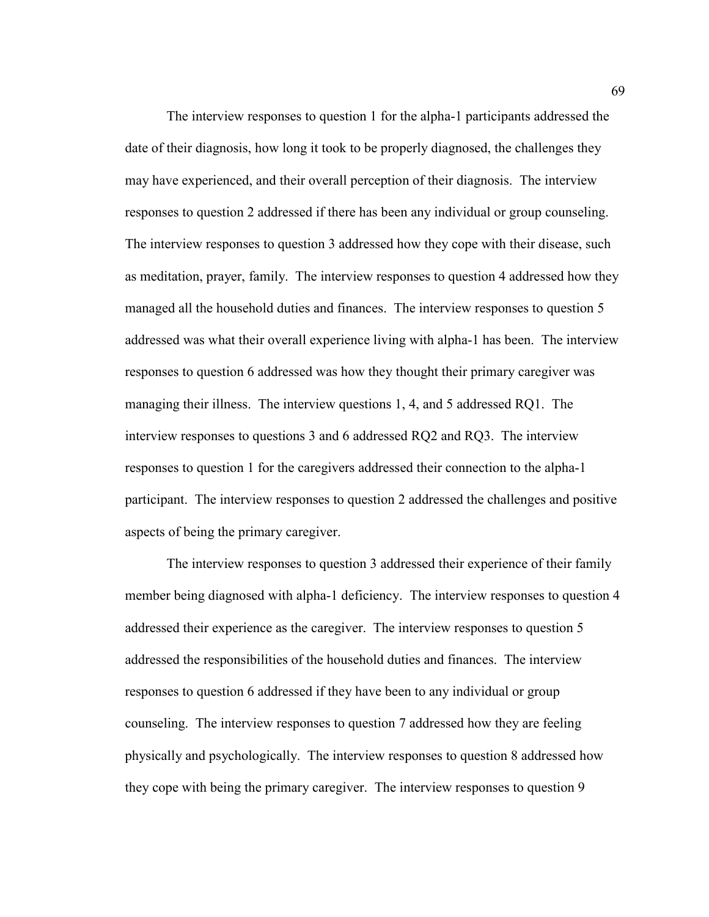The interview responses to question 1 for the alpha-1 participants addressed the date of their diagnosis, how long it took to be properly diagnosed, the challenges they may have experienced, and their overall perception of their diagnosis. The interview responses to question 2 addressed if there has been any individual or group counseling. The interview responses to question 3 addressed how they cope with their disease, such as meditation, prayer, family. The interview responses to question 4 addressed how they managed all the household duties and finances. The interview responses to question 5 addressed was what their overall experience living with alpha-1 has been. The interview responses to question 6 addressed was how they thought their primary caregiver was managing their illness. The interview questions 1, 4, and 5 addressed RQ1. The interview responses to questions 3 and 6 addressed RQ2 and RQ3. The interview responses to question 1 for the caregivers addressed their connection to the alpha-1 participant. The interview responses to question 2 addressed the challenges and positive aspects of being the primary caregiver.

The interview responses to question 3 addressed their experience of their family member being diagnosed with alpha-1 deficiency. The interview responses to question 4 addressed their experience as the caregiver. The interview responses to question 5 addressed the responsibilities of the household duties and finances. The interview responses to question 6 addressed if they have been to any individual or group counseling. The interview responses to question 7 addressed how they are feeling physically and psychologically. The interview responses to question 8 addressed how they cope with being the primary caregiver. The interview responses to question 9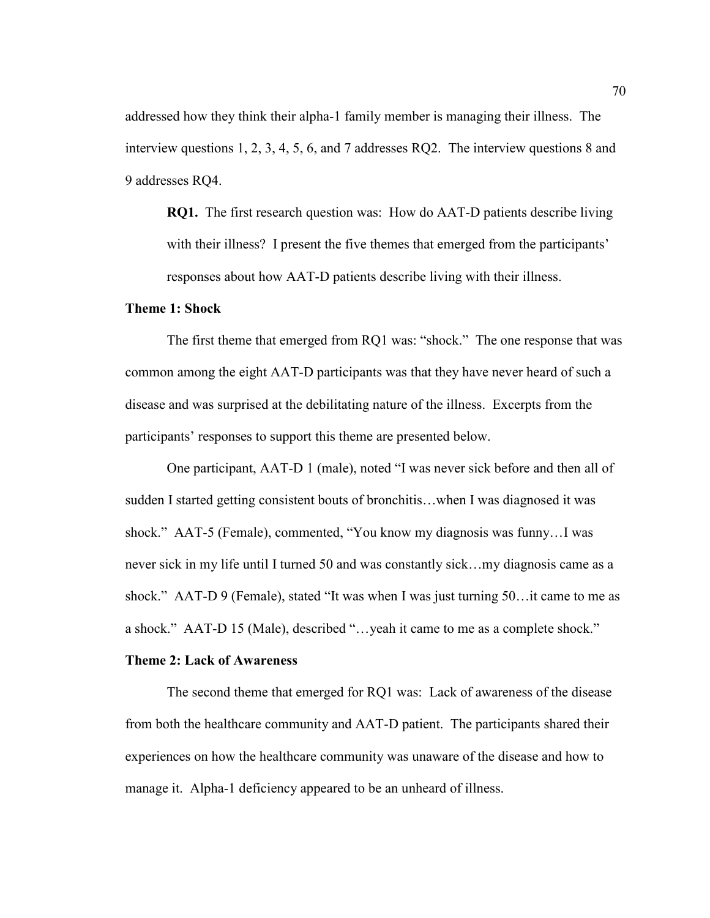addressed how they think their alpha-1 family member is managing their illness. The interview questions 1, 2, 3, 4, 5, 6, and 7 addresses RQ2. The interview questions 8 and 9 addresses RQ4.

**RQ1.** The first research question was: How do AAT-D patients describe living with their illness? I present the five themes that emerged from the participants' responses about how AAT-D patients describe living with their illness.

**Theme 1: Shock**

The first theme that emerged from RQ1 was: "shock." The one response that was common among the eight AAT-D participants was that they have never heard of such a disease and was surprised at the debilitating nature of the illness. Excerpts from the participants' responses to support this theme are presented below.

One participant, AAT-D 1 (male), noted "I was never sick before and then all of sudden I started getting consistent bouts of bronchitis…when I was diagnosed it was shock." AAT-5 (Female), commented, "You know my diagnosis was funny…I was never sick in my life until I turned 50 and was constantly sick…my diagnosis came as a shock." AAT-D 9 (Female), stated "It was when I was just turning 50…it came to me as a shock." AAT-D 15 (Male), described "…yeah it came to me as a complete shock."

**Theme 2: Lack of Awareness**

The second theme that emerged for RQ1 was: Lack of awareness of the disease from both the healthcare community and AAT-D patient. The participants shared their experiences on how the healthcare community was unaware of the disease and how to manage it. Alpha-1 deficiency appeared to be an unheard of illness.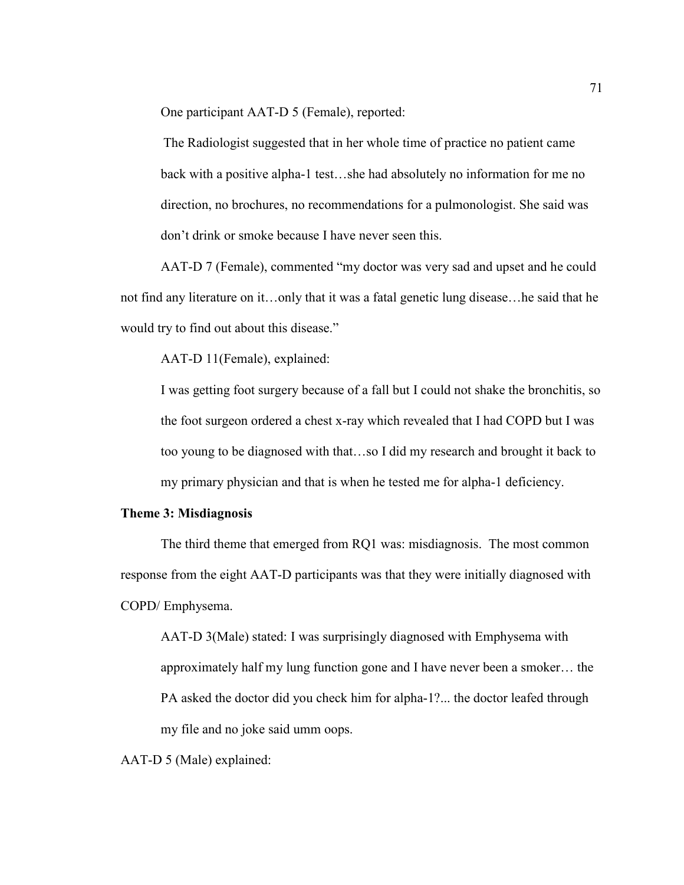One participant AAT-D 5 (Female), reported:

> The Radiologist suggested that in her whole time of practice no patient came back with a positive alpha-1 test…she had absolutely no information for me no direction, no brochures, no recommendations for a pulmonologist. She said was don't drink or smoke because I have never seen this.

AAT-D 7 (Female), commented "my doctor was very sad and upset and he could not find any literature on it…only that it was a fatal genetic lung disease…he said that he would try to find out about this disease."

AAT-D 11(Female), explained:

> I was getting foot surgery because of a fall but I could not shake the bronchitis, so the foot surgeon ordered a chest x-ray which revealed that I had COPD but I was too young to be diagnosed with that…so I did my research and brought it back to my primary physician and that is when he tested me for alpha-1 deficiency.

**Theme 3: Misdiagnosis**

The third theme that emerged from RQ1 was: misdiagnosis. The most common response from the eight AAT-D participants was that they were initially diagnosed with COPD/ Emphysema.

> AAT-D 3(Male) stated: I was surprisingly diagnosed with Emphysema with approximately half my lung function gone and I have never been a smoker… the PA asked the doctor did you check him for alpha-1?... the doctor leafed through my file and no joke said umm oops.

AAT-D 5 (Male) explained: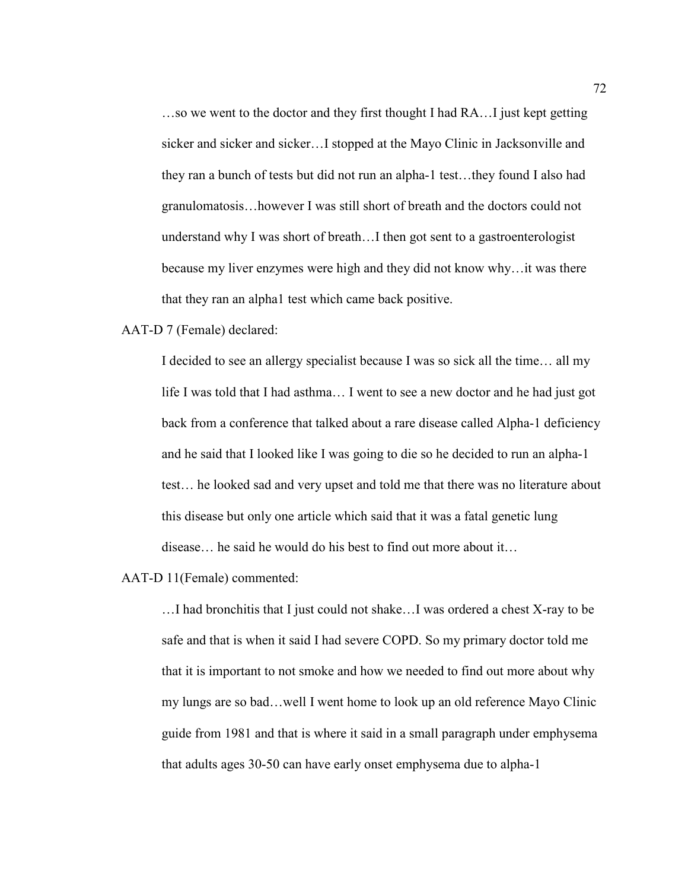> …so we went to the doctor and they first thought I had RA…I just kept getting sicker and sicker and sicker…I stopped at the Mayo Clinic in Jacksonville and they ran a bunch of tests but did not run an alpha-1 test…they found I also had granulomatosis…however I was still short of breath and the doctors could not understand why I was short of breath…I then got sent to a gastroenterologist because my liver enzymes were high and they did not know why…it was there that they ran an alpha1 test which came back positive.

AAT-D 7 (Female) declared:

> I decided to see an allergy specialist because I was so sick all the time… all my life I was told that I had asthma… I went to see a new doctor and he had just got back from a conference that talked about a rare disease called Alpha-1 deficiency and he said that I looked like I was going to die so he decided to run an alpha-1 test… he looked sad and very upset and told me that there was no literature about this disease but only one article which said that it was a fatal genetic lung disease… he said he would do his best to find out more about it…

AAT-D 11(Female) commented:

> …I had bronchitis that I just could not shake…I was ordered a chest X-ray to be safe and that is when it said I had severe COPD. So my primary doctor told me that it is important to not smoke and how we needed to find out more about why my lungs are so bad…well I went home to look up an old reference Mayo Clinic guide from 1981 and that is where it said in a small paragraph under emphysema that adults ages 30-50 can have early onset emphysema due to alpha-1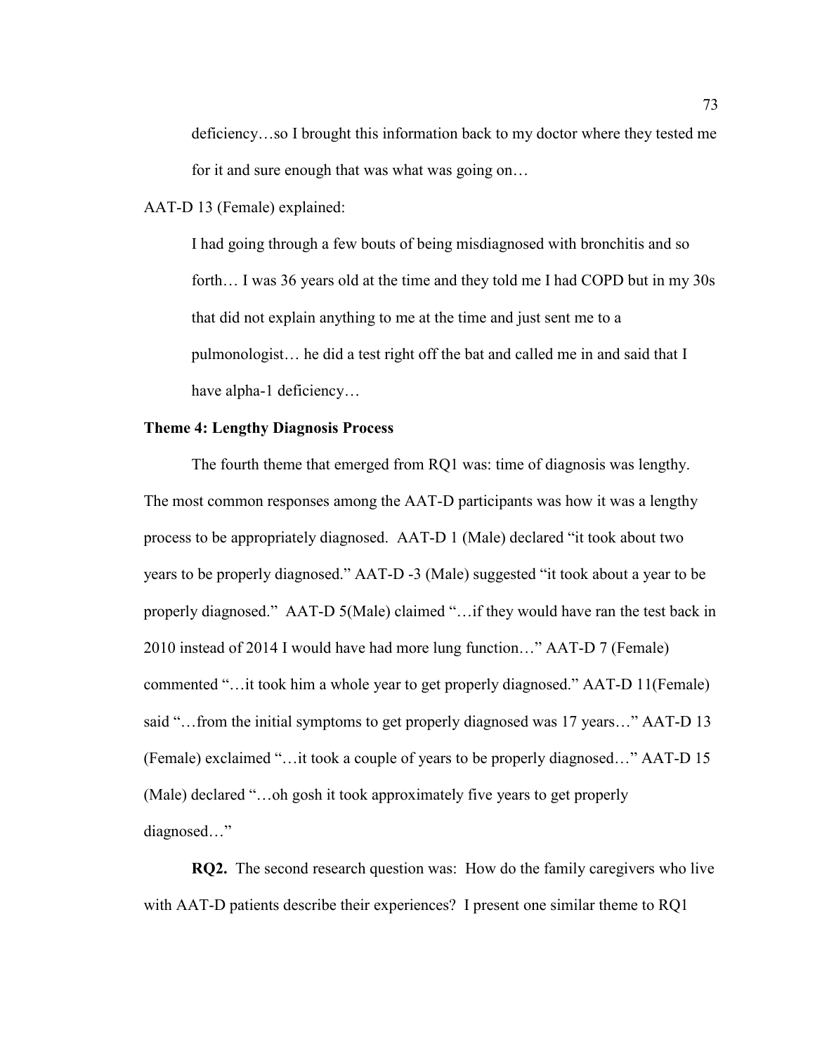> deficiency…so I brought this information back to my doctor where they tested me for it and sure enough that was what was going on…

AAT-D 13 (Female) explained:

> I had going through a few bouts of being misdiagnosed with bronchitis and so forth… I was 36 years old at the time and they told me I had COPD but in my 30s that did not explain anything to me at the time and just sent me to a pulmonologist… he did a test right off the bat and called me in and said that I have alpha-1 deficiency…

**Theme 4: Lengthy Diagnosis Process**

The fourth theme that emerged from RQ1 was: time of diagnosis was lengthy. The most common responses among the AAT-D participants was how it was a lengthy process to be appropriately diagnosed. AAT-D 1 (Male) declared "it took about two years to be properly diagnosed." AAT-D -3 (Male) suggested "it took about a year to be properly diagnosed." AAT-D 5(Male) claimed "…if they would have ran the test back in 2010 instead of 2014 I would have had more lung function…" AAT-D 7 (Female) commented "…it took him a whole year to get properly diagnosed." AAT-D 11(Female) said "…from the initial symptoms to get properly diagnosed was 17 years…" AAT-D 13 (Female) exclaimed "…it took a couple of years to be properly diagnosed…" AAT-D 15 (Male) declared "…oh gosh it took approximately five years to get properly diagnosed…"

**RQ2.** The second research question was: How do the family caregivers who live with AAT-D patients describe their experiences? I present one similar theme to RQ1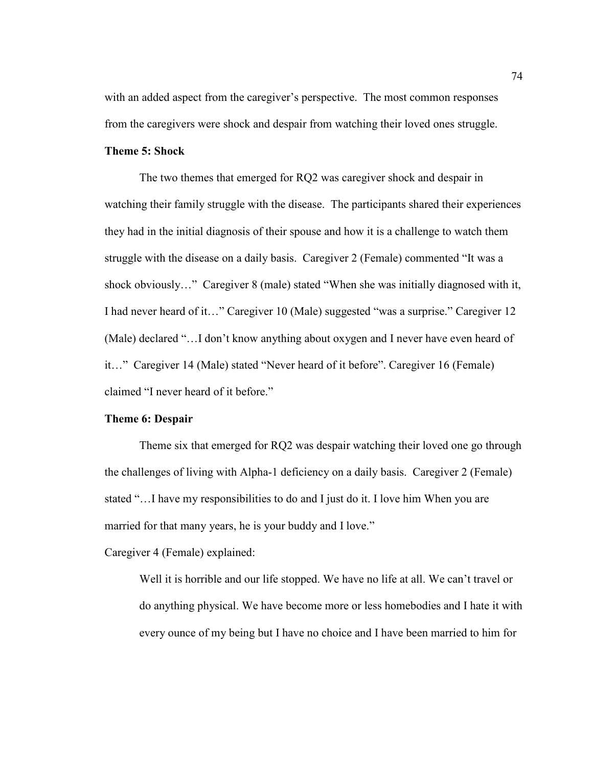with an added aspect from the caregiver's perspective. The most common responses from the caregivers were shock and despair from watching their loved ones struggle.

### Theme 5: Shock

The two themes that emerged for RQ2 was caregiver shock and despair in watching their family struggle with the disease. The participants shared their experiences they had in the initial diagnosis of their spouse and how it is a challenge to watch them struggle with the disease on a daily basis. Caregiver 2 (Female) commented "It was a shock obviously…" Caregiver 8 (male) stated "When she was initially diagnosed with it, I had never heard of it…" Caregiver 10 (Male) suggested "was a surprise." Caregiver 12 (Male) declared "…I don't know anything about oxygen and I never have even heard of it…" Caregiver 14 (Male) stated "Never heard of it before". Caregiver 16 (Female) claimed "I never heard of it before."

### Theme 6: Despair

Theme six that emerged for RQ2 was despair watching their loved one go through the challenges of living with Alpha-1 deficiency on a daily basis. Caregiver 2 (Female) stated "…I have my responsibilities to do and I just do it. I love him When you are married for that many years, he is your buddy and I love."

Caregiver 4 (Female) explained:

> Well it is horrible and our life stopped. We have no life at all. We can't travel or do anything physical. We have become more or less homebodies and I hate it with every ounce of my being but I have no choice and I have been married to him for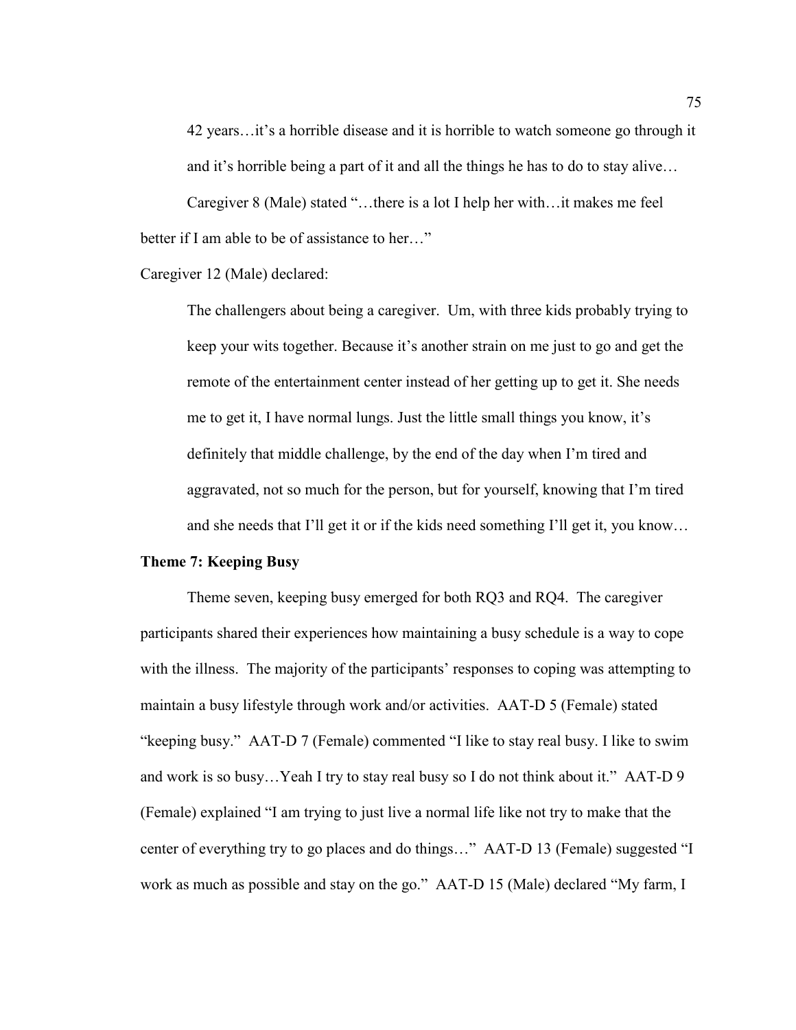> 42 years…it's a horrible disease and it is horrible to watch someone go through it and it's horrible being a part of it and all the things he has to do to stay alive…

Caregiver 8 (Male) stated "…there is a lot I help her with…it makes me feel better if I am able to be of assistance to her…"

Caregiver 12 (Male) declared:

> The challengers about being a caregiver. Um, with three kids probably trying to keep your wits together. Because it's another strain on me just to go and get the remote of the entertainment center instead of her getting up to get it. She needs me to get it, I have normal lungs. Just the little small things you know, it's definitely that middle challenge, by the end of the day when I'm tired and aggravated, not so much for the person, but for yourself, knowing that I'm tired and she needs that I'll get it or if the kids need something I'll get it, you know…

**Theme 7: Keeping Busy**

Theme seven, keeping busy emerged for both RQ3 and RQ4. The caregiver participants shared their experiences how maintaining a busy schedule is a way to cope with the illness. The majority of the participants' responses to coping was attempting to maintain a busy lifestyle through work and/or activities. AAT-D 5 (Female) stated "keeping busy." AAT-D 7 (Female) commented "I like to stay real busy. I like to swim and work is so busy…Yeah I try to stay real busy so I do not think about it." AAT-D 9 (Female) explained "I am trying to just live a normal life like not try to make that the center of everything try to go places and do things…" AAT-D 13 (Female) suggested "I work as much as possible and stay on the go." AAT-D 15 (Male) declared "My farm, I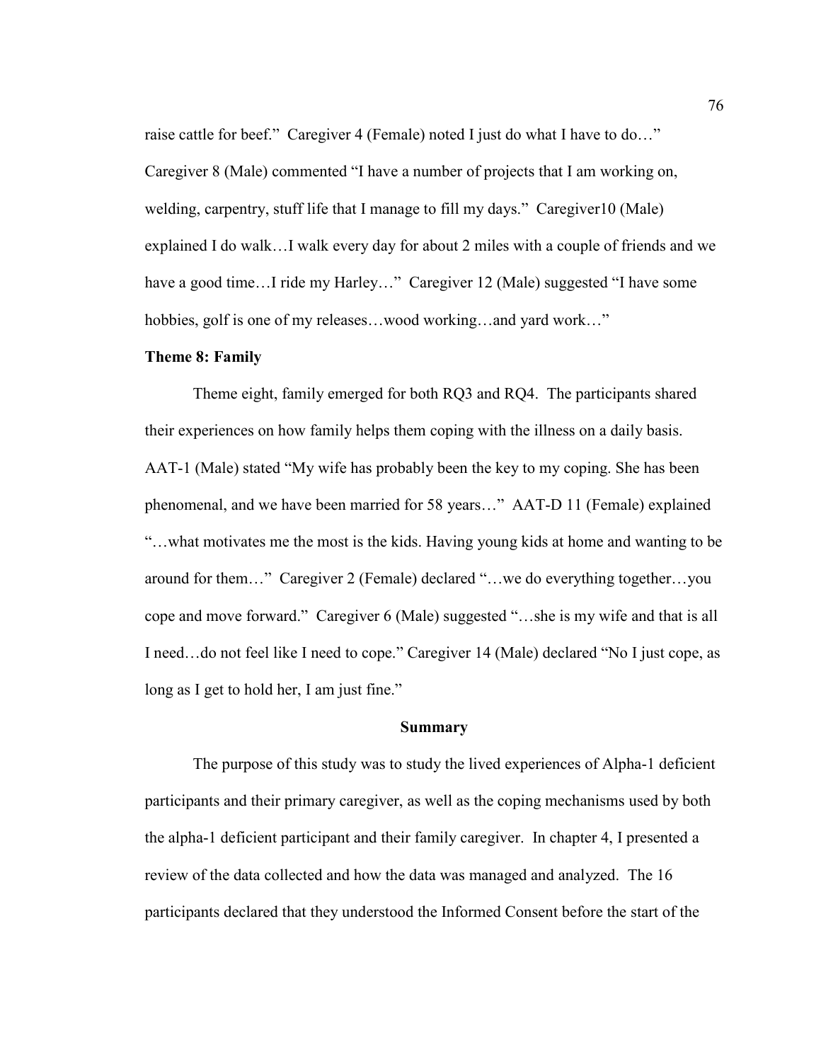raise cattle for beef." Caregiver 4 (Female) noted I just do what I have to do…" Caregiver 8 (Male) commented "I have a number of projects that I am working on, welding, carpentry, stuff life that I manage to fill my days." Caregiver10 (Male) explained I do walk…I walk every day for about 2 miles with a couple of friends and we have a good time…I ride my Harley…" Caregiver 12 (Male) suggested "I have some hobbies, golf is one of my releases…wood working…and yard work…"

### Theme 8: Family

Theme eight, family emerged for both RQ3 and RQ4. The participants shared their experiences on how family helps them coping with the illness on a daily basis. AAT-1 (Male) stated "My wife has probably been the key to my coping. She has been phenomenal, and we have been married for 58 years…" AAT-D 11 (Female) explained "…what motivates me the most is the kids. Having young kids at home and wanting to be around for them…" Caregiver 2 (Female) declared "…we do everything together…you cope and move forward." Caregiver 6 (Male) suggested "…she is my wife and that is all I need…do not feel like I need to cope." Caregiver 14 (Male) declared "No I just cope, as long as I get to hold her, I am just fine."

## Summary

The purpose of this study was to study the lived experiences of Alpha-1 deficient participants and their primary caregiver, as well as the coping mechanisms used by both the alpha-1 deficient participant and their family caregiver. In chapter 4, I presented a review of the data collected and how the data was managed and analyzed. The 16 participants declared that they understood the Informed Consent before the start of the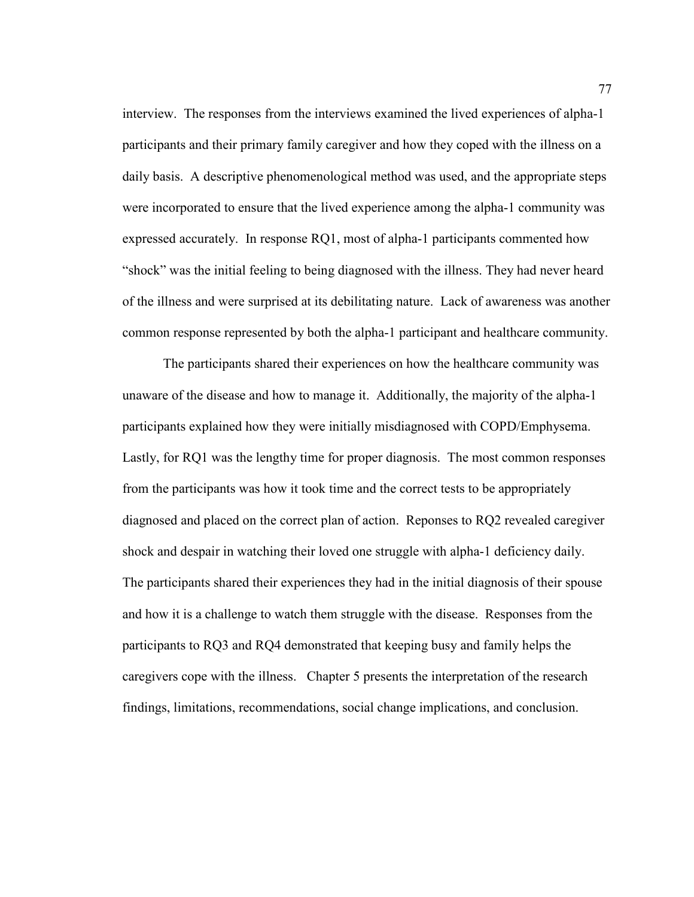interview. The responses from the interviews examined the lived experiences of alpha-1 participants and their primary family caregiver and how they coped with the illness on a daily basis. A descriptive phenomenological method was used, and the appropriate steps were incorporated to ensure that the lived experience among the alpha-1 community was expressed accurately. In response RQ1, most of alpha-1 participants commented how "shock" was the initial feeling to being diagnosed with the illness. They had never heard of the illness and were surprised at its debilitating nature. Lack of awareness was another common response represented by both the alpha-1 participant and healthcare community.

The participants shared their experiences on how the healthcare community was unaware of the disease and how to manage it. Additionally, the majority of the alpha-1 participants explained how they were initially misdiagnosed with COPD/Emphysema. Lastly, for RQ1 was the lengthy time for proper diagnosis. The most common responses from the participants was how it took time and the correct tests to be appropriately diagnosed and placed on the correct plan of action. Reponses to RQ2 revealed caregiver shock and despair in watching their loved one struggle with alpha-1 deficiency daily. The participants shared their experiences they had in the initial diagnosis of their spouse and how it is a challenge to watch them struggle with the disease. Responses from the participants to RQ3 and RQ4 demonstrated that keeping busy and family helps the caregivers cope with the illness. Chapter 5 presents the interpretation of the research findings, limitations, recommendations, social change implications, and conclusion.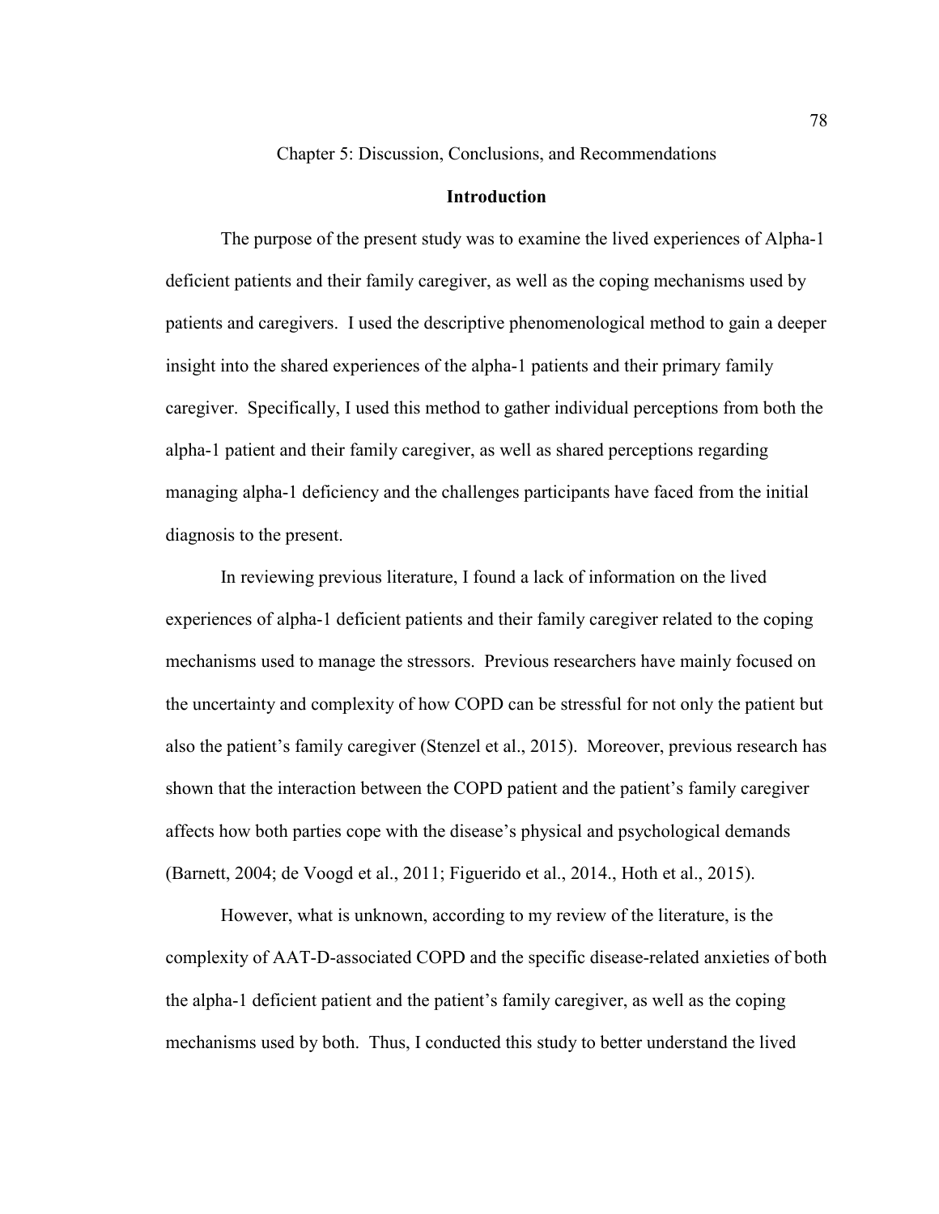# Chapter 5: Discussion, Conclusions, and Recommendations

## Introduction

The purpose of the present study was to examine the lived experiences of Alpha-1 deficient patients and their family caregiver, as well as the coping mechanisms used by patients and caregivers. I used the descriptive phenomenological method to gain a deeper insight into the shared experiences of the alpha-1 patients and their primary family caregiver. Specifically, I used this method to gather individual perceptions from both the alpha-1 patient and their family caregiver, as well as shared perceptions regarding managing alpha-1 deficiency and the challenges participants have faced from the initial diagnosis to the present.

In reviewing previous literature, I found a lack of information on the lived experiences of alpha-1 deficient patients and their family caregiver related to the coping mechanisms used to manage the stressors. Previous researchers have mainly focused on the uncertainty and complexity of how COPD can be stressful for not only the patient but also the patient's family caregiver (Stenzel et al., 2015). Moreover, previous research has shown that the interaction between the COPD patient and the patient's family caregiver affects how both parties cope with the disease's physical and psychological demands (Barnett, 2004; de Voogd et al., 2011; Figuerido et al., 2014., Hoth et al., 2015).

However, what is unknown, according to my review of the literature, is the complexity of AAT-D-associated COPD and the specific disease-related anxieties of both the alpha-1 deficient patient and the patient's family caregiver, as well as the coping mechanisms used by both. Thus, I conducted this study to better understand the lived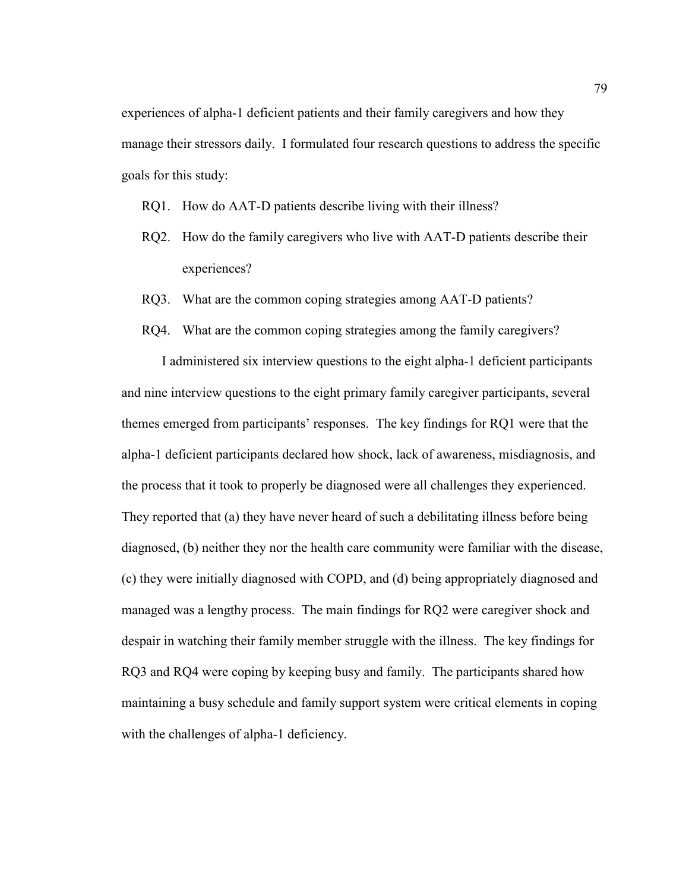experiences of alpha-1 deficient patients and their family caregivers and how they manage their stressors daily. I formulated four research questions to address the specific goals for this study:

RQ1. How do AAT-D patients describe living with their illness?

RQ2. How do the family caregivers who live with AAT-D patients describe their experiences?

RQ3. What are the common coping strategies among AAT-D patients?

RQ4. What are the common coping strategies among the family caregivers?

I administered six interview questions to the eight alpha-1 deficient participants and nine interview questions to the eight primary family caregiver participants, several themes emerged from participants' responses. The key findings for RQ1 were that the alpha-1 deficient participants declared how shock, lack of awareness, misdiagnosis, and the process that it took to properly be diagnosed were all challenges they experienced. They reported that (a) they have never heard of such a debilitating illness before being diagnosed, (b) neither they nor the health care community were familiar with the disease, (c) they were initially diagnosed with COPD, and (d) being appropriately diagnosed and managed was a lengthy process. The main findings for RQ2 were caregiver shock and despair in watching their family member struggle with the illness. The key findings for RQ3 and RQ4 were coping by keeping busy and family. The participants shared how maintaining a busy schedule and family support system were critical elements in coping with the challenges of alpha-1 deficiency.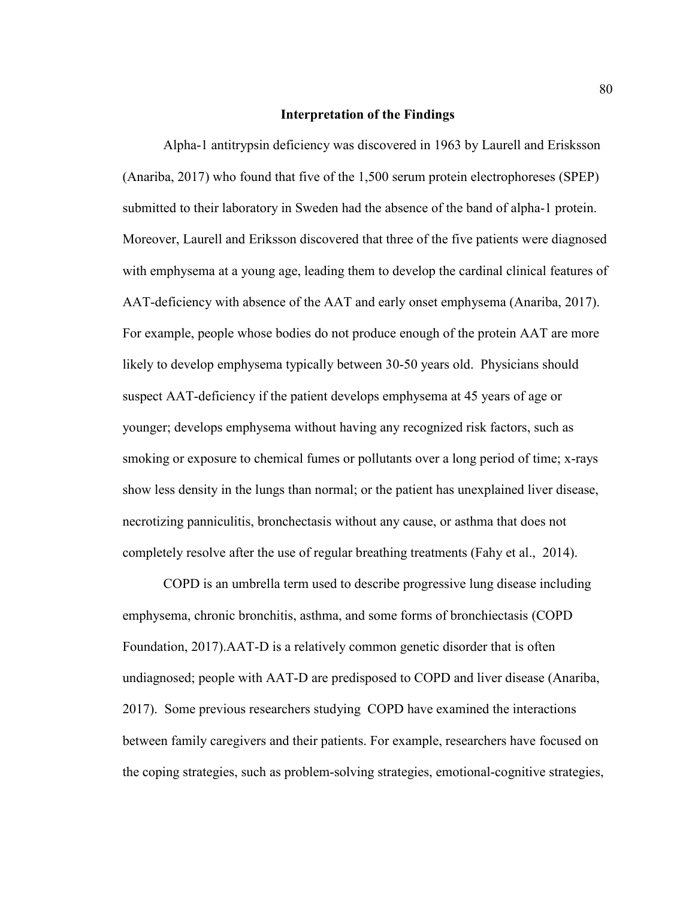## Interpretation of the Findings

Alpha-1 antitrypsin deficiency was discovered in 1963 by Laurell and Erisksson (Anariba, 2017) who found that five of the 1,500 serum protein electrophoreses (SPEP) submitted to their laboratory in Sweden had the absence of the band of alpha-1 protein. Moreover, Laurell and Eriksson discovered that three of the five patients were diagnosed with emphysema at a young age, leading them to develop the cardinal clinical features of AAT-deficiency with absence of the AAT and early onset emphysema (Anariba, 2017). For example, people whose bodies do not produce enough of the protein AAT are more likely to develop emphysema typically between 30-50 years old. Physicians should suspect AAT-deficiency if the patient develops emphysema at 45 years of age or younger; develops emphysema without having any recognized risk factors, such as smoking or exposure to chemical fumes or pollutants over a long period of time; x-rays show less density in the lungs than normal; or the patient has unexplained liver disease, necrotizing panniculitis, bronchectasis without any cause, or asthma that does not completely resolve after the use of regular breathing treatments (Fahy et al., 2014).

COPD is an umbrella term used to describe progressive lung disease including emphysema, chronic bronchitis, asthma, and some forms of bronchiectasis (COPD Foundation, 2017).AAT-D is a relatively common genetic disorder that is often undiagnosed; people with AAT-D are predisposed to COPD and liver disease (Anariba, 2017). Some previous researchers studying COPD have examined the interactions between family caregivers and their patients. For example, researchers have focused on the coping strategies, such as problem-solving strategies, emotional-cognitive strategies,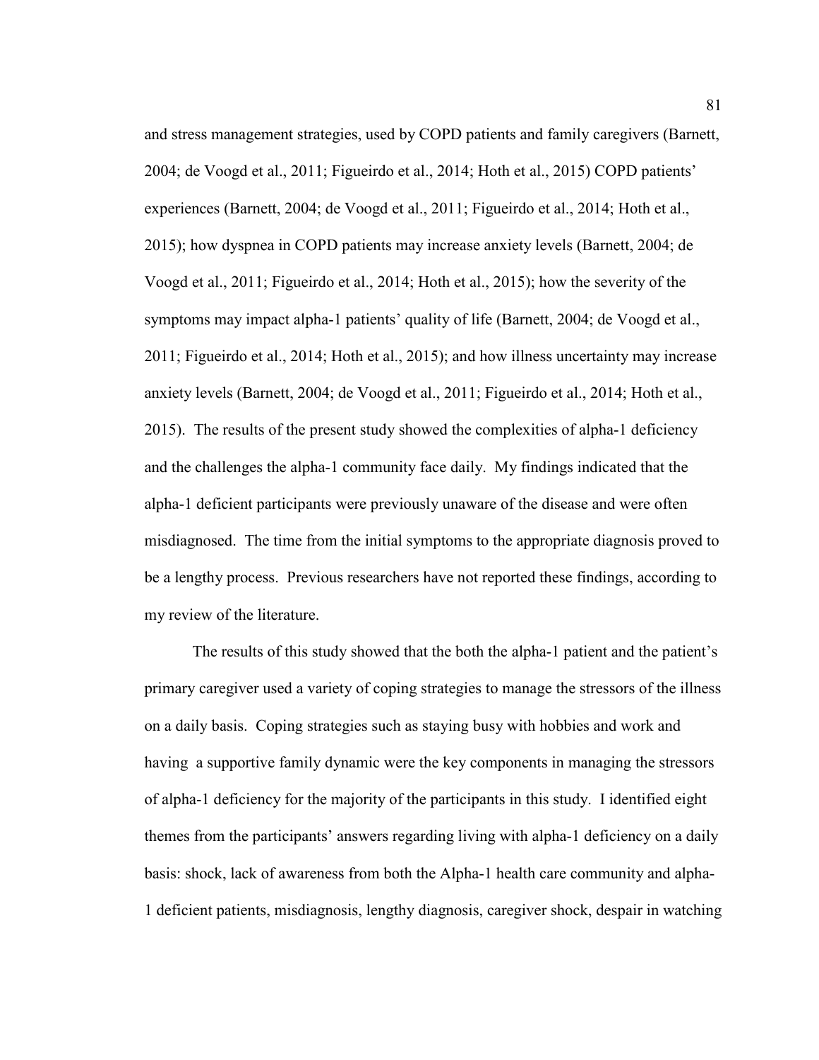and stress management strategies, used by COPD patients and family caregivers (Barnett, 2004; de Voogd et al., 2011; Figueirdo et al., 2014; Hoth et al., 2015) COPD patients' experiences (Barnett, 2004; de Voogd et al., 2011; Figueirdo et al., 2014; Hoth et al., 2015); how dyspnea in COPD patients may increase anxiety levels (Barnett, 2004; de Voogd et al., 2011; Figueirdo et al., 2014; Hoth et al., 2015); how the severity of the symptoms may impact alpha-1 patients' quality of life (Barnett, 2004; de Voogd et al., 2011; Figueirdo et al., 2014; Hoth et al., 2015); and how illness uncertainty may increase anxiety levels (Barnett, 2004; de Voogd et al., 2011; Figueirdo et al., 2014; Hoth et al., 2015). The results of the present study showed the complexities of alpha-1 deficiency and the challenges the alpha-1 community face daily. My findings indicated that the alpha-1 deficient participants were previously unaware of the disease and were often misdiagnosed. The time from the initial symptoms to the appropriate diagnosis proved to be a lengthy process. Previous researchers have not reported these findings, according to my review of the literature.

The results of this study showed that the both the alpha-1 patient and the patient's primary caregiver used a variety of coping strategies to manage the stressors of the illness on a daily basis. Coping strategies such as staying busy with hobbies and work and having a supportive family dynamic were the key components in managing the stressors of alpha-1 deficiency for the majority of the participants in this study. I identified eight themes from the participants' answers regarding living with alpha-1 deficiency on a daily basis: shock, lack of awareness from both the Alpha-1 health care community and alpha-1 deficient patients, misdiagnosis, lengthy diagnosis, caregiver shock, despair in watching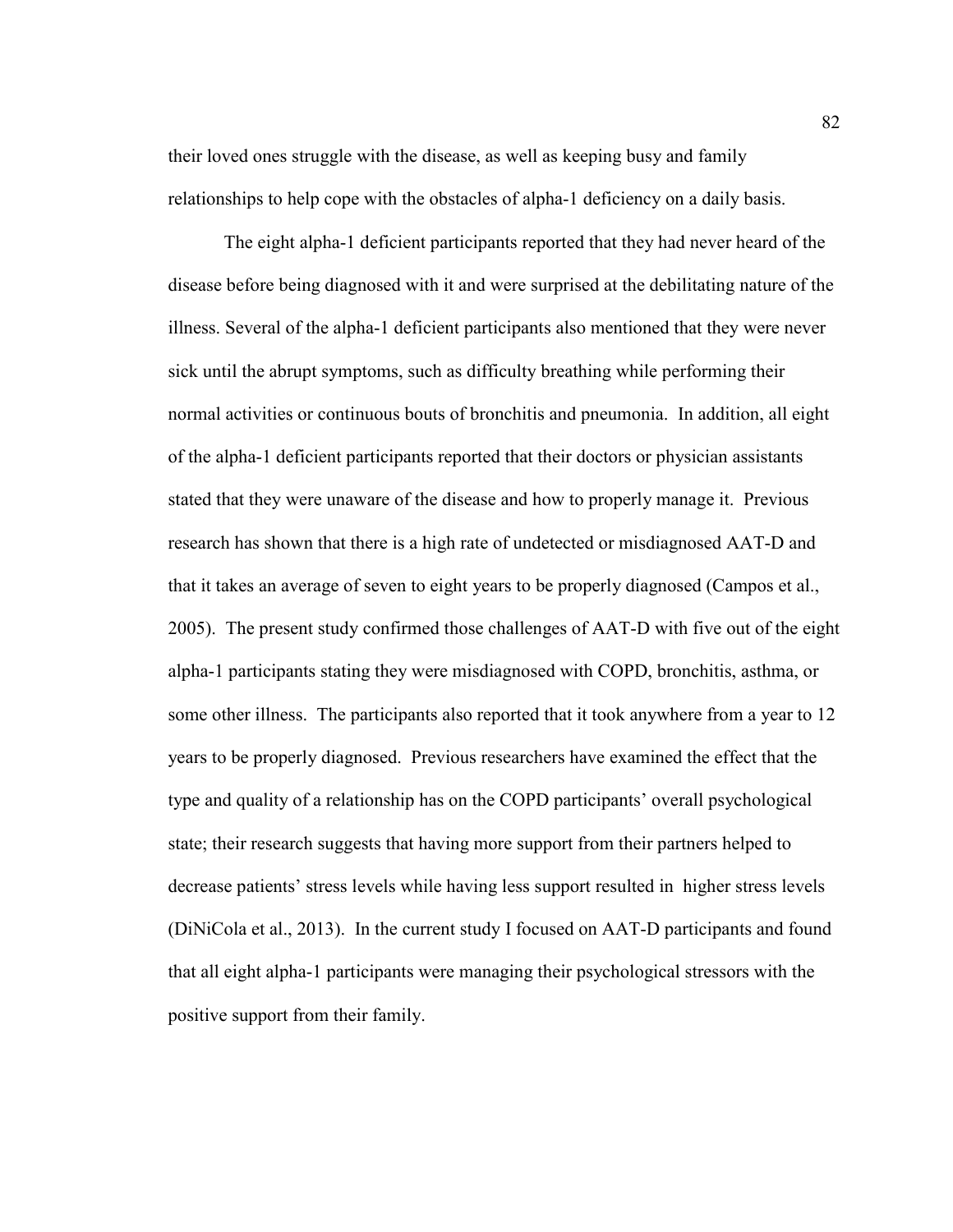their loved ones struggle with the disease, as well as keeping busy and family relationships to help cope with the obstacles of alpha-1 deficiency on a daily basis.

The eight alpha-1 deficient participants reported that they had never heard of the disease before being diagnosed with it and were surprised at the debilitating nature of the illness. Several of the alpha-1 deficient participants also mentioned that they were never sick until the abrupt symptoms, such as difficulty breathing while performing their normal activities or continuous bouts of bronchitis and pneumonia. In addition, all eight of the alpha-1 deficient participants reported that their doctors or physician assistants stated that they were unaware of the disease and how to properly manage it. Previous research has shown that there is a high rate of undetected or misdiagnosed AAT-D and that it takes an average of seven to eight years to be properly diagnosed (Campos et al., 2005). The present study confirmed those challenges of AAT-D with five out of the eight alpha-1 participants stating they were misdiagnosed with COPD, bronchitis, asthma, or some other illness. The participants also reported that it took anywhere from a year to 12 years to be properly diagnosed. Previous researchers have examined the effect that the type and quality of a relationship has on the COPD participants' overall psychological state; their research suggests that having more support from their partners helped to decrease patients' stress levels while having less support resulted in higher stress levels (DiNiCola et al., 2013). In the current study I focused on AAT-D participants and found that all eight alpha-1 participants were managing their psychological stressors with the positive support from their family.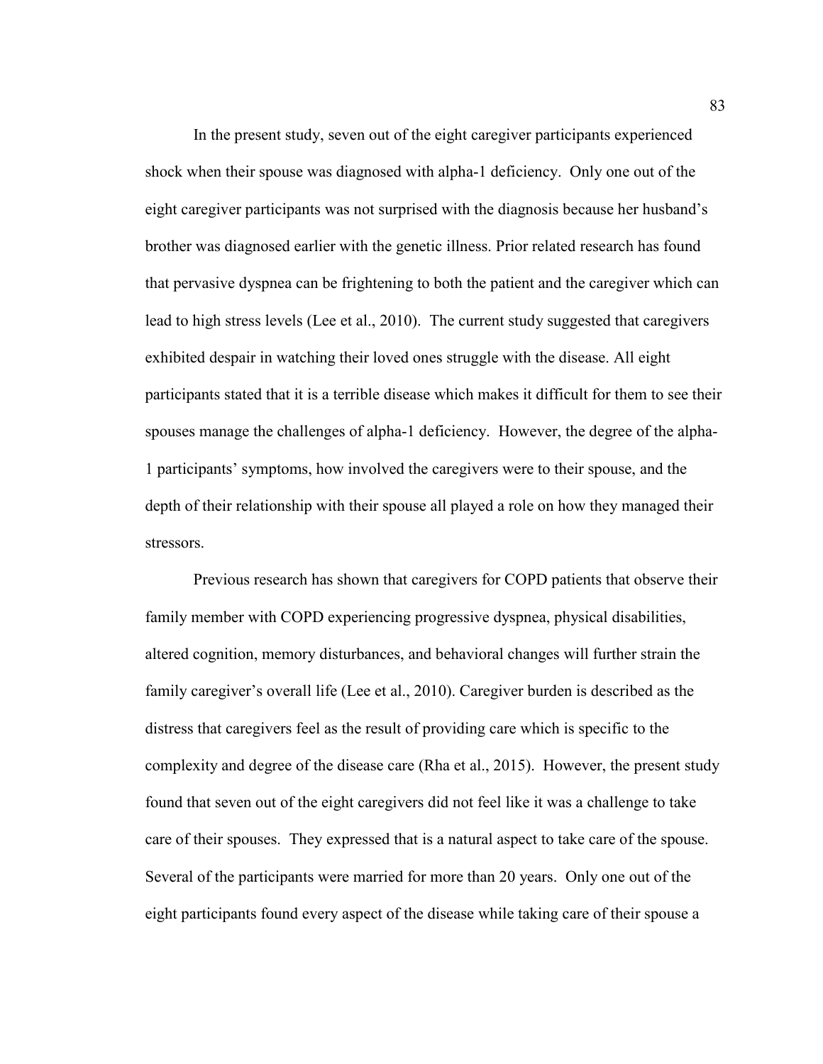In the present study, seven out of the eight caregiver participants experienced shock when their spouse was diagnosed with alpha-1 deficiency. Only one out of the eight caregiver participants was not surprised with the diagnosis because her husband's brother was diagnosed earlier with the genetic illness. Prior related research has found that pervasive dyspnea can be frightening to both the patient and the caregiver which can lead to high stress levels (Lee et al., 2010). The current study suggested that caregivers exhibited despair in watching their loved ones struggle with the disease. All eight participants stated that it is a terrible disease which makes it difficult for them to see their spouses manage the challenges of alpha-1 deficiency. However, the degree of the alpha-1 participants' symptoms, how involved the caregivers were to their spouse, and the depth of their relationship with their spouse all played a role on how they managed their stressors.

Previous research has shown that caregivers for COPD patients that observe their family member with COPD experiencing progressive dyspnea, physical disabilities, altered cognition, memory disturbances, and behavioral changes will further strain the family caregiver's overall life (Lee et al., 2010). Caregiver burden is described as the distress that caregivers feel as the result of providing care which is specific to the complexity and degree of the disease care (Rha et al., 2015). However, the present study found that seven out of the eight caregivers did not feel like it was a challenge to take care of their spouses. They expressed that is a natural aspect to take care of the spouse. Several of the participants were married for more than 20 years. Only one out of the eight participants found every aspect of the disease while taking care of their spouse a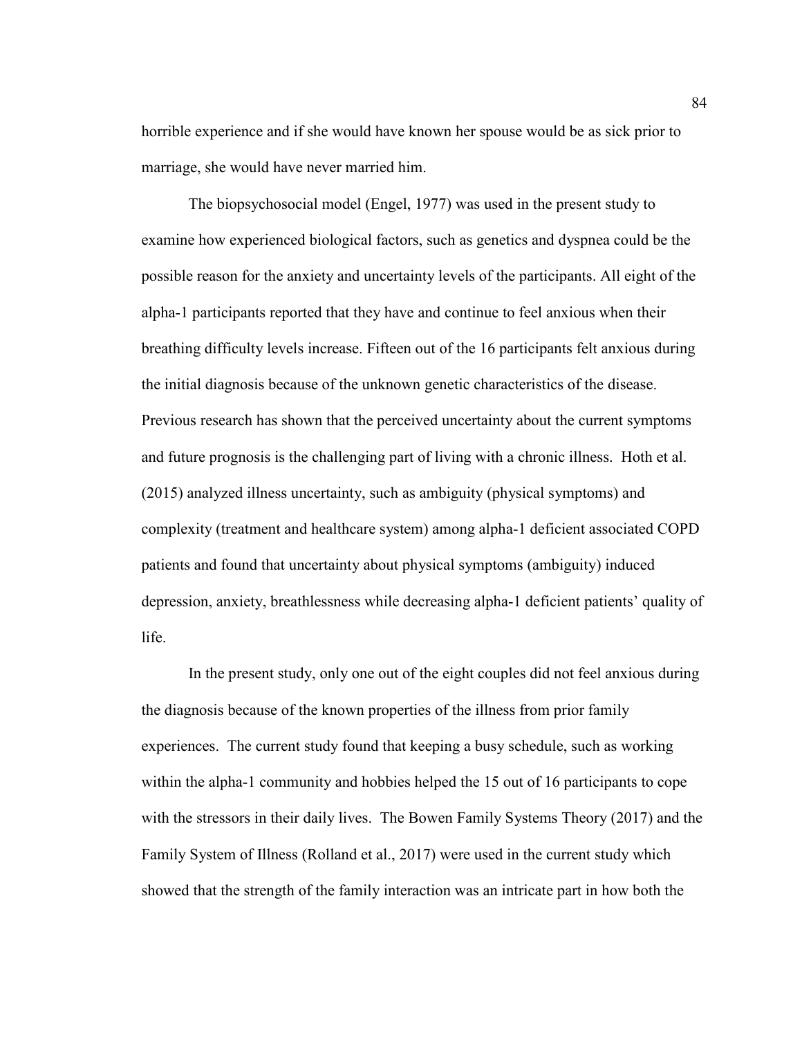horrible experience and if she would have known her spouse would be as sick prior to marriage, she would have never married him.

The biopsychosocial model (Engel, 1977) was used in the present study to examine how experienced biological factors, such as genetics and dyspnea could be the possible reason for the anxiety and uncertainty levels of the participants. All eight of the alpha-1 participants reported that they have and continue to feel anxious when their breathing difficulty levels increase. Fifteen out of the 16 participants felt anxious during the initial diagnosis because of the unknown genetic characteristics of the disease. Previous research has shown that the perceived uncertainty about the current symptoms and future prognosis is the challenging part of living with a chronic illness. Hoth et al. (2015) analyzed illness uncertainty, such as ambiguity (physical symptoms) and complexity (treatment and healthcare system) among alpha-1 deficient associated COPD patients and found that uncertainty about physical symptoms (ambiguity) induced depression, anxiety, breathlessness while decreasing alpha-1 deficient patients' quality of life.

In the present study, only one out of the eight couples did not feel anxious during the diagnosis because of the known properties of the illness from prior family experiences. The current study found that keeping a busy schedule, such as working within the alpha-1 community and hobbies helped the 15 out of 16 participants to cope with the stressors in their daily lives. The Bowen Family Systems Theory (2017) and the Family System of Illness (Rolland et al., 2017) were used in the current study which showed that the strength of the family interaction was an intricate part in how both the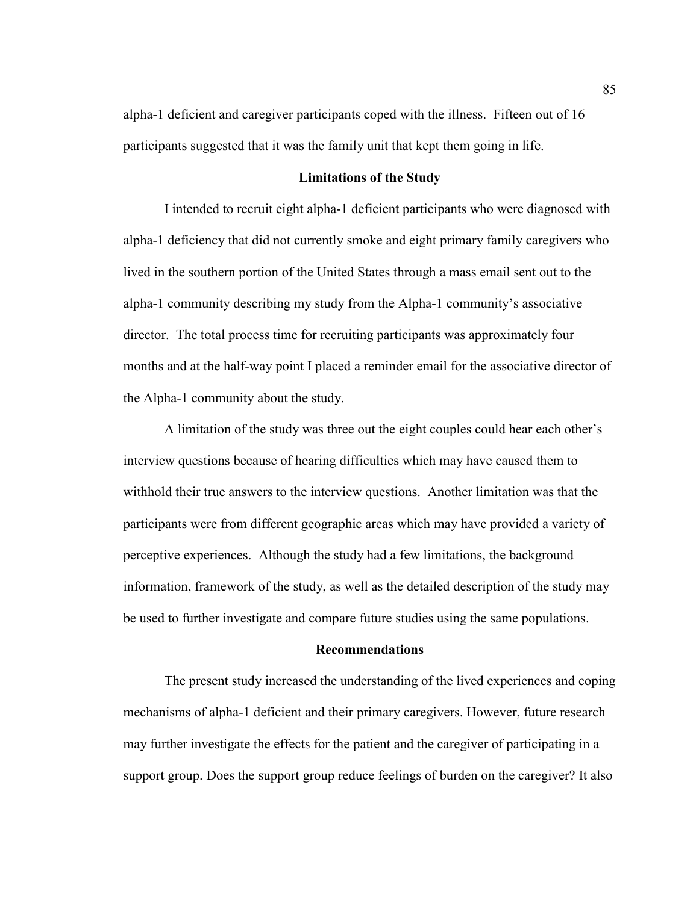alpha-1 deficient and caregiver participants coped with the illness. Fifteen out of 16 participants suggested that it was the family unit that kept them going in life.

## Limitations of the Study

I intended to recruit eight alpha-1 deficient participants who were diagnosed with alpha-1 deficiency that did not currently smoke and eight primary family caregivers who lived in the southern portion of the United States through a mass email sent out to the alpha-1 community describing my study from the Alpha-1 community's associative director. The total process time for recruiting participants was approximately four months and at the half-way point I placed a reminder email for the associative director of the Alpha-1 community about the study.

A limitation of the study was three out the eight couples could hear each other's interview questions because of hearing difficulties which may have caused them to withhold their true answers to the interview questions. Another limitation was that the participants were from different geographic areas which may have provided a variety of perceptive experiences. Although the study had a few limitations, the background information, framework of the study, as well as the detailed description of the study may be used to further investigate and compare future studies using the same populations.

## Recommendations

The present study increased the understanding of the lived experiences and coping mechanisms of alpha-1 deficient and their primary caregivers. However, future research may further investigate the effects for the patient and the caregiver of participating in a support group. Does the support group reduce feelings of burden on the caregiver? It also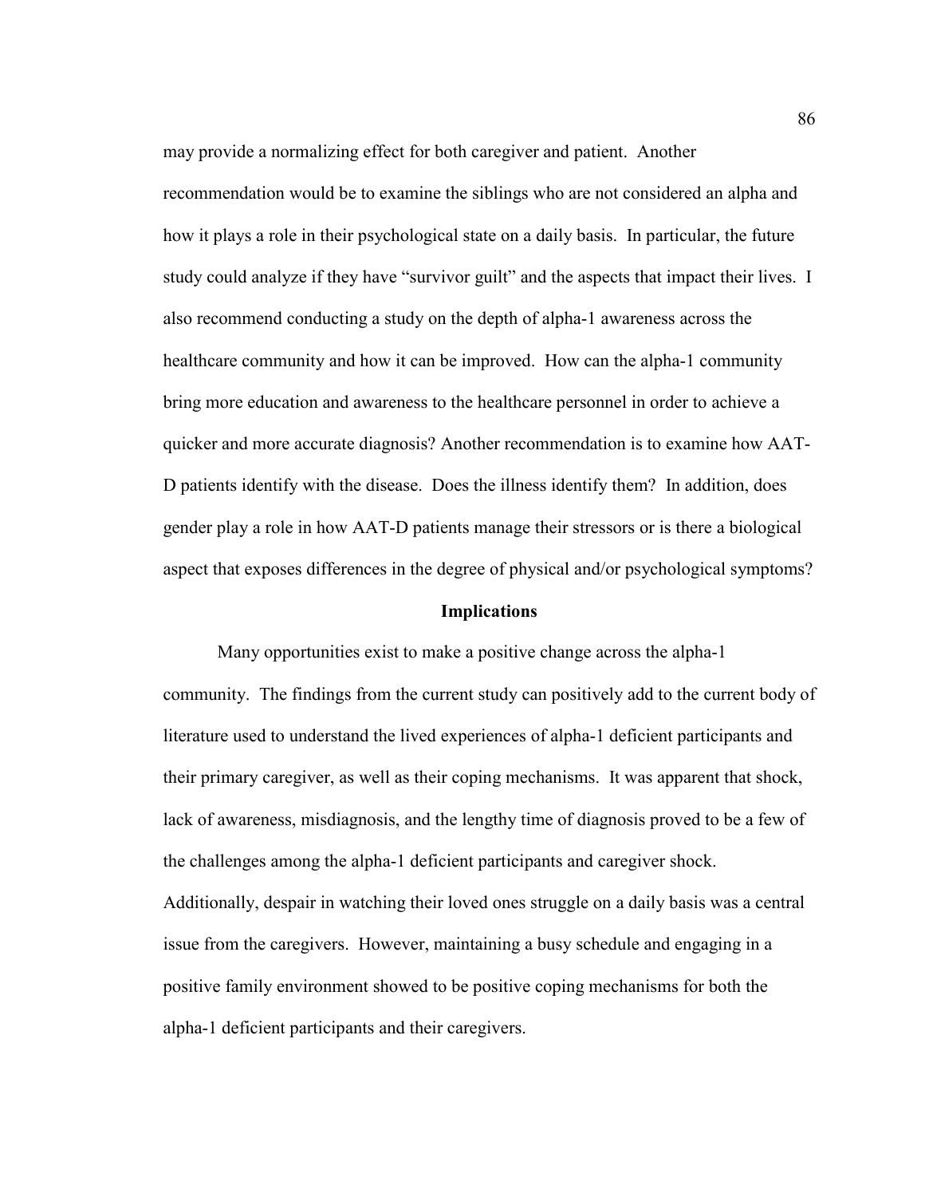may provide a normalizing effect for both caregiver and patient. Another recommendation would be to examine the siblings who are not considered an alpha and how it plays a role in their psychological state on a daily basis. In particular, the future study could analyze if they have "survivor guilt" and the aspects that impact their lives. I also recommend conducting a study on the depth of alpha-1 awareness across the healthcare community and how it can be improved. How can the alpha-1 community bring more education and awareness to the healthcare personnel in order to achieve a quicker and more accurate diagnosis? Another recommendation is to examine how AAT-D patients identify with the disease. Does the illness identify them? In addition, does gender play a role in how AAT-D patients manage their stressors or is there a biological aspect that exposes differences in the degree of physical and/or psychological symptoms?

## Implications

Many opportunities exist to make a positive change across the alpha-1 community. The findings from the current study can positively add to the current body of literature used to understand the lived experiences of alpha-1 deficient participants and their primary caregiver, as well as their coping mechanisms. It was apparent that shock, lack of awareness, misdiagnosis, and the lengthy time of diagnosis proved to be a few of the challenges among the alpha-1 deficient participants and caregiver shock. Additionally, despair in watching their loved ones struggle on a daily basis was a central issue from the caregivers. However, maintaining a busy schedule and engaging in a positive family environment showed to be positive coping mechanisms for both the alpha-1 deficient participants and their caregivers.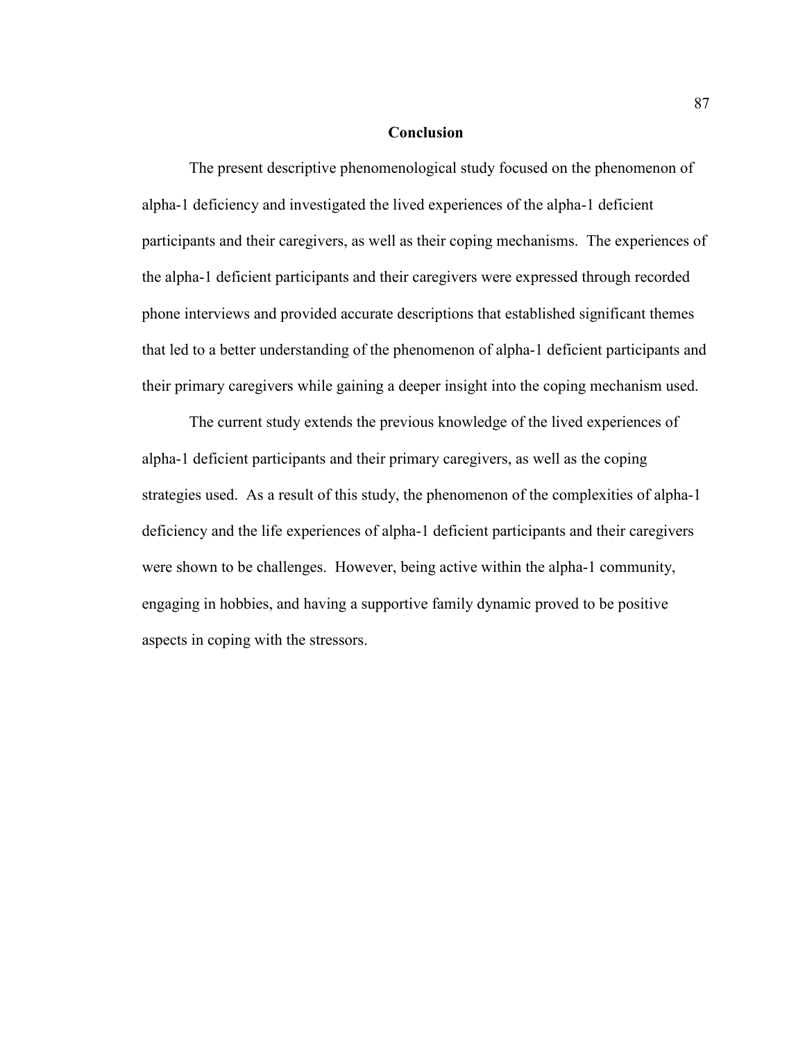## Conclusion

The present descriptive phenomenological study focused on the phenomenon of alpha-1 deficiency and investigated the lived experiences of the alpha-1 deficient participants and their caregivers, as well as their coping mechanisms. The experiences of the alpha-1 deficient participants and their caregivers were expressed through recorded phone interviews and provided accurate descriptions that established significant themes that led to a better understanding of the phenomenon of alpha-1 deficient participants and their primary caregivers while gaining a deeper insight into the coping mechanism used.

The current study extends the previous knowledge of the lived experiences of alpha-1 deficient participants and their primary caregivers, as well as the coping strategies used. As a result of this study, the phenomenon of the complexities of alpha-1 deficiency and the life experiences of alpha-1 deficient participants and their caregivers were shown to be challenges. However, being active within the alpha-1 community, engaging in hobbies, and having a supportive family dynamic proved to be positive aspects in coping with the stressors.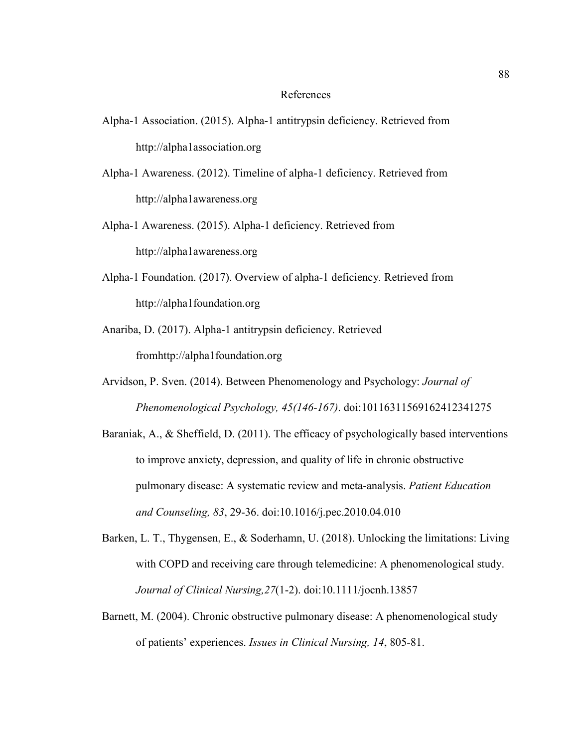# References

Alpha-1 Association. (2015). Alpha-1 antitrypsin deficiency. Retrieved from http://alpha1association.org

Alpha-1 Awareness. (2012). Timeline of alpha-1 deficiency. Retrieved from http://alpha1awareness.org

Alpha-1 Awareness. (2015). Alpha-1 deficiency. Retrieved from http://alpha1awareness.org

Alpha-1 Foundation. (2017). Overview of alpha-1 deficiency. Retrieved from http://alpha1foundation.org

Anariba, D. (2017). Alpha-1 antitrypsin deficiency. Retrieved fromhttp://alpha1foundation.org

Arvidson, P. Sven. (2014). Between Phenomenology and Psychology: *Journal of Phenomenological Psychology, 45(146-167)*. doi:1011631156916241234127 5

Baraniak, A., & Sheffield, D. (2011). The efficacy of psychologically based interventions to improve anxiety, depression, and quality of life in chronic obstructive pulmonary disease: A systematic review and meta-analysis. *Patient Education and Counseling, 83*, 29-36. doi:10.1016/j.pec.2010.04.010

Barken, L. T., Thygensen, E., & Soderhamn, U. (2018). Unlocking the limitations: Living with COPD and receiving care through telemedicine: A phenomenological study. *Journal of Clinical Nursing,27*(1-2). doi:10.1111/jocnh.13857

Barnett, M. (2004). Chronic obstructive pulmonary disease: A phenomenological study of patients' experiences. *Issues in Clinical Nursing, 14*, 805-81.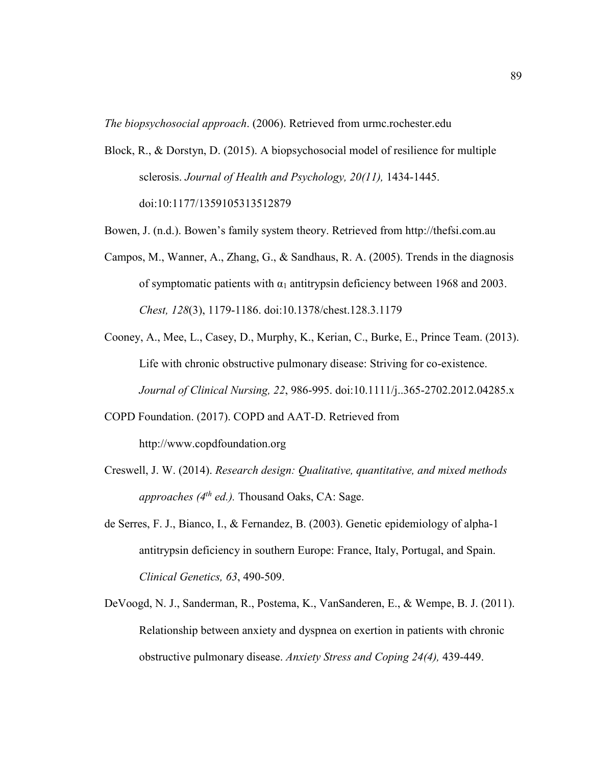*The biopsychosocial approach*. (2006). Retrieved from urmc.rochester.edu

Block, R., & Dorstyn, D. (2015). A biopsychosocial model of resilience for multiple sclerosis. *Journal of Health and Psychology, 20(11),* 1434-1445. doi:10:1177/1359105313512879

Bowen, J. (n.d.). Bowen's family system theory. Retrieved from http://thefsi.com.au

Campos, M., Wanner, A., Zhang, G., & Sandhaus, R. A. (2005). Trends in the diagnosis of symptomatic patients with $\alpha_1$ antitrypsin deficiency between 1968 and 2003. *Chest, 128*(3), 1179-1186. doi:10.1378/chest.128.3.1179

Cooney, A., Mee, L., Casey, D., Murphy, K., Kerian, C., Burke, E., Prince Team. (2013). Life with chronic obstructive pulmonary disease: Striving for co-existence. *Journal of Clinical Nursing, 22*, 986-995. doi:10.1111/j..365-2702.2012.04285.x

COPD Foundation. (2017). COPD and AAT-D. Retrieved from http://www.copdfoundation.org

Creswell, J. W. (2014). *Research design: Qualitative, quantitative, and mixed methods approaches (4th ed.).* Thousand Oaks, CA: Sage.

de Serres, F. J., Bianco, I., & Fernandez, B. (2003). Genetic epidemiology of alpha-1 antitrypsin deficiency in southern Europe: France, Italy, Portugal, and Spain. *Clinical Genetics, 63*, 490-509.

DeVoogd, N. J., Sanderman, R., Postema, K., VanSanderen, E., & Wempe, B. J. (2011). Relationship between anxiety and dyspnea on exertion in patients with chronic obstructive pulmonary disease. *Anxiety Stress and Coping 24(4),* 439-449.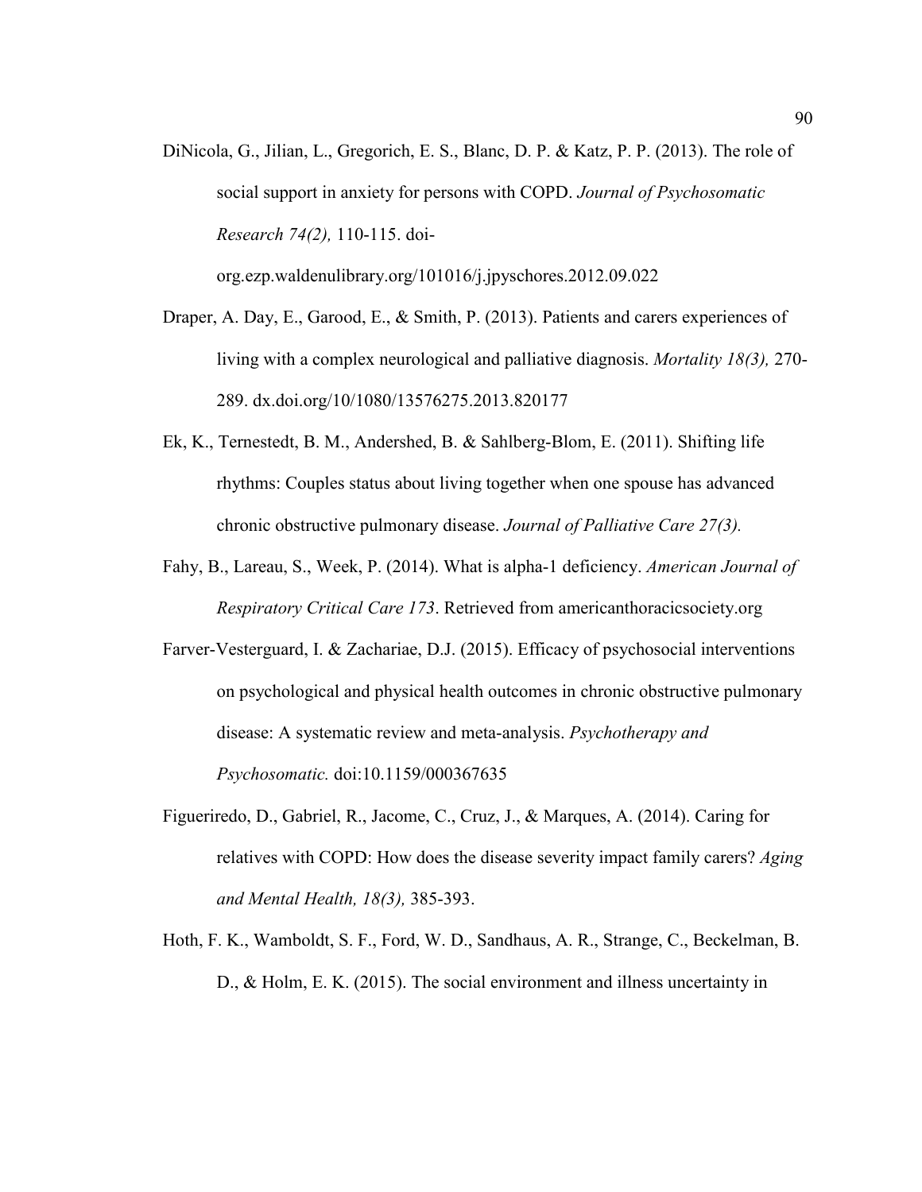DiNicola, G., Jilian, L., Gregorich, E. S., Blanc, D. P. & Katz, P. P. (2013). The role of social support in anxiety for persons with COPD. *Journal of Psychosomatic Research 74(2),* 110-115. doi-org.ezp.waldenulibrary.org/101016/j.jpyschores.2012.09.022

Draper, A. Day, E., Garood, E., & Smith, P. (2013). Patients and carers experiences of living with a complex neurological and palliative diagnosis. *Mortality 18(3),* 270-289. dx.doi.org/10/1080/13576275.2013.820177

Ek, K., Ternestedt, B. M., Andershed, B. & Sahlberg-Blom, E. (2011). Shifting life rhythms: Couples status about living together when one spouse has advanced chronic obstructive pulmonary disease. *Journal of Palliative Care 27(3).*

Fahy, B., Lareau, S., Week, P. (2014). What is alpha-1 deficiency. *American Journal of Respiratory Critical Care 173*. Retrieved from americanthoracicsociety.org

Farver-Vesterguard, I. & Zachariae, D.J. (2015). Efficacy of psychosocial interventions on psychological and physical health outcomes in chronic obstructive pulmonary disease: A systematic review and meta-analysis. *Psychotherapy and Psychosomatic.* doi:10.1159/000367635

Figueriredo, D., Gabriel, R., Jacome, C., Cruz, J., & Marques, A. (2014). Caring for relatives with COPD: How does the disease severity impact family carers? *Aging and Mental Health, 18(3),* 385-393.

Hoth, F. K., Wamboldt, S. F., Ford, W. D., Sandhaus, A. R., Strange, C., Beckelman, B. D., & Holm, E. K. (2015). The social environment and illness uncertainty in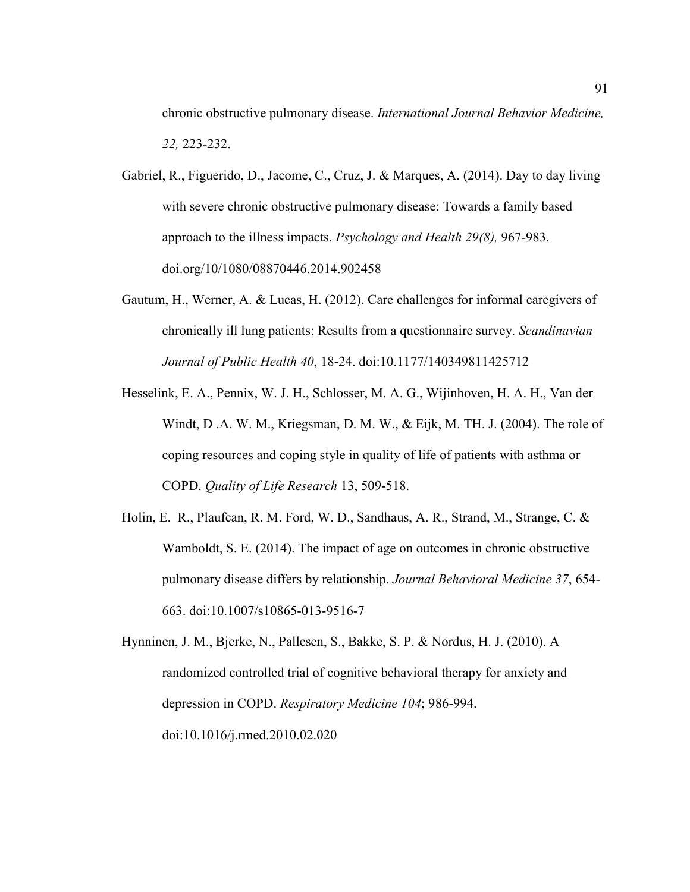chronic obstructive pulmonary disease. *International Journal Behavior Medicine, 22,* 223-232.

Gabriel, R., Figuerido, D., Jacome, C., Cruz, J. & Marques, A. (2014). Day to day living with severe chronic obstructive pulmonary disease: Towards a family based approach to the illness impacts. *Psychology and Health 29(8),* 967-983. doi.org/10/1080/08870446.2014.902458

Gautum, H., Werner, A. & Lucas, H. (2012). Care challenges for informal caregivers of chronically ill lung patients: Results from a questionnaire survey. *Scandinavian Journal of Public Health 40*, 18-24. doi:10.1177/140349811425712

Hesselink, E. A., Pennix, W. J. H., Schlosser, M. A. G., Wijinhoven, H. A. H., Van der Windt, D .A. W. M., Kriegsman, D. M. W., & Eijk, M. TH. J. (2004). The role of coping resources and coping style in quality of life of patients with asthma or COPD. *Quality of Life Research* 13, 509-518.

Holin, E. R., Plaufcan, R. M. Ford, W. D., Sandhaus, A. R., Strand, M., Strange, C. & Wamboldt, S. E. (2014). The impact of age on outcomes in chronic obstructive pulmonary disease differs by relationship. *Journal Behavioral Medicine 37*, 654-663. doi:10.1007/s10865-013-9516-7

Hynninen, J. M., Bjerke, N., Pallesen, S., Bakke, S. P. & Nordus, H. J. (2010). A randomized controlled trial of cognitive behavioral therapy for anxiety and depression in COPD. *Respiratory Medicine 104*; 986-994. doi:10.1016/j.rmed.2010.02.020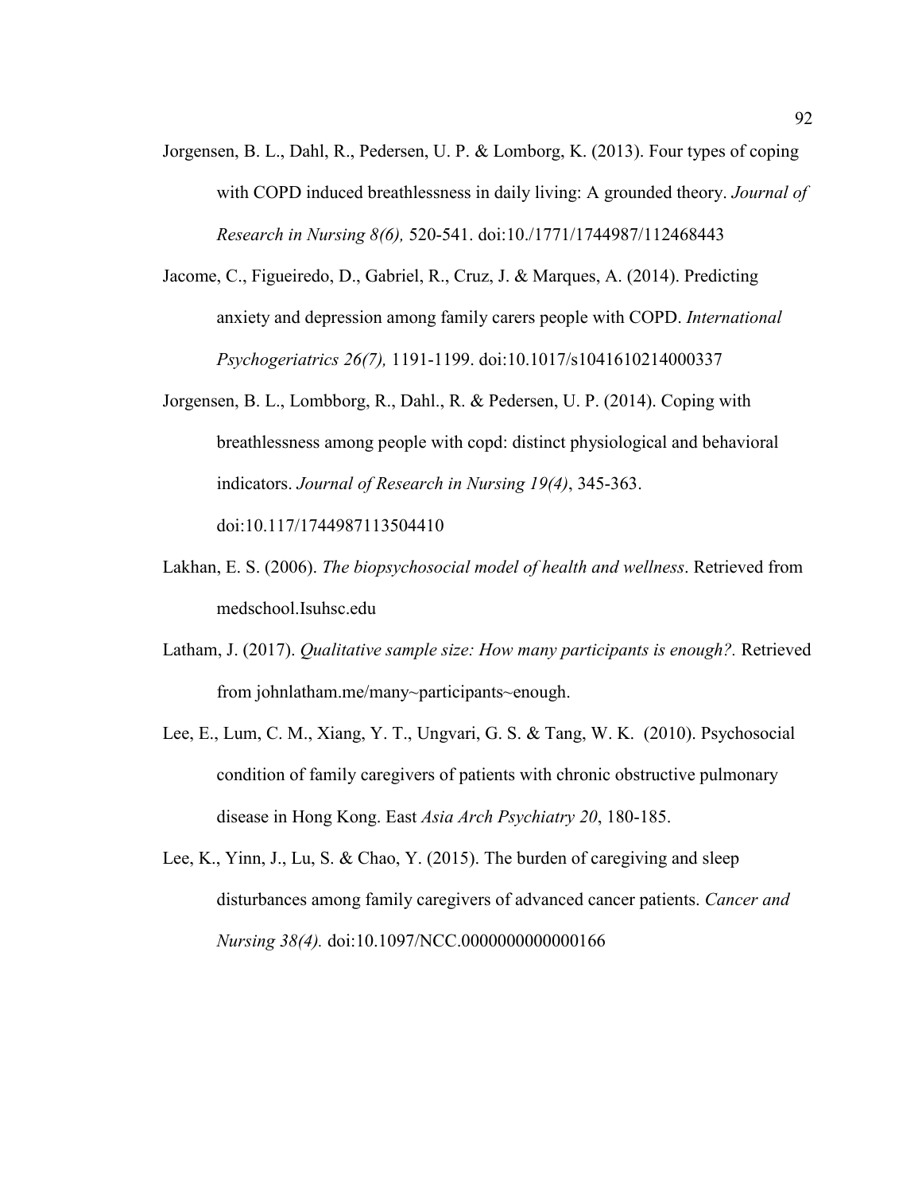Jorgensen, B. L., Dahl, R., Pedersen, U. P. & Lomborg, K. (2013). Four types of coping with COPD induced breathlessness in daily living: A grounded theory. *Journal of Research in Nursing 8(6),* 520-541. doi:10./1771/1744987/112468443

Jacome, C., Figueiredo, D., Gabriel, R., Cruz, J. & Marques, A. (2014). Predicting anxiety and depression among family carers people with COPD. *International Psychogeriatrics 26(7),* 1191-1199. doi:10.1017/s1041610214000337

Jorgensen, B. L., Lombborg, R., Dahl., R. & Pedersen, U. P. (2014). Coping with breathlessness among people with copd: distinct physiological and behavioral indicators. *Journal of Research in Nursing 19(4)*, 345-363. doi:10.117/1744987113504410

Lakhan, E. S. (2006). *The biopsychosocial model of health and wellness*. Retrieved from medschool.Isuhsc.edu

Latham, J. (2017). *Qualitative sample size: How many participants is enough?.* Retrieved from johnlatham.me/many~participants~enough.

Lee, E., Lum, C. M., Xiang, Y. T., Ungvari, G. S. & Tang, W. K. (2010). Psychosocial condition of family caregivers of patients with chronic obstructive pulmonary disease in Hong Kong. East *Asia Arch Psychiatry 20*, 180-185.

Lee, K., Yinn, J., Lu, S. & Chao, Y. (2015). The burden of caregiving and sleep disturbances among family caregivers of advanced cancer patients. *Cancer and Nursing 38(4).* doi:10.1097/NCC.0000000000000166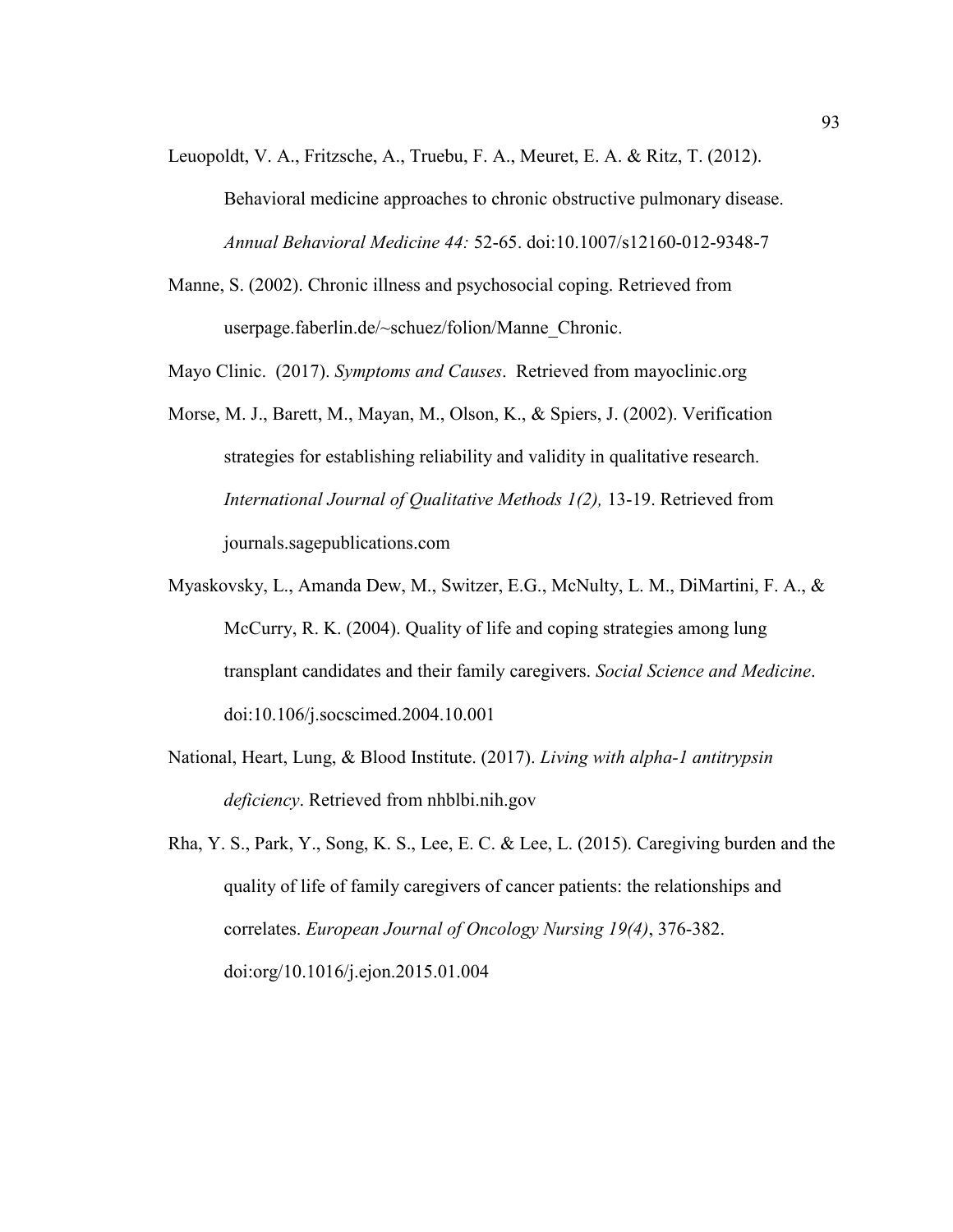Leuopoldt, V. A., Fritzsche, A., Truebu, F. A., Meuret, E. A. & Ritz, T. (2012). Behavioral medicine approaches to chronic obstructive pulmonary disease. *Annual Behavioral Medicine 44:* 52-65. doi:10.1007/s12160-012-9348-7

Manne, S. (2002). Chronic illness and psychosocial coping. Retrieved from userpage.faberlin.de/~schuez/folion/Manne_Chronic.

Mayo Clinic. (2017). *Symptoms and Causes*. Retrieved from mayoclinic.org

Morse, M. J., Barett, M., Mayan, M., Olson, K., & Spiers, J. (2002). Verification strategies for establishing reliability and validity in qualitative research. *International Journal of Qualitative Methods 1(2),* 13-19. Retrieved from journals.sagepublications.com

Myaskovsky, L., Amanda Dew, M., Switzer, E.G., McNulty, L. M., DiMartini, F. A., & McCurry, R. K. (2004). Quality of life and coping strategies among lung transplant candidates and their family caregivers. *Social Science and Medicine*. doi:10.106/j.socscimed.2004.10.001

National, Heart, Lung, & Blood Institute. (2017). *Living with alpha-1 antitrypsin deficiency*. Retrieved from nhblbi.nih.gov

Rha, Y. S., Park, Y., Song, K. S., Lee, E. C. & Lee, L. (2015). Caregiving burden and the quality of life of family caregivers of cancer patients: the relationships and correlates. *European Journal of Oncology Nursing 19(4)*, 376-382. doi:org/10.1016/j.ejon.2015.01.004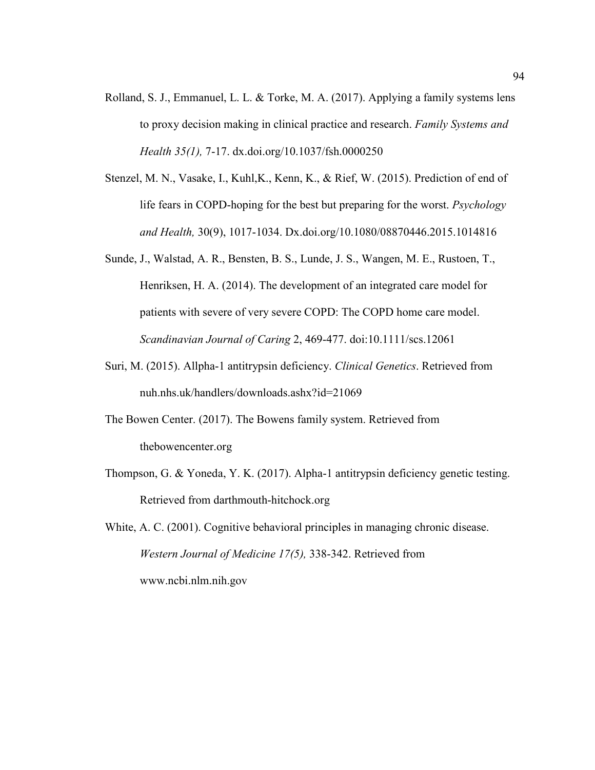Rolland, S. J., Emmanuel, L. L. & Torke, M. A. (2017). Applying a family systems lens to proxy decision making in clinical practice and research. *Family Systems and Health 35(1),* 7-17. dx.doi.org/10.1037/fsh.0000250

Stenzel, M. N., Vasake, I., Kuhl,K., Kenn, K., & Rief, W. (2015). Prediction of end of life fears in COPD-hoping for the best but preparing for the worst. *Psychology and Health,* 30(9), 1017-1034. Dx.doi.org/10.1080/08870446.2015.1014816

Sunde, J., Walstad, A. R., Bensten, B. S., Lunde, J. S., Wangen, M. E., Rustoen, T., Henriksen, H. A. (2014). The development of an integrated care model for patients with severe of very severe COPD: The COPD home care model. *Scandinavian Journal of Caring* 2, 469-477. doi:10.1111/scs.12061

Suri, M. (2015). Allpha-1 antitrypsin deficiency. *Clinical Genetics*. Retrieved from nuh.nhs.uk/handlers/downloads.ashx?id=21069

The Bowen Center. (2017). The Bowens family system. Retrieved from thebowencenter.org

Thompson, G. & Yoneda, Y. K. (2017). Alpha-1 antitrypsin deficiency genetic testing. Retrieved from darthmouth-hitchock.org

White, A. C. (2001). Cognitive behavioral principles in managing chronic disease. *Western Journal of Medicine 17(5),* 338-342. Retrieved from www.ncbi.nlm.nih.gov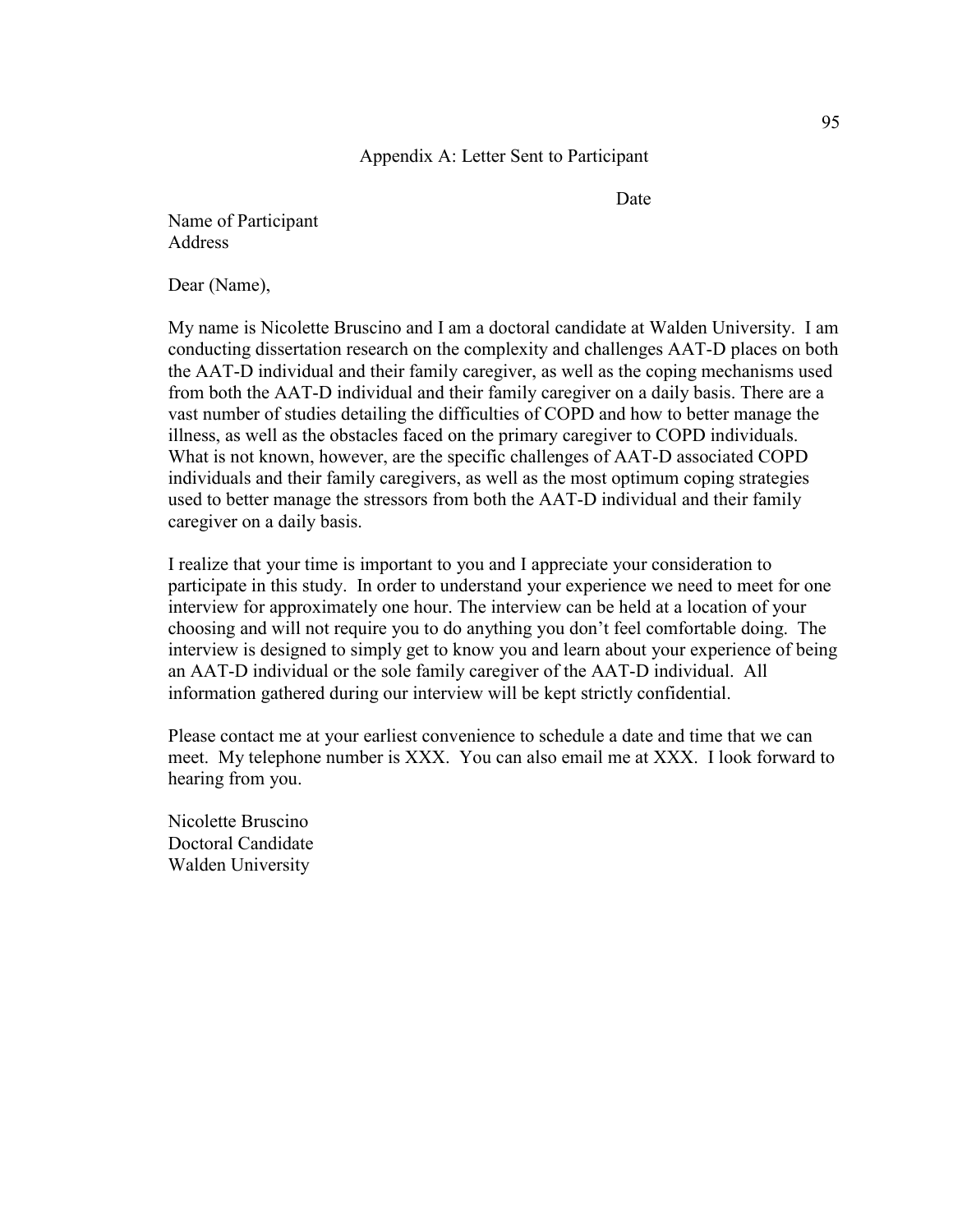# Appendix A: Letter Sent to Participant

Date

Name of Participant
Address

Dear (Name),

My name is Nicolette Bruscino and I am a doctoral candidate at Walden University. I am conducting dissertation research on the complexity and challenges AAT-D places on both the AAT-D individual and their family caregiver, as well as the coping mechanisms used from both the AAT-D individual and their family caregiver on a daily basis. There are a vast number of studies detailing the difficulties of COPD and how to better manage the illness, as well as the obstacles faced on the primary caregiver to COPD individuals. What is not known, however, are the specific challenges of AAT-D associated COPD individuals and their family caregivers, as well as the most optimum coping strategies used to better manage the stressors from both the AAT-D individual and their family caregiver on a daily basis.

I realize that your time is important to you and I appreciate your consideration to participate in this study. In order to understand your experience we need to meet for one interview for approximately one hour. The interview can be held at a location of your choosing and will not require you to do anything you don't feel comfortable doing. The interview is designed to simply get to know you and learn about your experience of being an AAT-D individual or the sole family caregiver of the AAT-D individual. All information gathered during our interview will be kept strictly confidential.

Please contact me at your earliest convenience to schedule a date and time that we can meet. My telephone number is XXX. You can also email me at XXX. I look forward to hearing from you.

Nicolette Bruscino
Doctoral Candidate
Walden University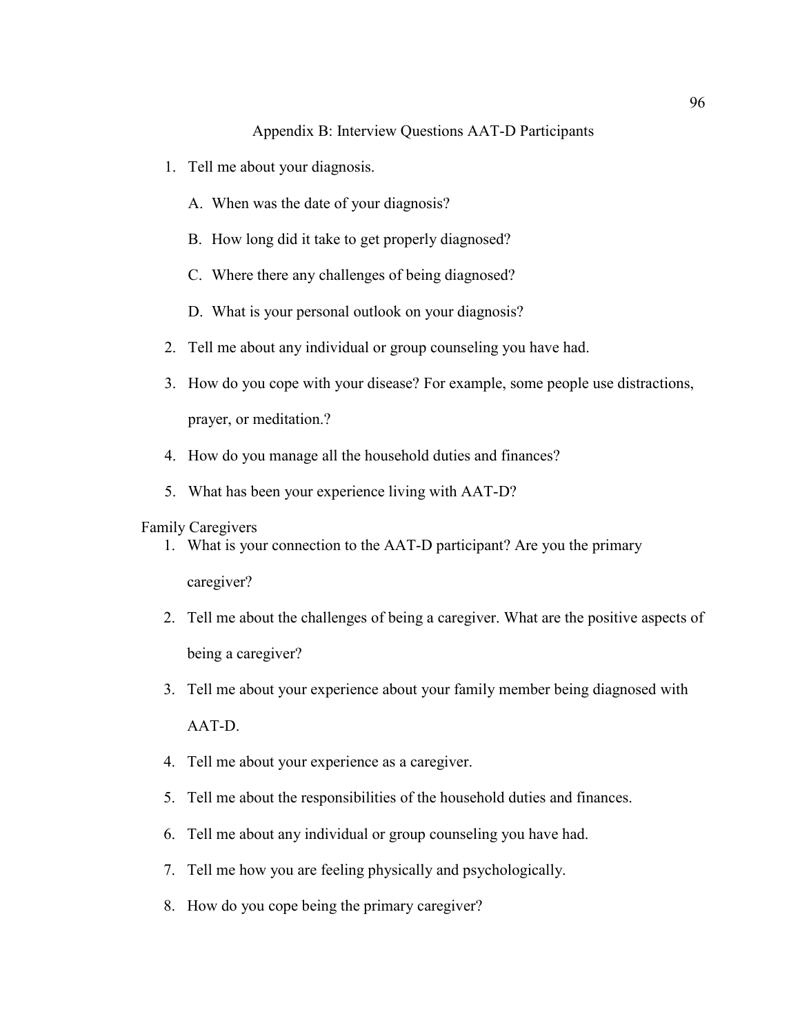## Appendix B: Interview Questions AAT-D Participants

1. Tell me about your diagnosis.
   A. When was the date of your diagnosis?
   B. How long did it take to get properly diagnosed?
   C. Where there any challenges of being diagnosed?
   D. What is your personal outlook on your diagnosis?
2. Tell me about any individual or group counseling you have had.
3. How do you cope with your disease? For example, some people use distractions, prayer, or meditation.?
4. How do you manage all the household duties and finances?
5. What has been your experience living with AAT-D?

Family Caregivers

1. What is your connection to the AAT-D participant? Are you the primary caregiver?
2. Tell me about the challenges of being a caregiver. What are the positive aspects of being a caregiver?
3. Tell me about your experience about your family member being diagnosed with AAT-D.
4. Tell me about your experience as a caregiver.
5. Tell me about the responsibilities of the household duties and finances.
6. Tell me about any individual or group counseling you have had.
7. Tell me how you are feeling physically and psychologically.
8. How do you cope being the primary caregiver?